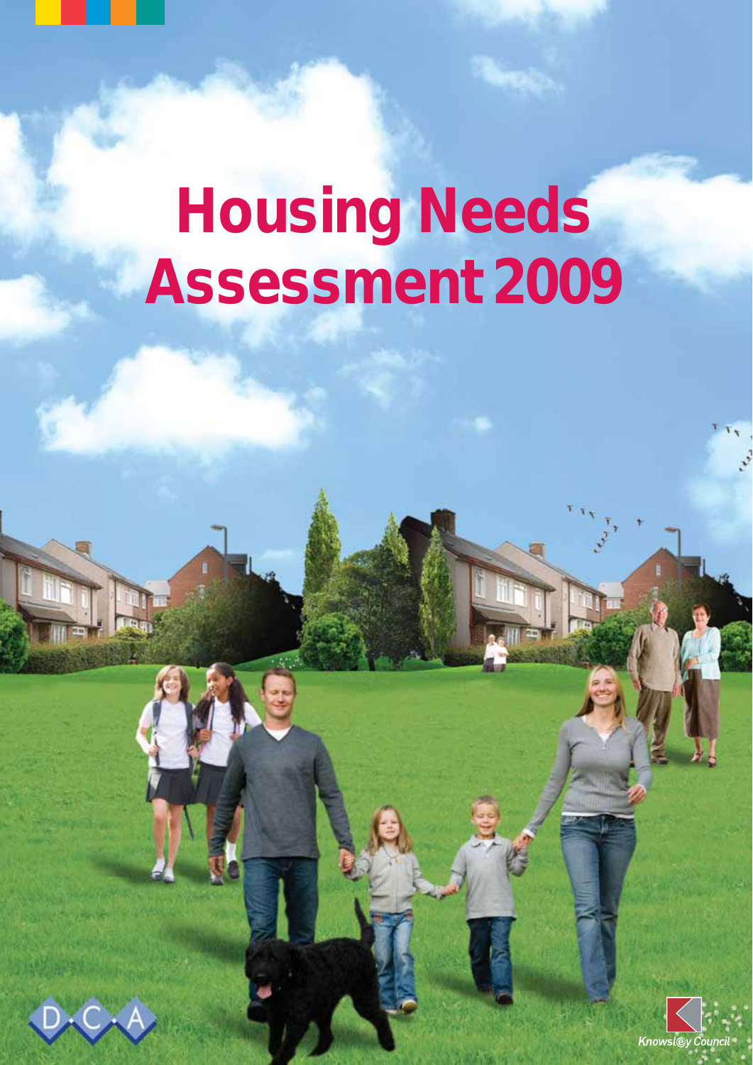# Housing Needs Assessment 2009

D·C·A

Knowsley Council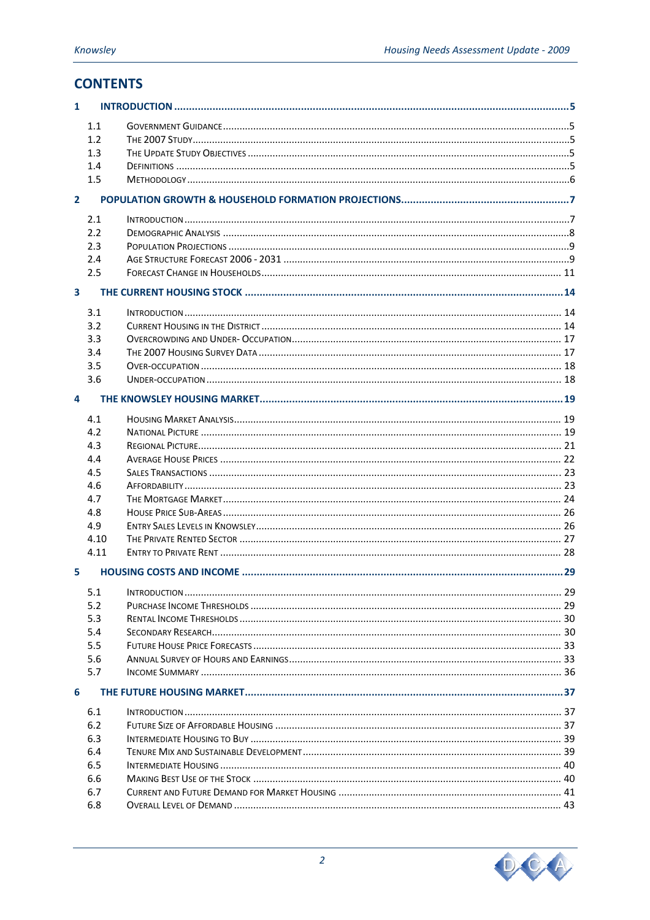## CONTENTS

**1 INTRODUCTION ..... 5**

- 1.1 Government Guidance ..... 5
- 1.2 The 2007 Study ..... 5
- 1.3 The Update Study Objectives ..... 5
- 1.4 Definitions ..... 5
- 1.5 Methodology ..... 6

**2 POPULATION GROWTH & HOUSEHOLD FORMATION PROJECTIONS ..... 7**

- 2.1 Introduction ..... 7
- 2.2 Demographic Analysis ..... 8
- 2.3 Population Projections ..... 9
- 2.4 Age Structure Forecast 2006 - 2031 ..... 9
- 2.5 Forecast Change in Households ..... 11

**3 THE CURRENT HOUSING STOCK ..... 14**

- 3.1 Introduction ..... 14
- 3.2 Current Housing in the District ..... 14
- 3.3 Overcrowding and Under- Occupation ..... 17
- 3.4 The 2007 Housing Survey Data ..... 17
- 3.5 Over-occupation ..... 18
- 3.6 Under-occupation ..... 18

**4 THE KNOWSLEY HOUSING MARKET ..... 19**

- 4.1 Housing Market Analysis ..... 19
- 4.2 National Picture ..... 19
- 4.3 Regional Picture ..... 21
- 4.4 Average House Prices ..... 22
- 4.5 Sales Transactions ..... 23
- 4.6 Affordability ..... 23
- 4.7 The Mortgage Market ..... 24
- 4.8 House Price Sub-Areas ..... 26
- 4.9 Entry Sales Levels in Knowsley ..... 26
- 4.10 The Private Rented Sector ..... 27
- 4.11 Entry to Private Rent ..... 28

**5 HOUSING COSTS AND INCOME ..... 29**

- 5.1 Introduction ..... 29
- 5.2 Purchase Income Thresholds ..... 29
- 5.3 Rental Income Thresholds ..... 30
- 5.4 Secondary Research ..... 30
- 5.5 Future House Price Forecasts ..... 33
- 5.6 Annual Survey of Hours and Earnings ..... 33
- 5.7 Income Summary ..... 36

**6 THE FUTURE HOUSING MARKET ..... 37**

- 6.1 Introduction ..... 37
- 6.2 Future Size of Affordable Housing ..... 37
- 6.3 Intermediate Housing to Buy ..... 39
- 6.4 Tenure Mix and Sustainable Development ..... 39
- 6.5 Intermediate Housing ..... 40
- 6.6 Making Best Use of the Stock ..... 40
- 6.7 Current and Future Demand for Market Housing ..... 41
- 6.8 Overall Level of Demand ..... 43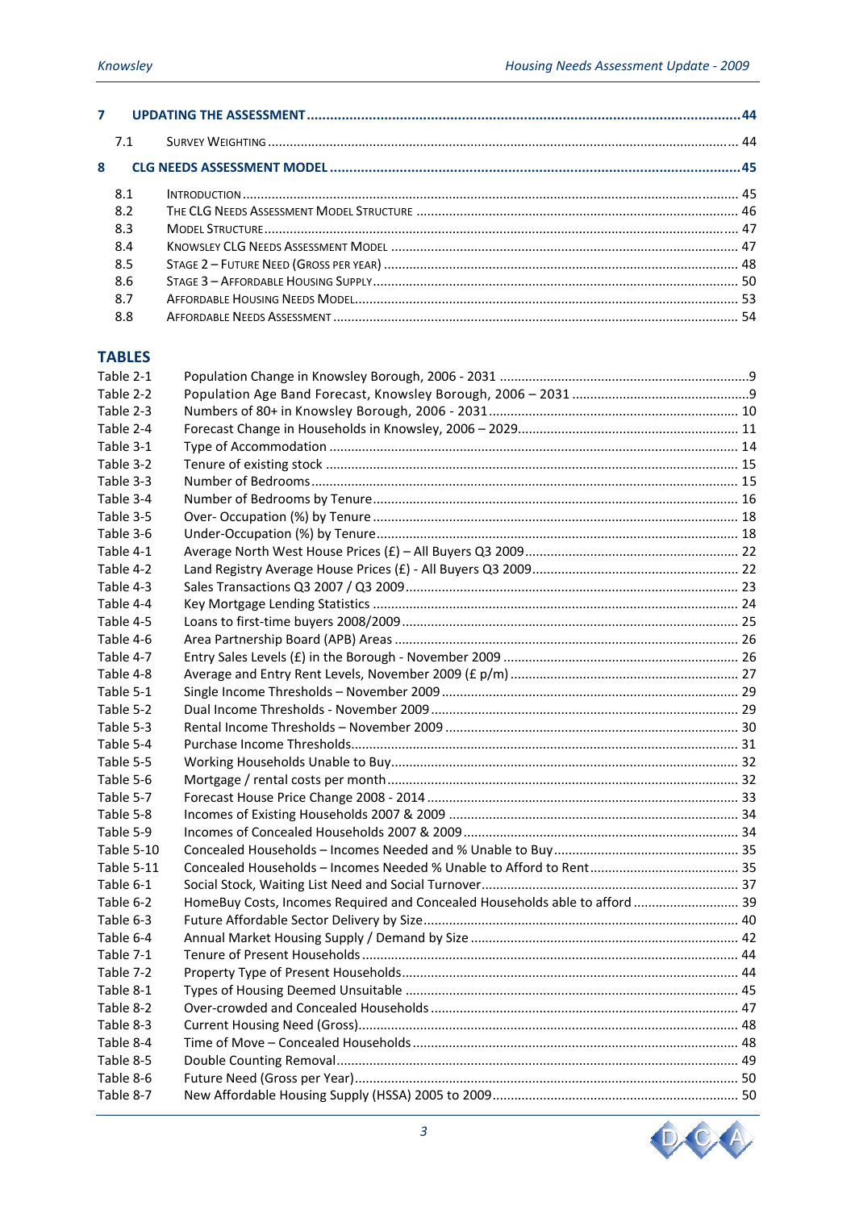| | | |
|---|---|---|
| **7** | **UPDATING THE ASSESSMENT** | **44** |
| 7.1 | SURVEY WEIGHTING | 44 |
| **8** | **CLG NEEDS ASSESSMENT MODEL** | **45** |
| 8.1 | INTRODUCTION | 45 |
| 8.2 | THE CLG NEEDS ASSESSMENT MODEL STRUCTURE | 46 |
| 8.3 | MODEL STRUCTURE | 47 |
| 8.4 | KNOWSLEY CLG NEEDS ASSESSMENT MODEL | 47 |
| 8.5 | STAGE 2 – FUTURE NEED (GROSS PER YEAR) | 48 |
| 8.6 | STAGE 3 – AFFORDABLE HOUSING SUPPLY | 50 |
| 8.7 | AFFORDABLE HOUSING NEEDS MODEL | 53 |
| 8.8 | AFFORDABLE NEEDS ASSESSMENT | 54 |

## TABLES

| | | |
|---|---|---|
| Table 2-1 | Population Change in Knowsley Borough, 2006 - 2031 | 9 |
| Table 2-2 | Population Age Band Forecast, Knowsley Borough, 2006 – 2031 | 9 |
| Table 2-3 | Numbers of 80+ in Knowsley Borough, 2006 - 2031 | 10 |
| Table 2-4 | Forecast Change in Households in Knowsley, 2006 – 2029 | 11 |
| Table 3-1 | Type of Accommodation | 14 |
| Table 3-2 | Tenure of existing stock | 15 |
| Table 3-3 | Number of Bedrooms | 15 |
| Table 3-4 | Number of Bedrooms by Tenure | 16 |
| Table 3-5 | Over- Occupation (%) by Tenure | 18 |
| Table 3-6 | Under-Occupation (%) by Tenure | 18 |
| Table 4-1 | Average North West House Prices (£) – All Buyers Q3 2009 | 22 |
| Table 4-2 | Land Registry Average House Prices (£) - All Buyers Q3 2009 | 22 |
| Table 4-3 | Sales Transactions Q3 2007 / Q3 2009 | 23 |
| Table 4-4 | Key Mortgage Lending Statistics | 24 |
| Table 4-5 | Loans to first-time buyers 2008/2009 | 25 |
| Table 4-6 | Area Partnership Board (APB) Areas | 26 |
| Table 4-7 | Entry Sales Levels (£) in the Borough - November 2009 | 26 |
| Table 4-8 | Average and Entry Rent Levels, November 2009 (£ p/m) | 27 |
| Table 5-1 | Single Income Thresholds – November 2009 | 29 |
| Table 5-2 | Dual Income Thresholds - November 2009 | 29 |
| Table 5-3 | Rental Income Thresholds – November 2009 | 30 |
| Table 5-4 | Purchase Income Thresholds | 31 |
| Table 5-5 | Working Households Unable to Buy | 32 |
| Table 5-6 | Mortgage / rental costs per month | 32 |
| Table 5-7 | Forecast House Price Change 2008 - 2014 | 33 |
| Table 5-8 | Incomes of Existing Households 2007 & 2009 | 34 |
| Table 5-9 | Incomes of Concealed Households 2007 & 2009 | 34 |
| Table 5-10 | Concealed Households – Incomes Needed and % Unable to Buy | 35 |
| Table 5-11 | Concealed Households – Incomes Needed % Unable to Afford to Rent | 35 |
| Table 6-1 | Social Stock, Waiting List Need and Social Turnover | 37 |
| Table 6-2 | HomeBuy Costs, Incomes Required and Concealed Households able to afford | 39 |
| Table 6-3 | Future Affordable Sector Delivery by Size | 40 |
| Table 6-4 | Annual Market Housing Supply / Demand by Size | 42 |
| Table 7-1 | Tenure of Present Households | 44 |
| Table 7-2 | Property Type of Present Households | 44 |
| Table 8-1 | Types of Housing Deemed Unsuitable | 45 |
| Table 8-2 | Over-crowded and Concealed Households | 47 |
| Table 8-3 | Current Housing Need (Gross) | 48 |
| Table 8-4 | Time of Move – Concealed Households | 48 |
| Table 8-5 | Double Counting Removal | 49 |
| Table 8-6 | Future Need (Gross per Year) | 50 |
| Table 8-7 | New Affordable Housing Supply (HSSA) 2005 to 2009 | 50 |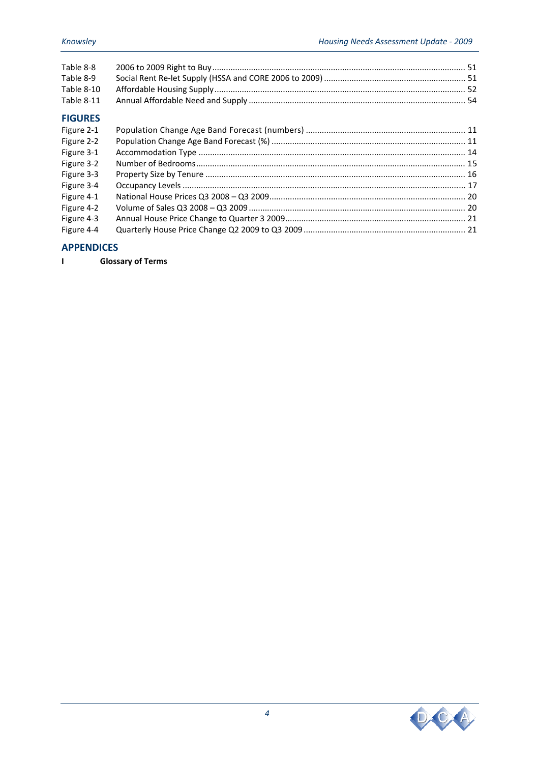| | | |
|---|---|---|
| Table 8-8 | 2006 to 2009 Right to Buy | 51 |
| Table 8-9 | Social Rent Re-let Supply (HSSA and CORE 2006 to 2009) | 51 |
| Table 8-10 | Affordable Housing Supply | 52 |
| Table 8-11 | Annual Affordable Need and Supply | 54 |

## FIGURES

| | | |
|---|---|---|
| Figure 2-1 | Population Change Age Band Forecast (numbers) | 11 |
| Figure 2-2 | Population Change Age Band Forecast (%) | 11 |
| Figure 3-1 | Accommodation Type | 14 |
| Figure 3-2 | Number of Bedrooms | 15 |
| Figure 3-3 | Property Size by Tenure | 16 |
| Figure 3-4 | Occupancy Levels | 17 |
| Figure 4-1 | National House Prices Q3 2008 – Q3 2009 | 20 |
| Figure 4-2 | Volume of Sales Q3 2008 – Q3 2009 | 20 |
| Figure 4-3 | Annual House Price Change to Quarter 3 2009 | 21 |
| Figure 4-4 | Quarterly House Price Change Q2 2009 to Q3 2009 | 21 |

## APPENDICES

**I Glossary of Terms**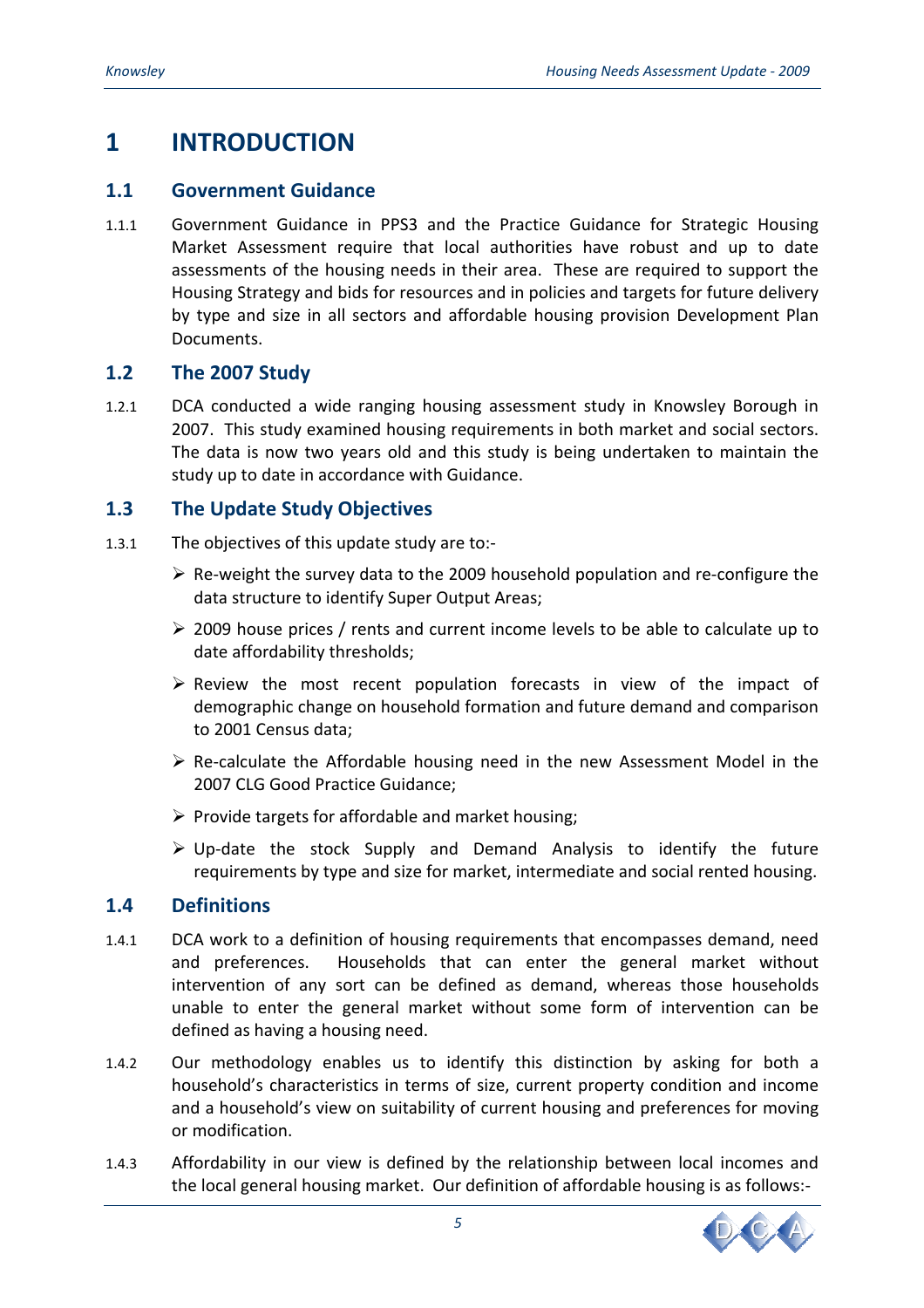# 1 INTRODUCTION

## 1.1 Government Guidance

1.1.1 Government Guidance in PPS3 and the Practice Guidance for Strategic Housing Market Assessment require that local authorities have robust and up to date assessments of the housing needs in their area. These are required to support the Housing Strategy and bids for resources and in policies and targets for future delivery by type and size in all sectors and affordable housing provision Development Plan Documents.

## 1.2 The 2007 Study

1.2.1 DCA conducted a wide ranging housing assessment study in Knowsley Borough in 2007. This study examined housing requirements in both market and social sectors. The data is now two years old and this study is being undertaken to maintain the study up to date in accordance with Guidance.

## 1.3 The Update Study Objectives

1.3.1 The objectives of this update study are to:-

- Re-weight the survey data to the 2009 household population and re-configure the data structure to identify Super Output Areas;
- 2009 house prices / rents and current income levels to be able to calculate up to date affordability thresholds;
- Review the most recent population forecasts in view of the impact of demographic change on household formation and future demand and comparison to 2001 Census data;
- Re-calculate the Affordable housing need in the new Assessment Model in the 2007 CLG Good Practice Guidance;
- Provide targets for affordable and market housing;
- Up-date the stock Supply and Demand Analysis to identify the future requirements by type and size for market, intermediate and social rented housing.

## 1.4 Definitions

1.4.1 DCA work to a definition of housing requirements that encompasses demand, need and preferences. Households that can enter the general market without intervention of any sort can be defined as demand, whereas those households unable to enter the general market without some form of intervention can be defined as having a housing need.

1.4.2 Our methodology enables us to identify this distinction by asking for both a household's characteristics in terms of size, current property condition and income and a household's view on suitability of current housing and preferences for moving or modification.

1.4.3 Affordability in our view is defined by the relationship between local incomes and the local general housing market. Our definition of affordable housing is as follows:-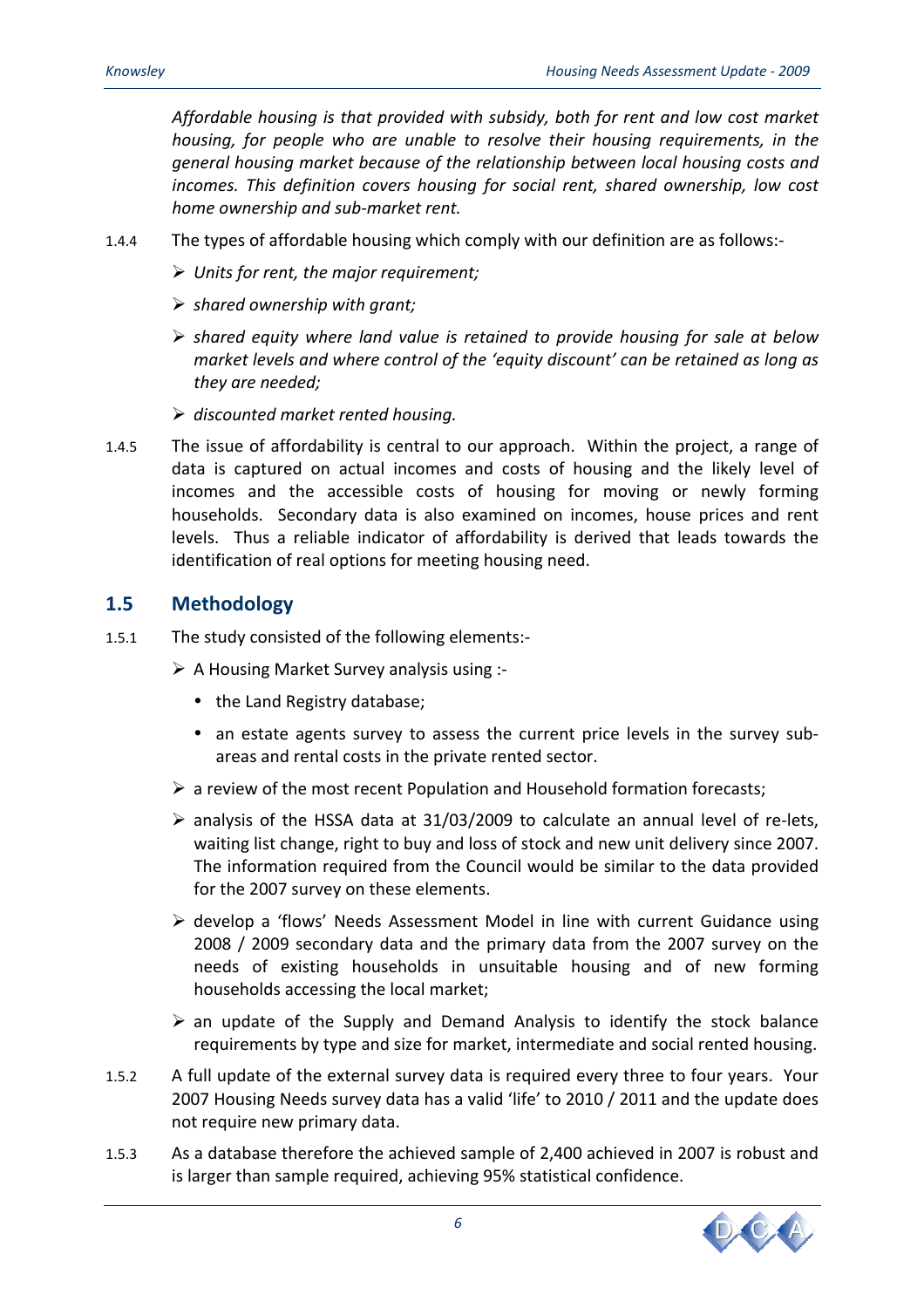*Affordable housing is that provided with subsidy, both for rent and low cost market housing, for people who are unable to resolve their housing requirements, in the general housing market because of the relationship between local housing costs and incomes. This definition covers housing for social rent, shared ownership, low cost home ownership and sub-market rent.*

1.4.4 The types of affordable housing which comply with our definition are as follows:-

- *Units for rent, the major requirement;*
- *shared ownership with grant;*
- *shared equity where land value is retained to provide housing for sale at below market levels and where control of the 'equity discount' can be retained as long as they are needed;*
- *discounted market rented housing.*

1.4.5 The issue of affordability is central to our approach. Within the project, a range of data is captured on actual incomes and costs of housing and the likely level of incomes and the accessible costs of housing for moving or newly forming households. Secondary data is also examined on incomes, house prices and rent levels. Thus a reliable indicator of affordability is derived that leads towards the identification of real options for meeting housing need.

## 1.5 Methodology

1.5.1 The study consisted of the following elements:-

- A Housing Market Survey analysis using :-
  - the Land Registry database;
  - an estate agents survey to assess the current price levels in the survey sub-areas and rental costs in the private rented sector.
- a review of the most recent Population and Household formation forecasts;
- analysis of the HSSA data at 31/03/2009 to calculate an annual level of re-lets, waiting list change, right to buy and loss of stock and new unit delivery since 2007. The information required from the Council would be similar to the data provided for the 2007 survey on these elements.
- develop a 'flows' Needs Assessment Model in line with current Guidance using 2008 / 2009 secondary data and the primary data from the 2007 survey on the needs of existing households in unsuitable housing and of new forming households accessing the local market;
- an update of the Supply and Demand Analysis to identify the stock balance requirements by type and size for market, intermediate and social rented housing.

1.5.2 A full update of the external survey data is required every three to four years. Your 2007 Housing Needs survey data has a valid 'life' to 2010 / 2011 and the update does not require new primary data.

1.5.3 As a database therefore the achieved sample of 2,400 achieved in 2007 is robust and is larger than sample required, achieving 95% statistical confidence.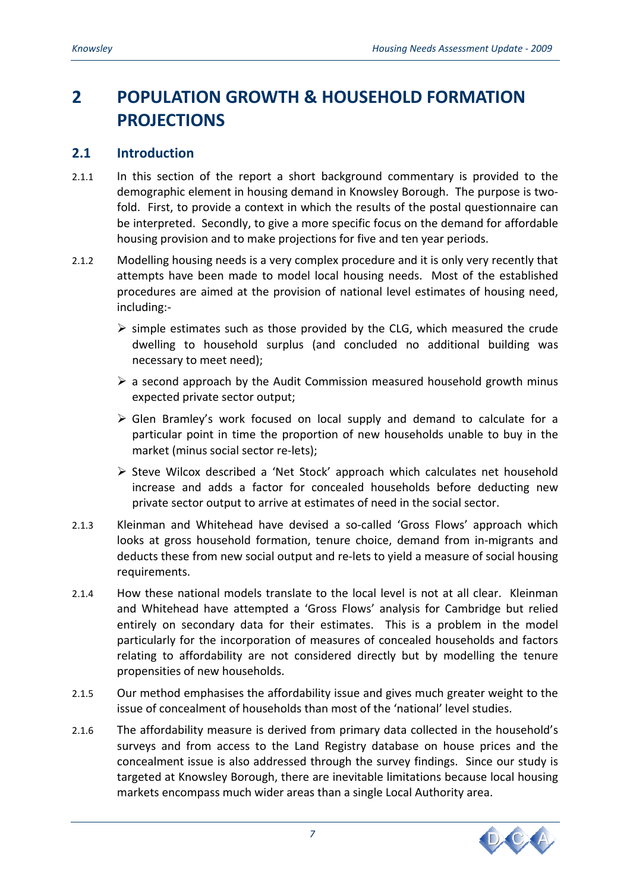# 2 POPULATION GROWTH & HOUSEHOLD FORMATION PROJECTIONS

## 2.1 Introduction

2.1.1 In this section of the report a short background commentary is provided to the demographic element in housing demand in Knowsley Borough. The purpose is two-fold. First, to provide a context in which the results of the postal questionnaire can be interpreted. Secondly, to give a more specific focus on the demand for affordable housing provision and to make projections for five and ten year periods.

2.1.2 Modelling housing needs is a very complex procedure and it is only very recently that attempts have been made to model local housing needs. Most of the established procedures are aimed at the provision of national level estimates of housing need, including:-

- simple estimates such as those provided by the CLG, which measured the crude dwelling to household surplus (and concluded no additional building was necessary to meet need);
- a second approach by the Audit Commission measured household growth minus expected private sector output;
- Glen Bramley's work focused on local supply and demand to calculate for a particular point in time the proportion of new households unable to buy in the market (minus social sector re-lets);
- Steve Wilcox described a 'Net Stock' approach which calculates net household increase and adds a factor for concealed households before deducting new private sector output to arrive at estimates of need in the social sector.

2.1.3 Kleinman and Whitehead have devised a so-called 'Gross Flows' approach which looks at gross household formation, tenure choice, demand from in-migrants and deducts these from new social output and re-lets to yield a measure of social housing requirements.

2.1.4 How these national models translate to the local level is not at all clear. Kleinman and Whitehead have attempted a 'Gross Flows' analysis for Cambridge but relied entirely on secondary data for their estimates. This is a problem in the model particularly for the incorporation of measures of concealed households and factors relating to affordability are not considered directly but by modelling the tenure propensities of new households.

2.1.5 Our method emphasises the affordability issue and gives much greater weight to the issue of concealment of households than most of the 'national' level studies.

2.1.6 The affordability measure is derived from primary data collected in the household's surveys and from access to the Land Registry database on house prices and the concealment issue is also addressed through the survey findings. Since our study is targeted at Knowsley Borough, there are inevitable limitations because local housing markets encompass much wider areas than a single Local Authority area.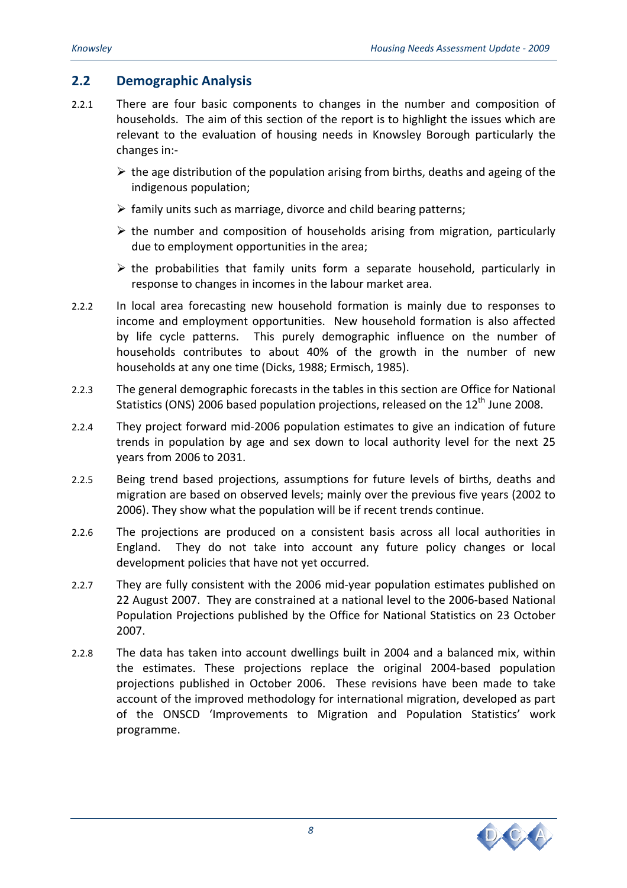## 2.2 Demographic Analysis

2.2.1 There are four basic components to changes in the number and composition of households. The aim of this section of the report is to highlight the issues which are relevant to the evaluation of housing needs in Knowsley Borough particularly the changes in:-

- the age distribution of the population arising from births, deaths and ageing of the indigenous population;
- family units such as marriage, divorce and child bearing patterns;
- the number and composition of households arising from migration, particularly due to employment opportunities in the area;
- the probabilities that family units form a separate household, particularly in response to changes in incomes in the labour market area.

2.2.2 In local area forecasting new household formation is mainly due to responses to income and employment opportunities. New household formation is also affected by life cycle patterns. This purely demographic influence on the number of households contributes to about 40% of the growth in the number of new households at any one time (Dicks, 1988; Ermisch, 1985).

2.2.3 The general demographic forecasts in the tables in this section are Office for National Statistics (ONS) 2006 based population projections, released on the 12th June 2008.

2.2.4 They project forward mid-2006 population estimates to give an indication of future trends in population by age and sex down to local authority level for the next 25 years from 2006 to 2031.

2.2.5 Being trend based projections, assumptions for future levels of births, deaths and migration are based on observed levels; mainly over the previous five years (2002 to 2006). They show what the population will be if recent trends continue.

2.2.6 The projections are produced on a consistent basis across all local authorities in England. They do not take into account any future policy changes or local development policies that have not yet occurred.

2.2.7 They are fully consistent with the 2006 mid-year population estimates published on 22 August 2007. They are constrained at a national level to the 2006-based National Population Projections published by the Office for National Statistics on 23 October 2007.

2.2.8 The data has taken into account dwellings built in 2004 and a balanced mix, within the estimates. These projections replace the original 2004-based population projections published in October 2006. These revisions have been made to take account of the improved methodology for international migration, developed as part of the ONSCD 'Improvements to Migration and Population Statistics' work programme.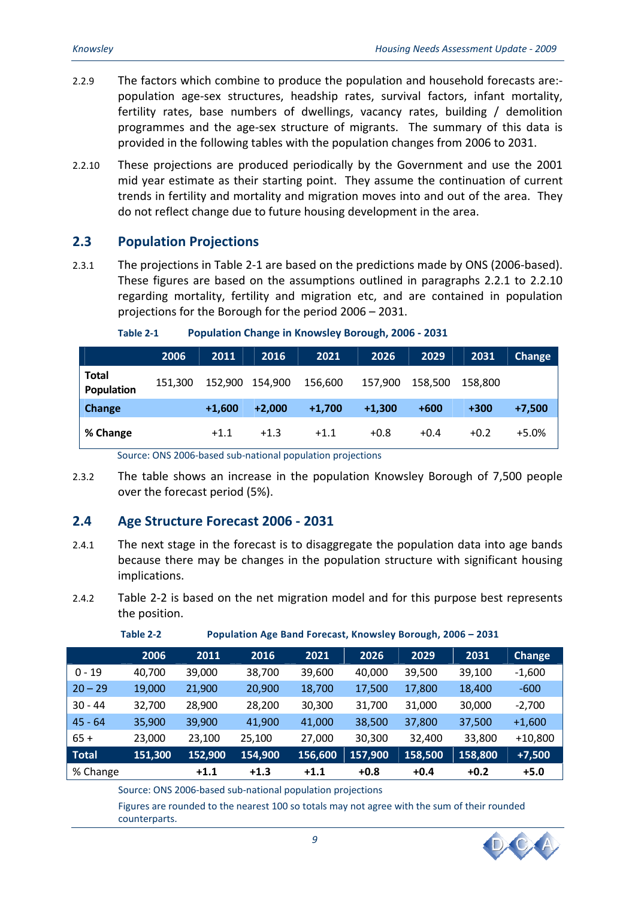2.2.9 The factors which combine to produce the population and household forecasts are:- population age-sex structures, headship rates, survival factors, infant mortality, fertility rates, base numbers of dwellings, vacancy rates, building / demolition programmes and the age-sex structure of migrants. The summary of this data is provided in the following tables with the population changes from 2006 to 2031.

2.2.10 These projections are produced periodically by the Government and use the 2001 mid year estimate as their starting point. They assume the continuation of current trends in fertility and mortality and migration moves into and out of the area. They do not reflect change due to future housing development in the area.

## 2.3 Population Projections

2.3.1 The projections in Table 2-1 are based on the predictions made by ONS (2006-based). These figures are based on the assumptions outlined in paragraphs 2.2.1 to 2.2.10 regarding mortality, fertility and migration etc, and are contained in population projections for the Borough for the period 2006 – 2031.

**Table 2-1 Population Change in Knowsley Borough, 2006 - 2031**

| | 2006 | 2011 | 2016 | 2021 | 2026 | 2029 | 2031 | Change |
|---|---|---|---|---|---|---|---|---|
| **Total Population** | 151,300 | 152,900 | 154,900 | 156,600 | 157,900 | 158,500 | 158,800 | |
| **Change** | | **+1,600** | **+2,000** | **+1,700** | **+1,300** | **+600** | **+300** | **+7,500** |
| **% Change** | | +1.1 | +1.3 | +1.1 | +0.8 | +0.4 | +0.2 | +5.0% |

Source: ONS 2006-based sub-national population projections

2.3.2 The table shows an increase in the population Knowsley Borough of 7,500 people over the forecast period (5%).

## 2.4 Age Structure Forecast 2006 - 2031

2.4.1 The next stage in the forecast is to disaggregate the population data into age bands because there may be changes in the population structure with significant housing implications.

2.4.2 Table 2-2 is based on the net migration model and for this purpose best represents the position.

**Table 2-2 Population Age Band Forecast, Knowsley Borough, 2006 – 2031**

| | 2006 | 2011 | 2016 | 2021 | 2026 | 2029 | 2031 | Change |
|---|---|---|---|---|---|---|---|---|
| 0 - 19 | 40,700 | 39,000 | 38,700 | 39,600 | 40,000 | 39,500 | 39,100 | -1,600 |
| 20 – 29 | 19,000 | 21,900 | 20,900 | 18,700 | 17,500 | 17,800 | 18,400 | -600 |
| 30 - 44 | 32,700 | 28,900 | 28,200 | 30,300 | 31,700 | 31,000 | 30,000 | -2,700 |
| 45 - 64 | 35,900 | 39,900 | 41,900 | 41,000 | 38,500 | 37,800 | 37,500 | +1,600 |
| 65 + | 23,000 | 23,100 | 25,100 | 27,000 | 30,300 | 32,400 | 33,800 | +10,800 |
| **Total** | **151,300** | **152,900** | **154,900** | **156,600** | **157,900** | **158,500** | **158,800** | **+7,500** |
| % Change | | **+1.1** | **+1.3** | **+1.1** | **+0.8** | **+0.4** | **+0.2** | **+5.0** |

Source: ONS 2006-based sub-national population projections

Figures are rounded to the nearest 100 so totals may not agree with the sum of their rounded counterparts.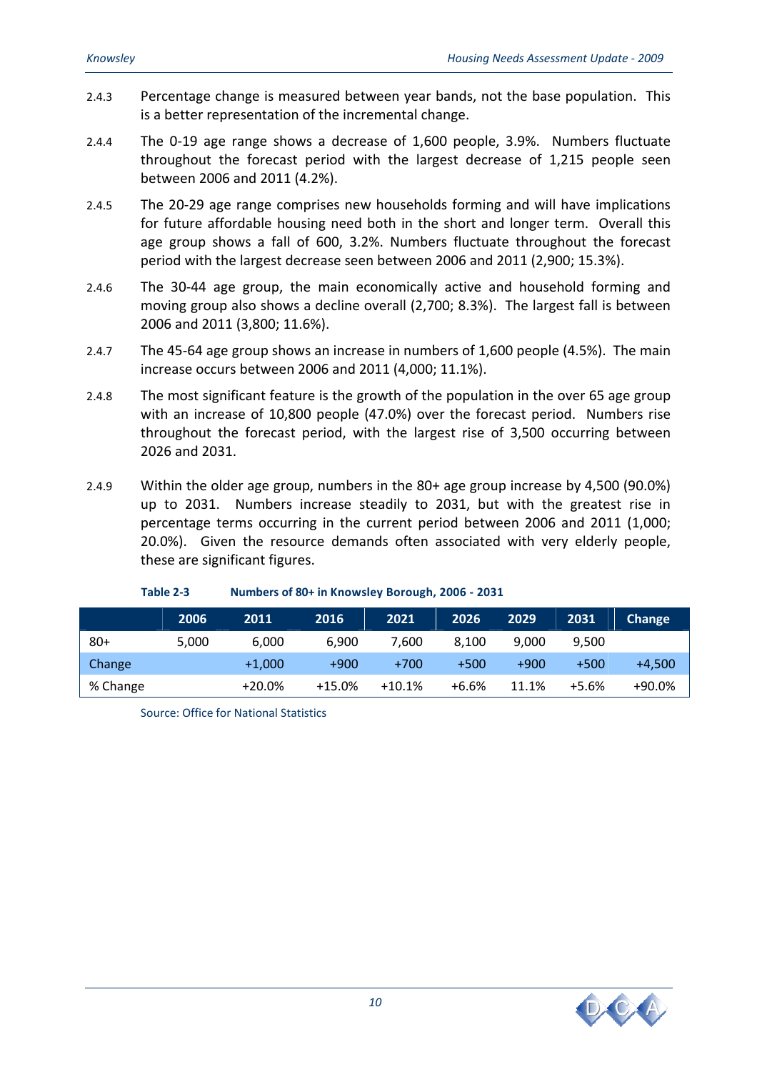2.4.3 Percentage change is measured between year bands, not the base population. This is a better representation of the incremental change.

2.4.4 The 0-19 age range shows a decrease of 1,600 people, 3.9%. Numbers fluctuate throughout the forecast period with the largest decrease of 1,215 people seen between 2006 and 2011 (4.2%).

2.4.5 The 20-29 age range comprises new households forming and will have implications for future affordable housing need both in the short and longer term. Overall this age group shows a fall of 600, 3.2%. Numbers fluctuate throughout the forecast period with the largest decrease seen between 2006 and 2011 (2,900; 15.3%).

2.4.6 The 30-44 age group, the main economically active and household forming and moving group also shows a decline overall (2,700; 8.3%). The largest fall is between 2006 and 2011 (3,800; 11.6%).

2.4.7 The 45-64 age group shows an increase in numbers of 1,600 people (4.5%). The main increase occurs between 2006 and 2011 (4,000; 11.1%).

2.4.8 The most significant feature is the growth of the population in the over 65 age group with an increase of 10,800 people (47.0%) over the forecast period. Numbers rise throughout the forecast period, with the largest rise of 3,500 occurring between 2026 and 2031.

2.4.9 Within the older age group, numbers in the 80+ age group increase by 4,500 (90.0%) up to 2031. Numbers increase steadily to 2031, but with the greatest rise in percentage terms occurring in the current period between 2006 and 2011 (1,000; 20.0%). Given the resource demands often associated with very elderly people, these are significant figures.

**Table 2-3 Numbers of 80+ in Knowsley Borough, 2006 - 2031**

| | 2006 | 2011 | 2016 | 2021 | 2026 | 2029 | 2031 | Change |
|---|---|---|---|---|---|---|---|---|
| 80+ | 5,000 | 6,000 | 6,900 | 7,600 | 8,100 | 9,000 | 9,500 | |
| Change | | +1,000 | +900 | +700 | +500 | +900 | +500 | +4,500 |
| % Change | | +20.0% | +15.0% | +10.1% | +6.6% | 11.1% | +5.6% | +90.0% |

Source: Office for National Statistics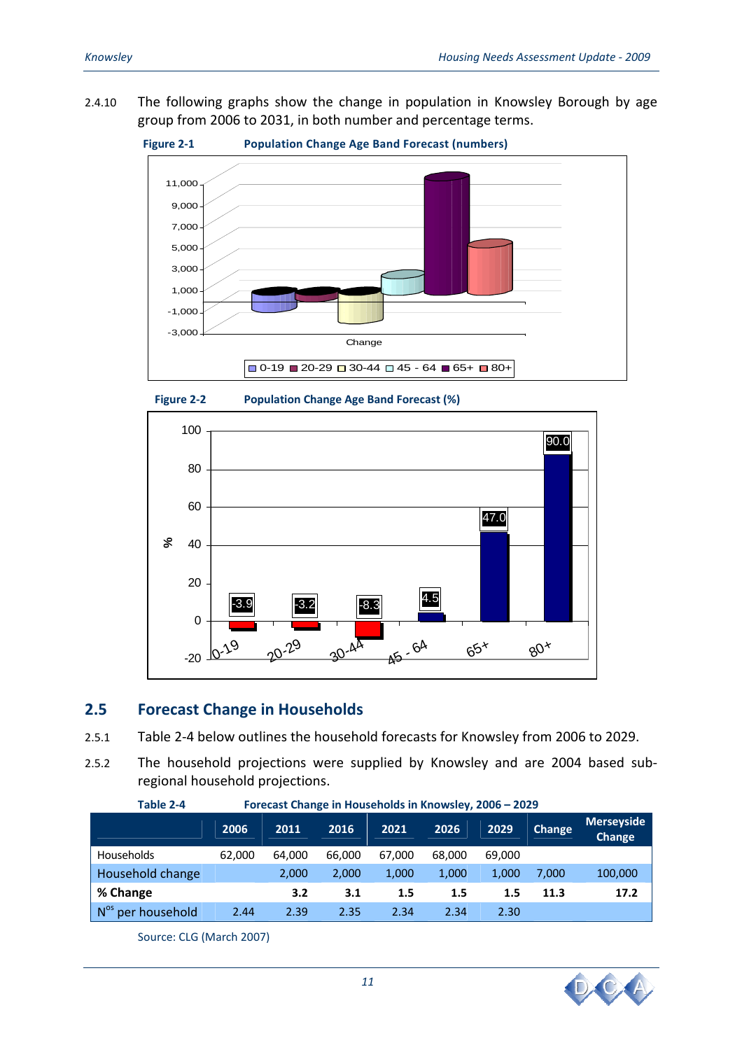2.4.10 The following graphs show the change in population in Knowsley Borough by age group from 2006 to 2031, in both number and percentage terms.

**Figure 2-1 Population Change Age Band Forecast (numbers)**

**Figure 2-2 Population Change Age Band Forecast (%)**

## 2.5 Forecast Change in Households

2.5.1 Table 2-4 below outlines the household forecasts for Knowsley from 2006 to 2029.

2.5.2 The household projections were supplied by Knowsley and are 2004 based sub-regional household projections.

**Table 2-4 Forecast Change in Households in Knowsley, 2006 – 2029**

| | 2006 | 2011 | 2016 | 2021 | 2026 | 2029 | Change | Merseyside Change |
|---|---|---|---|---|---|---|---|---|
| Households | 62,000 | 64,000 | 66,000 | 67,000 | 68,000 | 69,000 | | |
| Household change | | 2,000 | 2,000 | 1,000 | 1,000 | 1,000 | 7,000 | 100,000 |
| **% Change** | | **3.2** | **3.1** | **1.5** | **1.5** | **1.5** | **11.3** | **17.2** |
| N[os] per household | 2.44 | 2.39 | 2.35 | 2.34 | 2.34 | 2.30 | | |

Source: CLG (March 2007)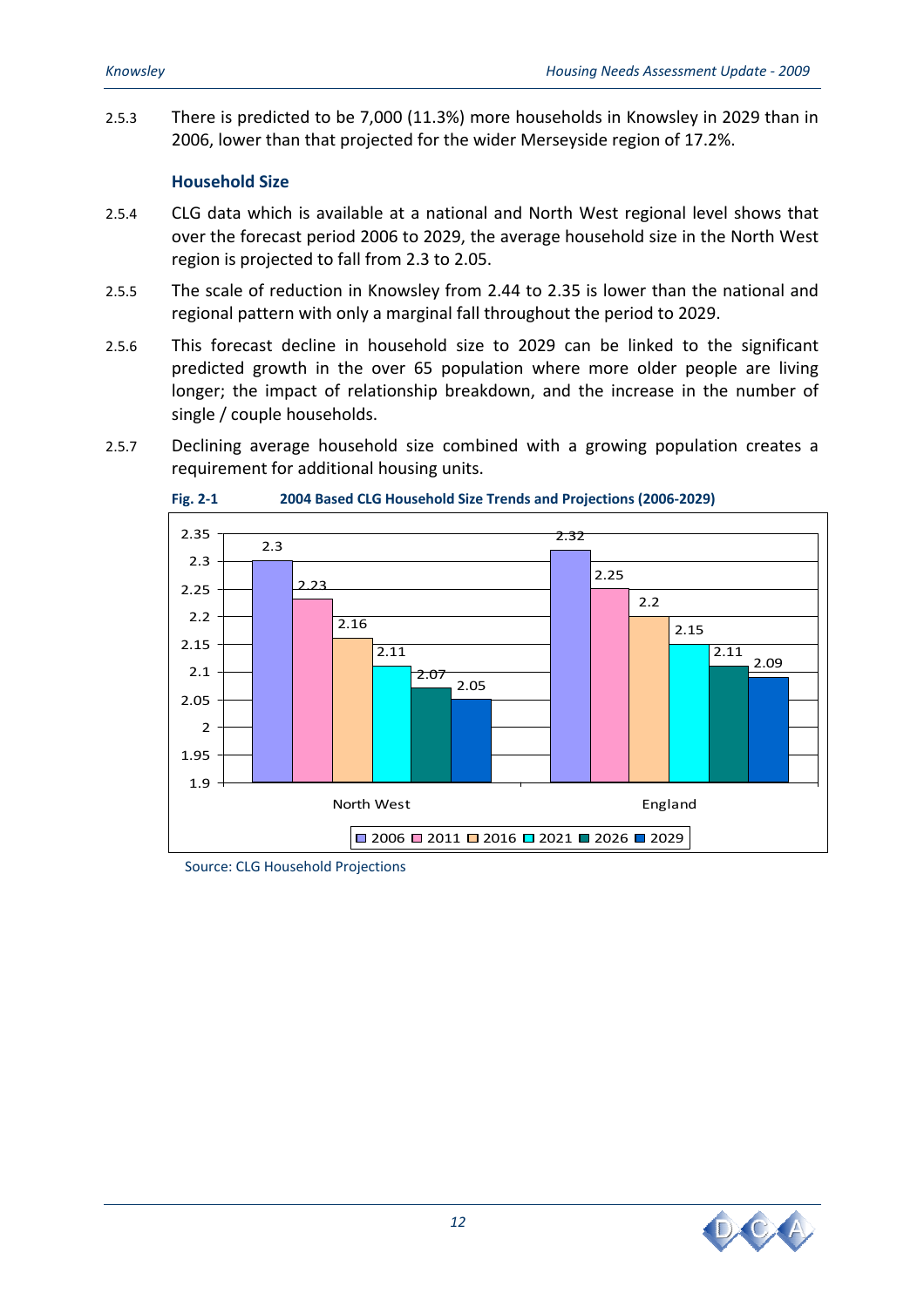2.5.3 There is predicted to be 7,000 (11.3%) more households in Knowsley in 2029 than in 2006, lower than that projected for the wider Merseyside region of 17.2%.

### Household Size

2.5.4 CLG data which is available at a national and North West regional level shows that over the forecast period 2006 to 2029, the average household size in the North West region is projected to fall from 2.3 to 2.05.

2.5.5 The scale of reduction in Knowsley from 2.44 to 2.35 is lower than the national and regional pattern with only a marginal fall throughout the period to 2029.

2.5.6 This forecast decline in household size to 2029 can be linked to the significant predicted growth in the over 65 population where more older people are living longer; the impact of relationship breakdown, and the increase in the number of single / couple households.

2.5.7 Declining average household size combined with a growing population creates a requirement for additional housing units.

**Fig. 2-1 2004 Based CLG Household Size Trends and Projections (2006-2029)**

| | 2006 | 2011 | 2016 | 2021 | 2026 | 2029 |
|---|---|---|---|---|---|---|
| North West | 2.3 | 2.23 | 2.16 | 2.11 | 2.07 | 2.05 |
| England | 2.32 | 2.25 | 2.2 | 2.15 | 2.11 | 2.09 |

Source: CLG Household Projections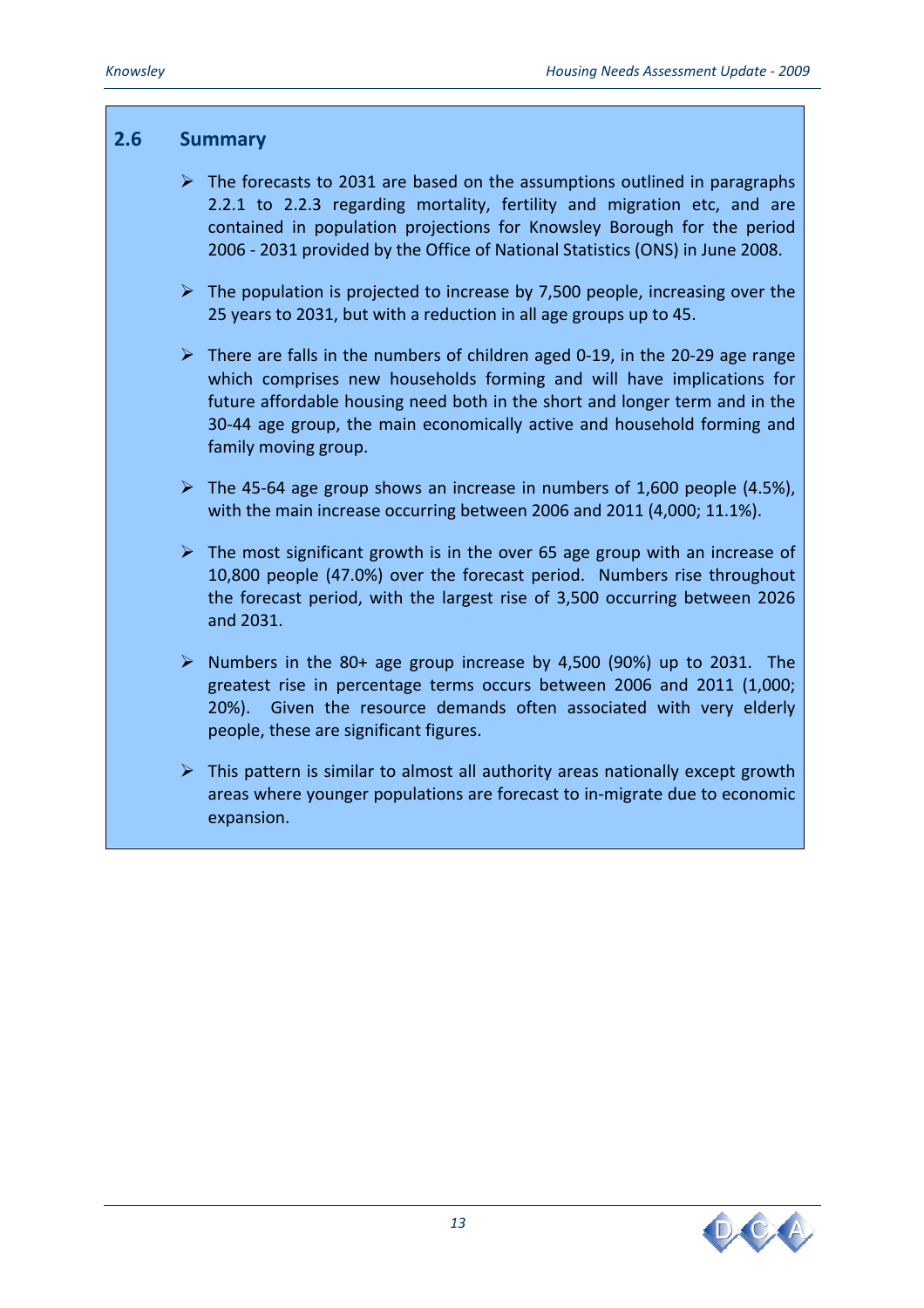## 2.6 Summary

- The forecasts to 2031 are based on the assumptions outlined in paragraphs 2.2.1 to 2.2.3 regarding mortality, fertility and migration etc, and are contained in population projections for Knowsley Borough for the period 2006 - 2031 provided by the Office of National Statistics (ONS) in June 2008.

- The population is projected to increase by 7,500 people, increasing over the 25 years to 2031, but with a reduction in all age groups up to 45.

- There are falls in the numbers of children aged 0-19, in the 20-29 age range which comprises new households forming and will have implications for future affordable housing need both in the short and longer term and in the 30-44 age group, the main economically active and household forming and family moving group.

- The 45-64 age group shows an increase in numbers of 1,600 people (4.5%), with the main increase occurring between 2006 and 2011 (4,000; 11.1%).

- The most significant growth is in the over 65 age group with an increase of 10,800 people (47.0%) over the forecast period. Numbers rise throughout the forecast period, with the largest rise of 3,500 occurring between 2026 and 2031.

- Numbers in the 80+ age group increase by 4,500 (90%) up to 2031. The greatest rise in percentage terms occurs between 2006 and 2011 (1,000; 20%). Given the resource demands often associated with very elderly people, these are significant figures.

- This pattern is similar to almost all authority areas nationally except growth areas where younger populations are forecast to in-migrate due to economic expansion.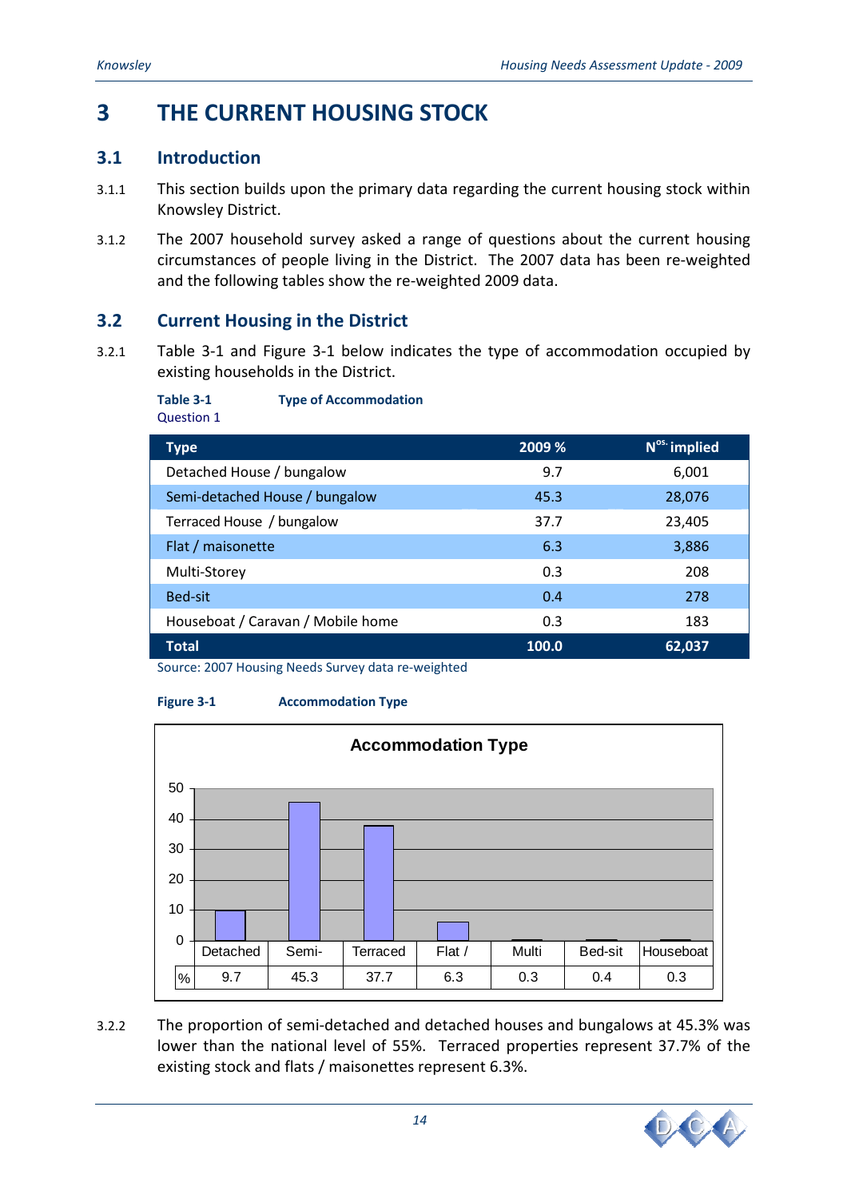# 3 THE CURRENT HOUSING STOCK

## 3.1 Introduction

3.1.1 This section builds upon the primary data regarding the current housing stock within Knowsley District.

3.1.2 The 2007 household survey asked a range of questions about the current housing circumstances of people living in the District. The 2007 data has been re-weighted and the following tables show the re-weighted 2009 data.

## 3.2 Current Housing in the District

3.2.1 Table 3-1 and Figure 3-1 below indicates the type of accommodation occupied by existing households in the District.

**Table 3-1 Type of Accommodation**
Question 1

| Type | 2009 % | N^os.^ implied |
|---|---|---|
| Detached House / bungalow | 9.7 | 6,001 |
| Semi-detached House / bungalow | 45.3 | 28,076 |
| Terraced House / bungalow | 37.7 | 23,405 |
| Flat / maisonette | 6.3 | 3,886 |
| Multi-Storey | 0.3 | 208 |
| Bed-sit | 0.4 | 278 |
| Houseboat / Caravan / Mobile home | 0.3 | 183 |
| **Total** | **100.0** | **62,037** |

Source: 2007 Housing Needs Survey data re-weighted

**Figure 3-1 Accommodation Type**

Accommodation Type

| | Detached | Semi- | Terraced | Flat / | Multi | Bed-sit | Houseboat |
|---|---|---|---|---|---|---|---|
| % | 9.7 | 45.3 | 37.7 | 6.3 | 0.3 | 0.4 | 0.3 |

3.2.2 The proportion of semi-detached and detached houses and bungalows at 45.3% was lower than the national level of 55%. Terraced properties represent 37.7% of the existing stock and flats / maisonettes represent 6.3%.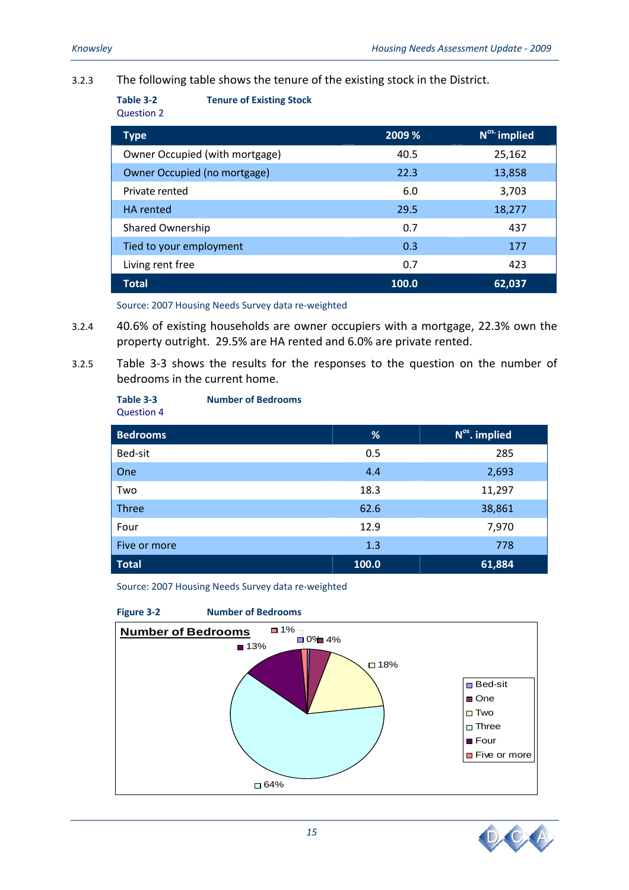3.2.3 The following table shows the tenure of the existing stock in the District.

**Table 3-2 Tenure of Existing Stock**
Question 2

| Type | 2009 % | Nos. implied |
|---|---|---|
| Owner Occupied (with mortgage) | 40.5 | 25,162 |
| Owner Occupied (no mortgage) | 22.3 | 13,858 |
| Private rented | 6.0 | 3,703 |
| HA rented | 29.5 | 18,277 |
| Shared Ownership | 0.7 | 437 |
| Tied to your employment | 0.3 | 177 |
| Living rent free | 0.7 | 423 |
| **Total** | **100.0** | **62,037** |

Source: 2007 Housing Needs Survey data re-weighted

3.2.4 40.6% of existing households are owner occupiers with a mortgage, 22.3% own the property outright. 29.5% are HA rented and 6.0% are private rented.

3.2.5 Table 3-3 shows the results for the responses to the question on the number of bedrooms in the current home.

**Table 3-3 Number of Bedrooms**
Question 4

| Bedrooms | % | Nos. implied |
|---|---|---|
| Bed-sit | 0.5 | 285 |
| One | 4.4 | 2,693 |
| Two | 18.3 | 11,297 |
| Three | 62.6 | 38,861 |
| Four | 12.9 | 7,970 |
| Five or more | 1.3 | 778 |
| **Total** | **100.0** | **61,884** |

Source: 2007 Housing Needs Survey data re-weighted

**Figure 3-2 Number of Bedrooms**

Number of Bedrooms

Bed-sit 0%, One 4%, Two 18%, Three 64%, Four 13%, Five or more 1%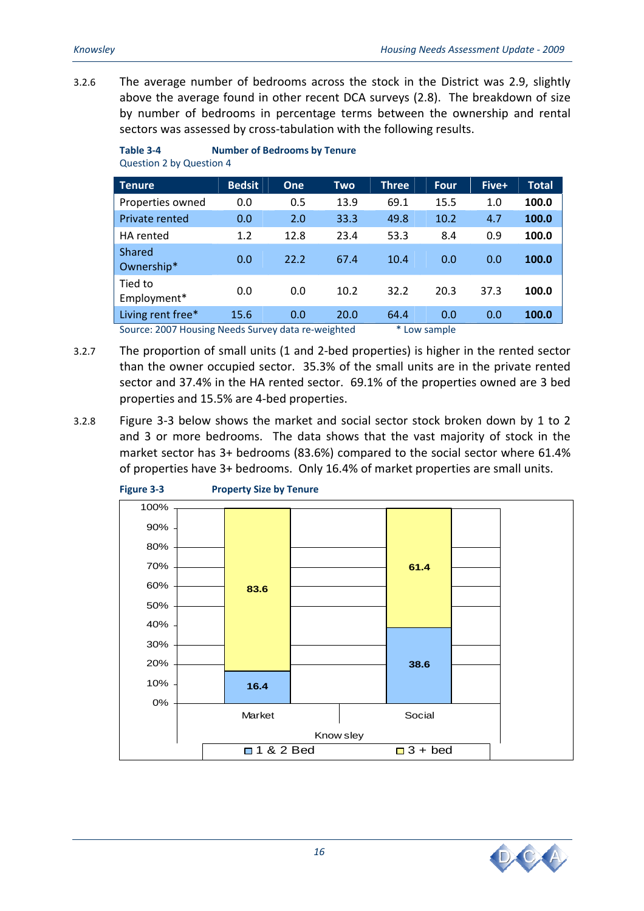3.2.6 The average number of bedrooms across the stock in the District was 2.9, slightly above the average found in other recent DCA surveys (2.8). The breakdown of size by number of bedrooms in percentage terms between the ownership and rental sectors was assessed by cross-tabulation with the following results.

**Table 3-4 Number of Bedrooms by Tenure**
Question 2 by Question 4

| Tenure | Bedsit | One | Two | Three | Four | Five+ | Total |
|---|---|---|---|---|---|---|---|
| Properties owned | 0.0 | 0.5 | 13.9 | 69.1 | 15.5 | 1.0 | **100.0** |
| Private rented | 0.0 | 2.0 | 33.3 | 49.8 | 10.2 | 4.7 | **100.0** |
| HA rented | 1.2 | 12.8 | 23.4 | 53.3 | 8.4 | 0.9 | **100.0** |
| Shared Ownership* | 0.0 | 22.2 | 67.4 | 10.4 | 0.0 | 0.0 | **100.0** |
| Tied to Employment* | 0.0 | 0.0 | 10.2 | 32.2 | 20.3 | 37.3 | **100.0** |
| Living rent free* | 15.6 | 0.0 | 20.0 | 64.4 | 0.0 | 0.0 | **100.0** |

Source: 2007 Housing Needs Survey data re-weighted * Low sample

3.2.7 The proportion of small units (1 and 2-bed properties) is higher in the rented sector than the owner occupied sector. 35.3% of the small units are in the private rented sector and 37.4% in the HA rented sector. 69.1% of the properties owned are 3 bed properties and 15.5% are 4-bed properties.

3.2.8 Figure 3-3 below shows the market and social sector stock broken down by 1 to 2 and 3 or more bedrooms. The data shows that the vast majority of stock in the market sector has 3+ bedrooms (83.6%) compared to the social sector where 61.4% of properties have 3+ bedrooms. Only 16.4% of market properties are small units.

**Figure 3-3 Property Size by Tenure**

| Knowsley | 1 & 2 Bed | 3 + bed |
|---|---|---|
| Market | 16.4 | 83.6 |
| Social | 38.6 | 61.4 |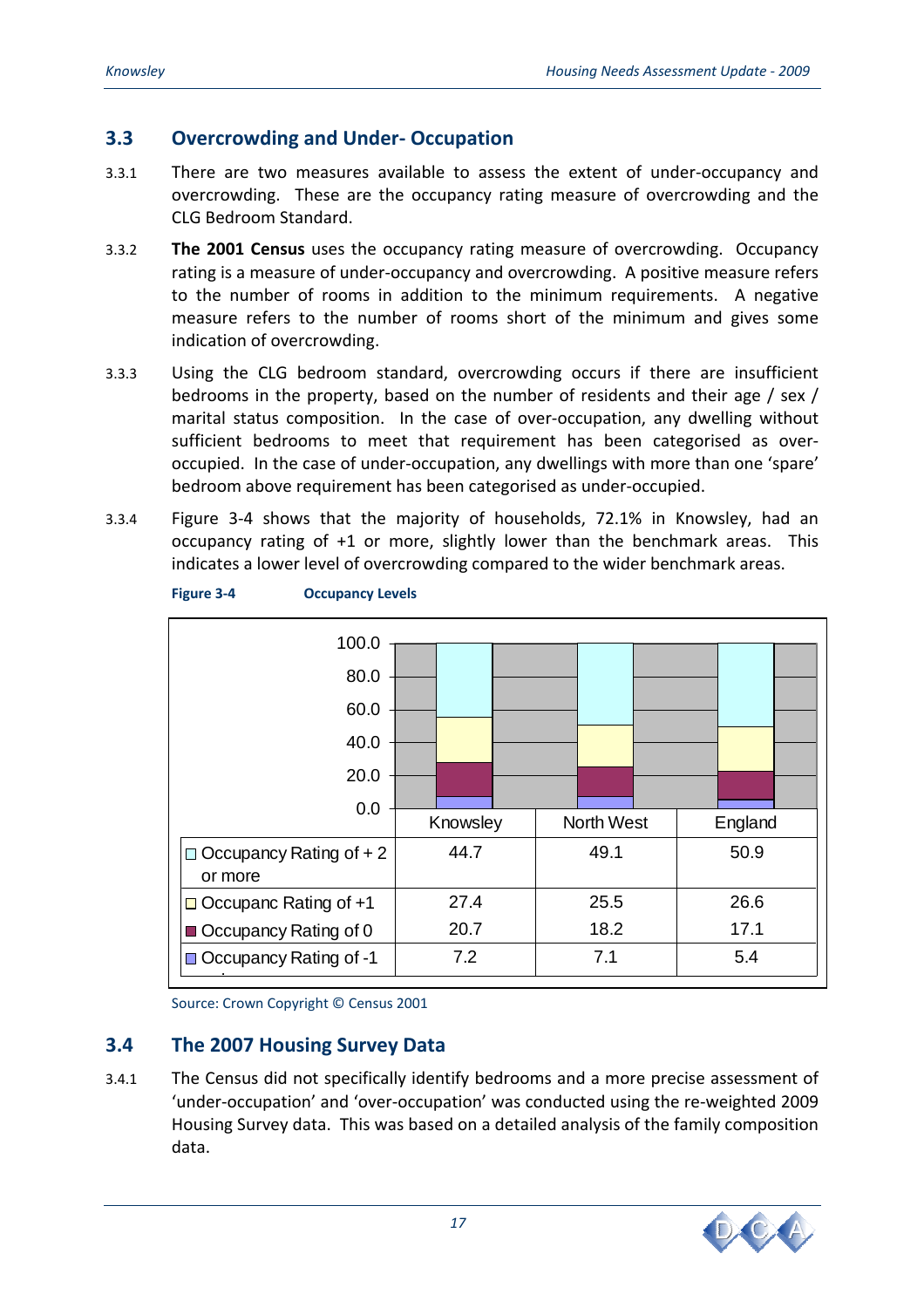## 3.3 Overcrowding and Under- Occupation

3.3.1 There are two measures available to assess the extent of under-occupancy and overcrowding. These are the occupancy rating measure of overcrowding and the CLG Bedroom Standard.

3.3.2 **The 2001 Census** uses the occupancy rating measure of overcrowding. Occupancy rating is a measure of under-occupancy and overcrowding. A positive measure refers to the number of rooms in addition to the minimum requirements. A negative measure refers to the number of rooms short of the minimum and gives some indication of overcrowding.

3.3.3 Using the CLG bedroom standard, overcrowding occurs if there are insufficient bedrooms in the property, based on the number of residents and their age / sex / marital status composition. In the case of over-occupation, any dwelling without sufficient bedrooms to meet that requirement has been categorised as over-occupied. In the case of under-occupation, any dwellings with more than one 'spare' bedroom above requirement has been categorised as under-occupied.

3.3.4 Figure 3-4 shows that the majority of households, 72.1% in Knowsley, had an occupancy rating of +1 or more, slightly lower than the benchmark areas. This indicates a lower level of overcrowding compared to the wider benchmark areas.

**Figure 3-4 Occupancy Levels**

| | Knowsley | North West | England |
|---|---|---|---|
| Occupancy Rating of + 2 or more | 44.7 | 49.1 | 50.9 |
| Occupanc Rating of +1 | 27.4 | 25.5 | 26.6 |
| Occupancy Rating of 0 | 20.7 | 18.2 | 17.1 |
| Occupancy Rating of -1 | 7.2 | 7.1 | 5.4 |

Source: Crown Copyright © Census 2001

## 3.4 The 2007 Housing Survey Data

3.4.1 The Census did not specifically identify bedrooms and a more precise assessment of 'under-occupation' and 'over-occupation' was conducted using the re-weighted 2009 Housing Survey data. This was based on a detailed analysis of the family composition data.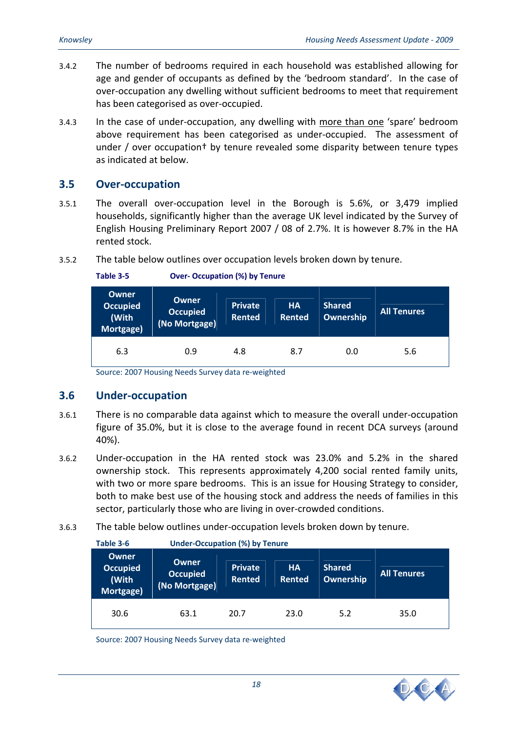3.4.2 The number of bedrooms required in each household was established allowing for age and gender of occupants as defined by the 'bedroom standard'. In the case of over-occupation any dwelling without sufficient bedrooms to meet that requirement has been categorised as over-occupied.

3.4.3 In the case of under-occupation, any dwelling with more than one 'spare' bedroom above requirement has been categorised as under-occupied. The assessment of under / over occupation† by tenure revealed some disparity between tenure types as indicated at below.

## 3.5 Over-occupation

3.5.1 The overall over-occupation level in the Borough is 5.6%, or 3,479 implied households, significantly higher than the average UK level indicated by the Survey of English Housing Preliminary Report 2007 / 08 of 2.7%. It is however 8.7% in the HA rented stock.

3.5.2 The table below outlines over occupation levels broken down by tenure.

**Table 3-5 Over- Occupation (%) by Tenure**

| Owner Occupied (With Mortgage) | Owner Occupied (No Mortgage) | Private Rented | HA Rented | Shared Ownership | All Tenures |
|---|---|---|---|---|---|
| 6.3 | 0.9 | 4.8 | 8.7 | 0.0 | 5.6 |

Source: 2007 Housing Needs Survey data re-weighted

## 3.6 Under-occupation

3.6.1 There is no comparable data against which to measure the overall under-occupation figure of 35.0%, but it is close to the average found in recent DCA surveys (around 40%).

3.6.2 Under-occupation in the HA rented stock was 23.0% and 5.2% in the shared ownership stock. This represents approximately 4,200 social rented family units, with two or more spare bedrooms. This is an issue for Housing Strategy to consider, both to make best use of the housing stock and address the needs of families in this sector, particularly those who are living in over-crowded conditions.

3.6.3 The table below outlines under-occupation levels broken down by tenure.

**Table 3-6 Under-Occupation (%) by Tenure**

| Owner Occupied (With Mortgage) | Owner Occupied (No Mortgage) | Private Rented | HA Rented | Shared Ownership | All Tenures |
|---|---|---|---|---|---|
| 30.6 | 63.1 | 20.7 | 23.0 | 5.2 | 35.0 |

Source: 2007 Housing Needs Survey data re-weighted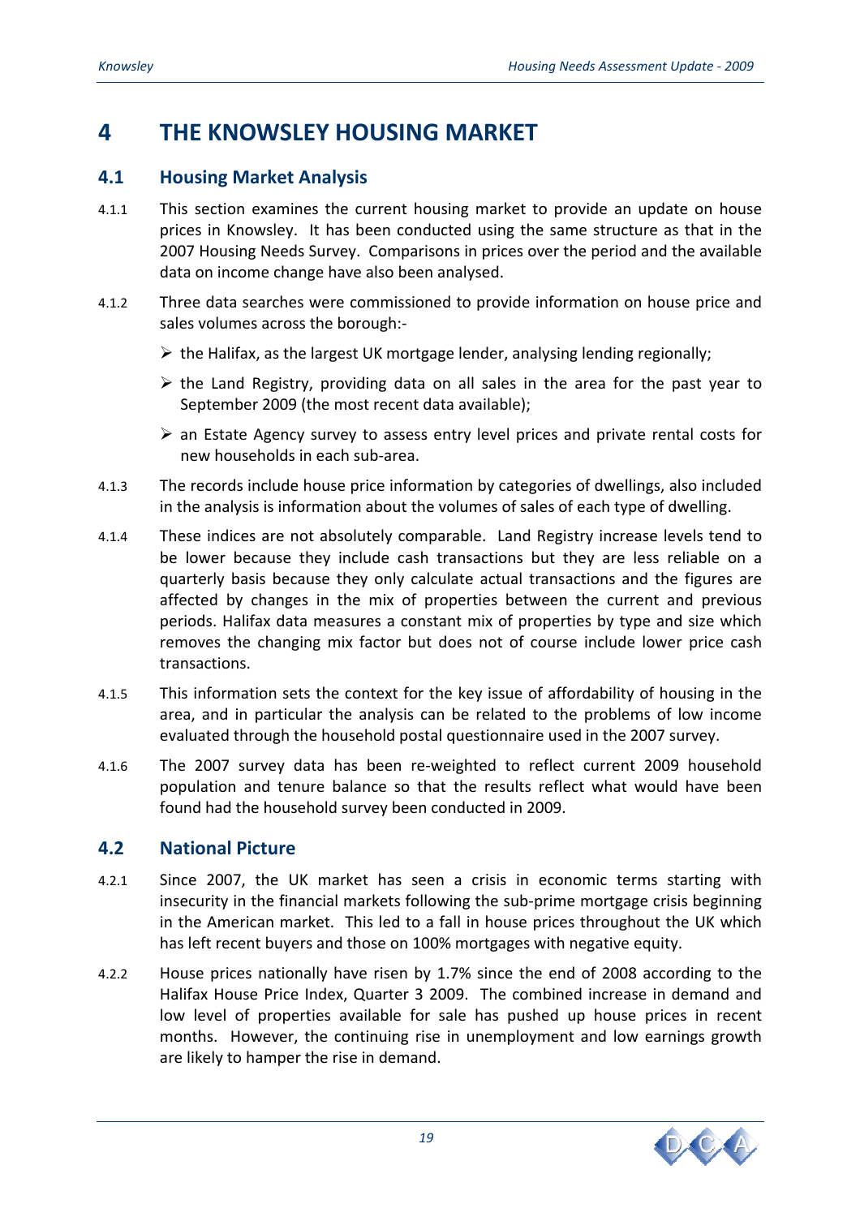# 4 THE KNOWSLEY HOUSING MARKET

## 4.1 Housing Market Analysis

4.1.1 This section examines the current housing market to provide an update on house prices in Knowsley. It has been conducted using the same structure as that in the 2007 Housing Needs Survey. Comparisons in prices over the period and the available data on income change have also been analysed.

4.1.2 Three data searches were commissioned to provide information on house price and sales volumes across the borough:-

- the Halifax, as the largest UK mortgage lender, analysing lending regionally;
- the Land Registry, providing data on all sales in the area for the past year to September 2009 (the most recent data available);
- an Estate Agency survey to assess entry level prices and private rental costs for new households in each sub-area.

4.1.3 The records include house price information by categories of dwellings, also included in the analysis is information about the volumes of sales of each type of dwelling.

4.1.4 These indices are not absolutely comparable. Land Registry increase levels tend to be lower because they include cash transactions but they are less reliable on a quarterly basis because they only calculate actual transactions and the figures are affected by changes in the mix of properties between the current and previous periods. Halifax data measures a constant mix of properties by type and size which removes the changing mix factor but does not of course include lower price cash transactions.

4.1.5 This information sets the context for the key issue of affordability of housing in the area, and in particular the analysis can be related to the problems of low income evaluated through the household postal questionnaire used in the 2007 survey.

4.1.6 The 2007 survey data has been re-weighted to reflect current 2009 household population and tenure balance so that the results reflect what would have been found had the household survey been conducted in 2009.

## 4.2 National Picture

4.2.1 Since 2007, the UK market has seen a crisis in economic terms starting with insecurity in the financial markets following the sub-prime mortgage crisis beginning in the American market. This led to a fall in house prices throughout the UK which has left recent buyers and those on 100% mortgages with negative equity.

4.2.2 House prices nationally have risen by 1.7% since the end of 2008 according to the Halifax House Price Index, Quarter 3 2009. The combined increase in demand and low level of properties available for sale has pushed up house prices in recent months. However, the continuing rise in unemployment and low earnings growth are likely to hamper the rise in demand.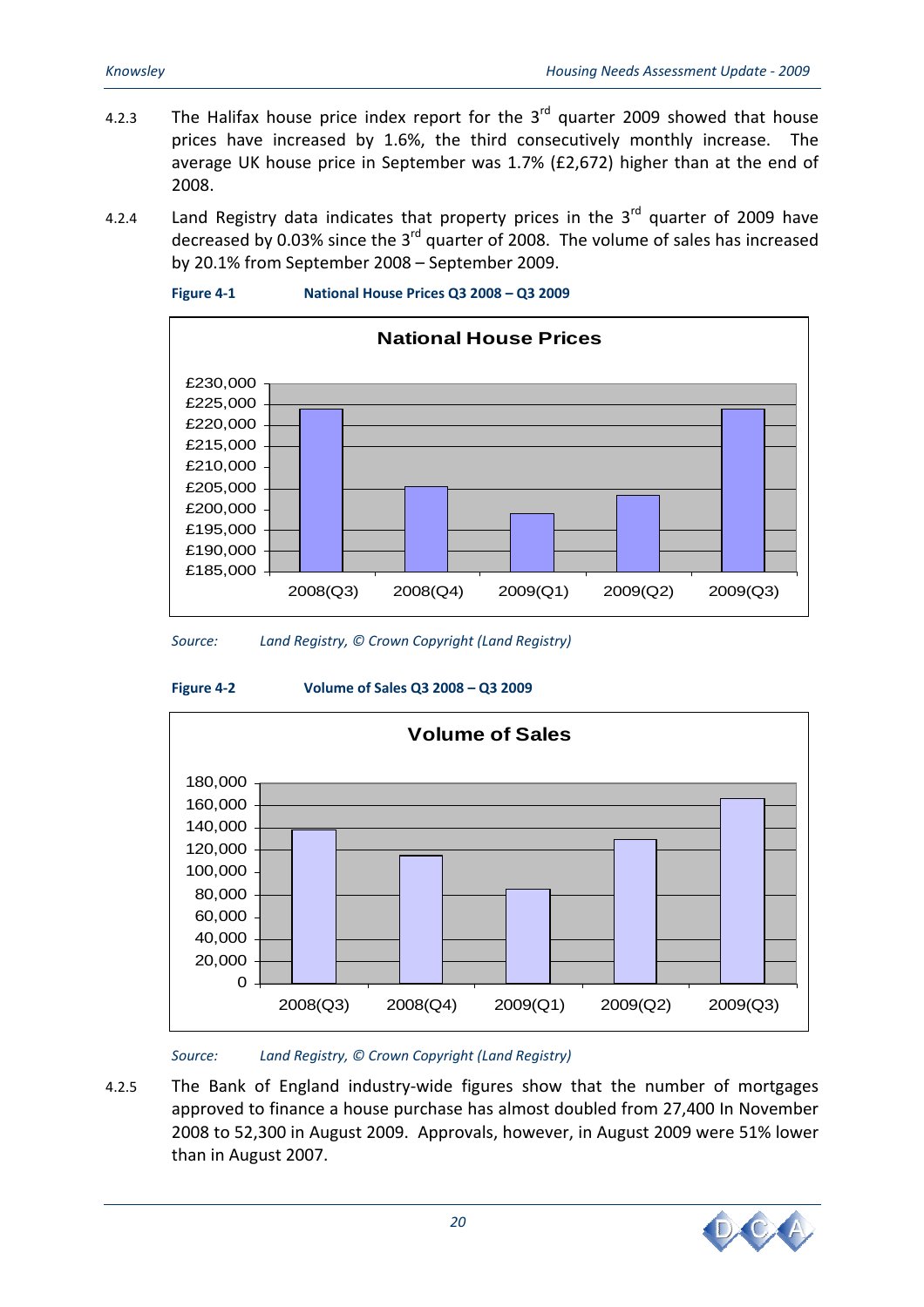4.2.3 The Halifax house price index report for the 3rd quarter 2009 showed that house prices have increased by 1.6%, the third consecutively monthly increase. The average UK house price in September was 1.7% (£2,672) higher than at the end of 2008.

4.2.4 Land Registry data indicates that property prices in the 3rd quarter of 2009 have decreased by 0.03% since the 3rd quarter of 2008. The volume of sales has increased by 20.1% from September 2008 – September 2009.

**Figure 4-1 National House Prices Q3 2008 – Q3 2009**

**National House Prices**

£230,000
£225,000
£220,000
£215,000
£210,000
£205,000
£200,000
£195,000
£190,000
£185,000

2008(Q3) 2008(Q4) 2009(Q1) 2009(Q2) 2009(Q3)

*Source: Land Registry, © Crown Copyright (Land Registry)*

**Figure 4-2 Volume of Sales Q3 2008 – Q3 2009**

**Volume of Sales**

180,000
160,000
140,000
120,000
100,000
80,000
60,000
40,000
20,000
0

2008(Q3) 2008(Q4) 2009(Q1) 2009(Q2) 2009(Q3)

*Source: Land Registry, © Crown Copyright (Land Registry)*

4.2.5 The Bank of England industry-wide figures show that the number of mortgages approved to finance a house purchase has almost doubled from 27,400 In November 2008 to 52,300 in August 2009. Approvals, however, in August 2009 were 51% lower than in August 2007.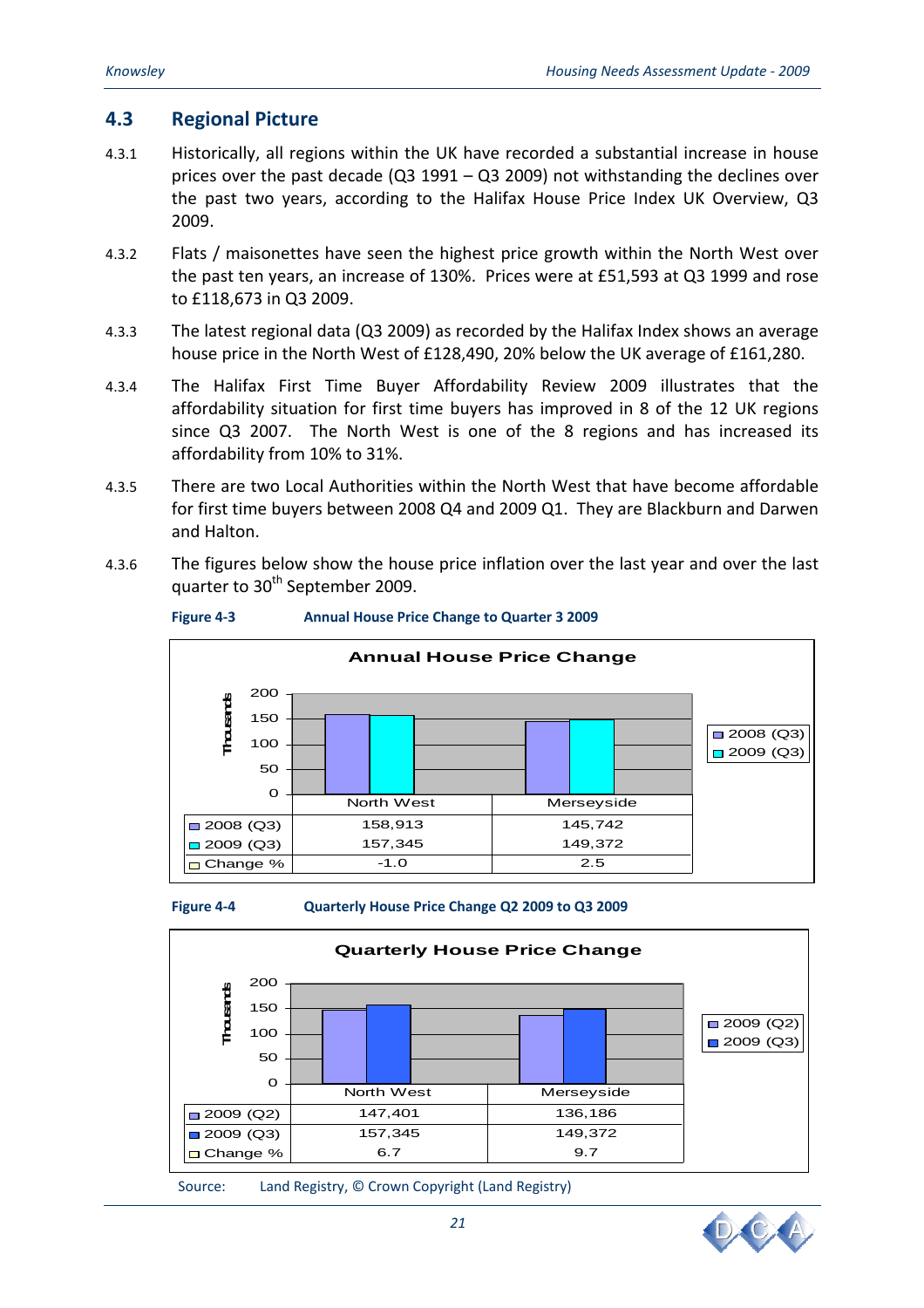## 4.3 Regional Picture

4.3.1 Historically, all regions within the UK have recorded a substantial increase in house prices over the past decade (Q3 1991 – Q3 2009) not withstanding the declines over the past two years, according to the Halifax House Price Index UK Overview, Q3 2009.

4.3.2 Flats / maisonettes have seen the highest price growth within the North West over the past ten years, an increase of 130%. Prices were at £51,593 at Q3 1999 and rose to £118,673 in Q3 2009.

4.3.3 The latest regional data (Q3 2009) as recorded by the Halifax Index shows an average house price in the North West of £128,490, 20% below the UK average of £161,280.

4.3.4 The Halifax First Time Buyer Affordability Review 2009 illustrates that the affordability situation for first time buyers has improved in 8 of the 12 UK regions since Q3 2007. The North West is one of the 8 regions and has increased its affordability from 10% to 31%.

4.3.5 There are two Local Authorities within the North West that have become affordable for first time buyers between 2008 Q4 and 2009 Q1. They are Blackburn and Darwen and Halton.

4.3.6 The figures below show the house price inflation over the last year and over the last quarter to 30th September 2009.

**Figure 4-3 Annual House Price Change to Quarter 3 2009**

Annual House Price Change

| | North West | Merseyside |
|---|---|---|
| 2008 (Q3) | 158,913 | 145,742 |
| 2009 (Q3) | 157,345 | 149,372 |
| Change % | -1.0 | 2.5 |

**Figure 4-4 Quarterly House Price Change Q2 2009 to Q3 2009**

Quarterly House Price Change

| | North West | Merseyside |
|---|---|---|
| 2009 (Q2) | 147,401 | 136,186 |
| 2009 (Q3) | 157,345 | 149,372 |
| Change % | 6.7 | 9.7 |

Source: Land Registry, © Crown Copyright (Land Registry)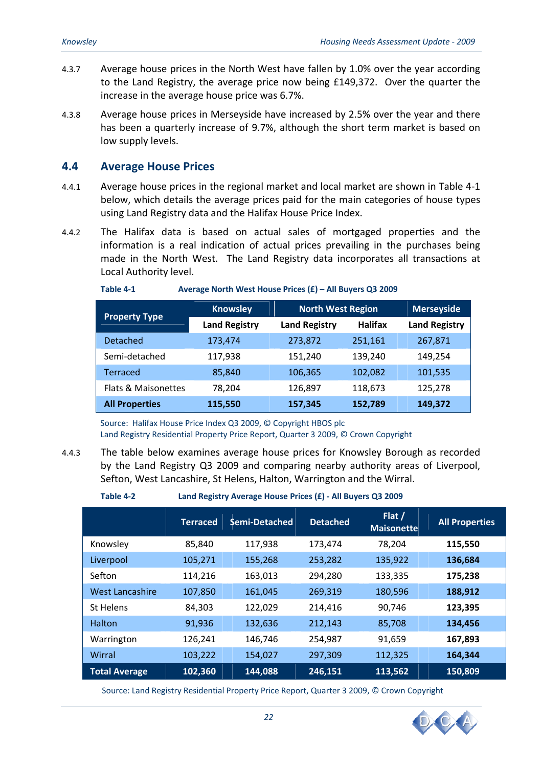4.3.7 Average house prices in the North West have fallen by 1.0% over the year according to the Land Registry, the average price now being £149,372. Over the quarter the increase in the average house price was 6.7%.

4.3.8 Average house prices in Merseyside have increased by 2.5% over the year and there has been a quarterly increase of 9.7%, although the short term market is based on low supply levels.

## 4.4 Average House Prices

4.4.1 Average house prices in the regional market and local market are shown in Table 4-1 below, which details the average prices paid for the main categories of house types using Land Registry data and the Halifax House Price Index.

4.4.2 The Halifax data is based on actual sales of mortgaged properties and the information is a real indication of actual prices prevailing in the purchases being made in the North West. The Land Registry data incorporates all transactions at Local Authority level.

**Table 4-1 Average North West House Prices (£) – All Buyers Q3 2009**

| Property Type | Knowsley | North West Region | | Merseyside |
|---|---|---|---|---|
| | Land Registry | Land Registry | Halifax | Land Registry |
| Detached | 173,474 | 273,872 | 251,161 | 267,871 |
| Semi-detached | 117,938 | 151,240 | 139,240 | 149,254 |
| Terraced | 85,840 | 106,365 | 102,082 | 101,535 |
| Flats & Maisonettes | 78,204 | 126,897 | 118,673 | 125,278 |
| **All Properties** | **115,550** | **157,345** | **152,789** | **149,372** |

Source: Halifax House Price Index Q3 2009, © Copyright HBOS plc
Land Registry Residential Property Price Report, Quarter 3 2009, © Crown Copyright

4.4.3 The table below examines average house prices for Knowsley Borough as recorded by the Land Registry Q3 2009 and comparing nearby authority areas of Liverpool, Sefton, West Lancashire, St Helens, Halton, Warrington and the Wirral.

**Table 4-2 Land Registry Average House Prices (£) - All Buyers Q3 2009**

| | Terraced | Semi-Detached | Detached | Flat / Maisonette | All Properties |
|---|---|---|---|---|---|
| Knowsley | 85,840 | 117,938 | 173,474 | 78,204 | **115,550** |
| Liverpool | 105,271 | 155,268 | 253,282 | 135,922 | **136,684** |
| Sefton | 114,216 | 163,013 | 294,280 | 133,335 | **175,238** |
| West Lancashire | 107,850 | 161,045 | 269,319 | 180,596 | **188,912** |
| St Helens | 84,303 | 122,029 | 214,416 | 90,746 | **123,395** |
| Halton | 91,936 | 132,636 | 212,143 | 85,708 | **134,456** |
| Warrington | 126,241 | 146,746 | 254,987 | 91,659 | **167,893** |
| Wirral | 103,222 | 154,027 | 297,309 | 112,325 | **164,344** |
| **Total Average** | **102,360** | **144,088** | **246,151** | **113,562** | **150,809** |

Source: Land Registry Residential Property Price Report, Quarter 3 2009, © Crown Copyright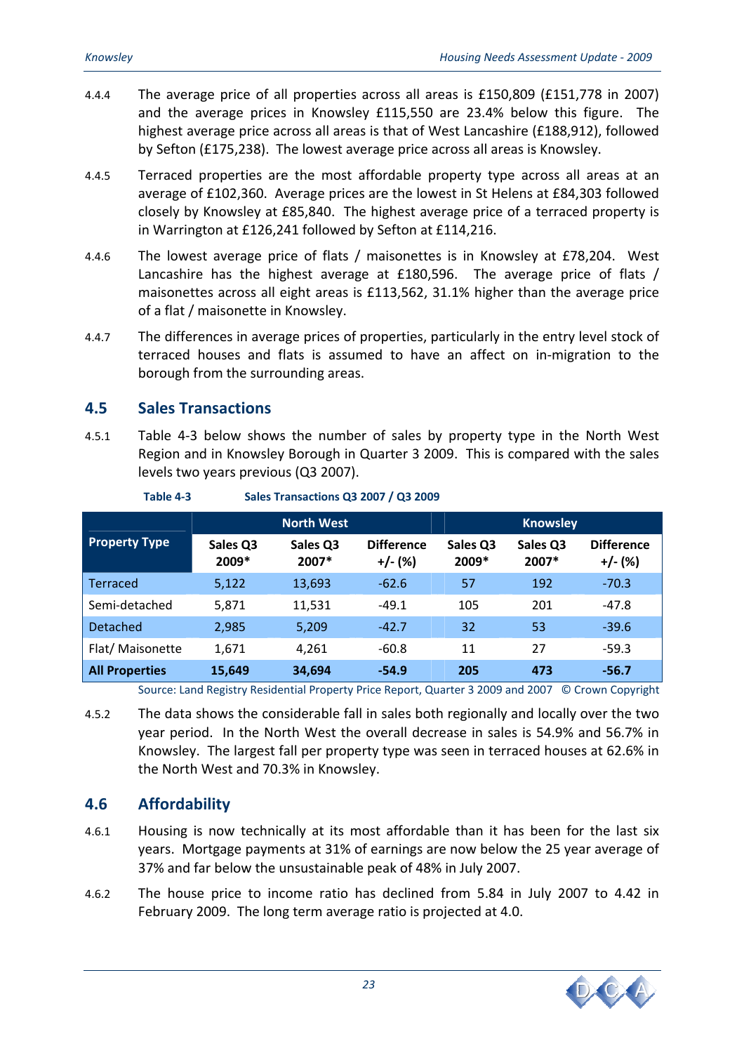4.4.4 The average price of all properties across all areas is £150,809 (£151,778 in 2007) and the average prices in Knowsley £115,550 are 23.4% below this figure. The highest average price across all areas is that of West Lancashire (£188,912), followed by Sefton (£175,238). The lowest average price across all areas is Knowsley.

4.4.5 Terraced properties are the most affordable property type across all areas at an average of £102,360. Average prices are the lowest in St Helens at £84,303 followed closely by Knowsley at £85,840. The highest average price of a terraced property is in Warrington at £126,241 followed by Sefton at £114,216.

4.4.6 The lowest average price of flats / maisonettes is in Knowsley at £78,204. West Lancashire has the highest average at £180,596. The average price of flats / maisonettes across all eight areas is £113,562, 31.1% higher than the average price of a flat / maisonette in Knowsley.

4.4.7 The differences in average prices of properties, particularly in the entry level stock of terraced houses and flats is assumed to have an affect on in-migration to the borough from the surrounding areas.

## 4.5 Sales Transactions

4.5.1 Table 4-3 below shows the number of sales by property type in the North West Region and in Knowsley Borough in Quarter 3 2009. This is compared with the sales levels two years previous (Q3 2007).

**Table 4-3 Sales Transactions Q3 2007 / Q3 2009**

| Property Type | North West | | | Knowsley | | |
|---|---|---|---|---|---|---|
| | Sales Q3 2009* | Sales Q3 2007* | Difference +/- (%) | Sales Q3 2009* | Sales Q3 2007* | Difference +/- (%) |
| Terraced | 5,122 | 13,693 | -62.6 | 57 | 192 | -70.3 |
| Semi-detached | 5,871 | 11,531 | -49.1 | 105 | 201 | -47.8 |
| Detached | 2,985 | 5,209 | -42.7 | 32 | 53 | -39.6 |
| Flat/ Maisonette | 1,671 | 4,261 | -60.8 | 11 | 27 | -59.3 |
| **All Properties** | **15,649** | **34,694** | **-54.9** | **205** | **473** | **-56.7** |

Source: Land Registry Residential Property Price Report, Quarter 3 2009 and 2007 © Crown Copyright

4.5.2 The data shows the considerable fall in sales both regionally and locally over the two year period. In the North West the overall decrease in sales is 54.9% and 56.7% in Knowsley. The largest fall per property type was seen in terraced houses at 62.6% in the North West and 70.3% in Knowsley.

## 4.6 Affordability

4.6.1 Housing is now technically at its most affordable than it has been for the last six years. Mortgage payments at 31% of earnings are now below the 25 year average of 37% and far below the unsustainable peak of 48% in July 2007.

4.6.2 The house price to income ratio has declined from 5.84 in July 2007 to 4.42 in February 2009. The long term average ratio is projected at 4.0.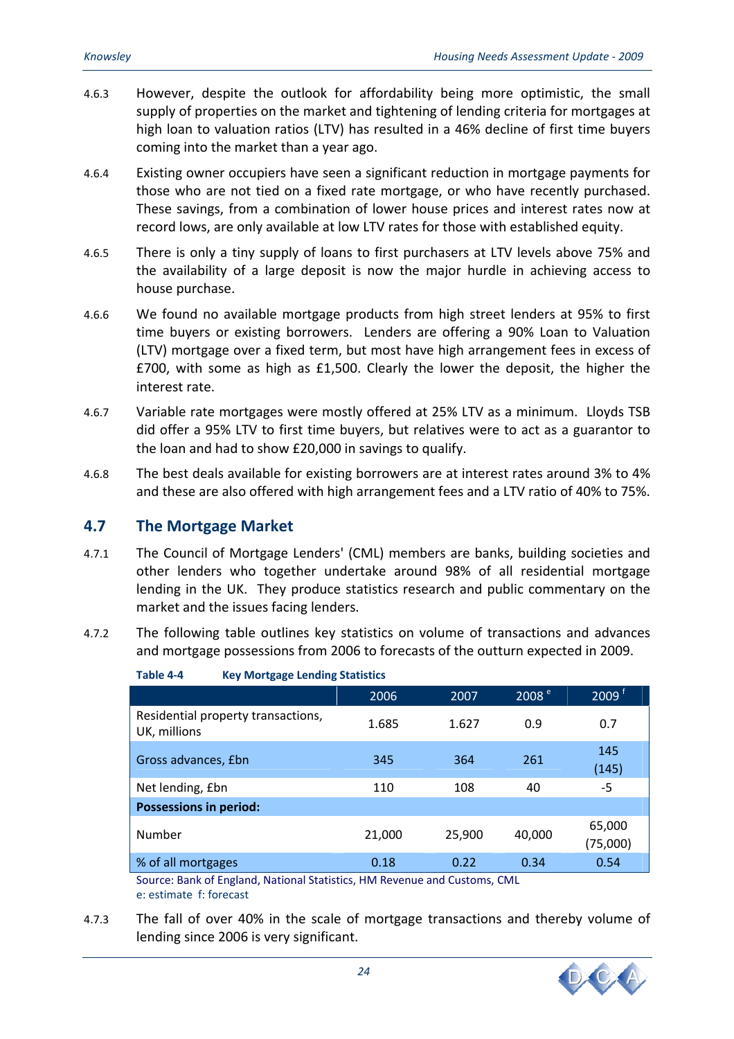4.6.3 However, despite the outlook for affordability being more optimistic, the small supply of properties on the market and tightening of lending criteria for mortgages at high loan to valuation ratios (LTV) has resulted in a 46% decline of first time buyers coming into the market than a year ago.

4.6.4 Existing owner occupiers have seen a significant reduction in mortgage payments for those who are not tied on a fixed rate mortgage, or who have recently purchased. These savings, from a combination of lower house prices and interest rates now at record lows, are only available at low LTV rates for those with established equity.

4.6.5 There is only a tiny supply of loans to first purchasers at LTV levels above 75% and the availability of a large deposit is now the major hurdle in achieving access to house purchase.

4.6.6 We found no available mortgage products from high street lenders at 95% to first time buyers or existing borrowers. Lenders are offering a 90% Loan to Valuation (LTV) mortgage over a fixed term, but most have high arrangement fees in excess of £700, with some as high as £1,500. Clearly the lower the deposit, the higher the interest rate.

4.6.7 Variable rate mortgages were mostly offered at 25% LTV as a minimum. Lloyds TSB did offer a 95% LTV to first time buyers, but relatives were to act as a guarantor to the loan and had to show £20,000 in savings to qualify.

4.6.8 The best deals available for existing borrowers are at interest rates around 3% to 4% and these are also offered with high arrangement fees and a LTV ratio of 40% to 75%.

## 4.7 The Mortgage Market

4.7.1 The Council of Mortgage Lenders' (CML) members are banks, building societies and other lenders who together undertake around 98% of all residential mortgage lending in the UK. They produce statistics research and public commentary on the market and the issues facing lenders.

4.7.2 The following table outlines key statistics on volume of transactions and advances and mortgage possessions from 2006 to forecasts of the outturn expected in 2009.

**Table 4-4 Key Mortgage Lending Statistics**

| | 2006 | 2007 | 2008 [e] | 2009 [f] |
|---|---|---|---|---|
| Residential property transactions, UK, millions | 1.685 | 1.627 | 0.9 | 0.7 |
| Gross advances, £bn | 345 | 364 | 261 | 145 (145) |
| Net lending, £bn | 110 | 108 | 40 | -5 |
| **Possessions in period:** | | | | |
| Number | 21,000 | 25,900 | 40,000 | 65,000 (75,000) |
| % of all mortgages | 0.18 | 0.22 | 0.34 | 0.54 |

Source: Bank of England, National Statistics, HM Revenue and Customs, CML
e: estimate f: forecast

4.7.3 The fall of over 40% in the scale of mortgage transactions and thereby volume of lending since 2006 is very significant.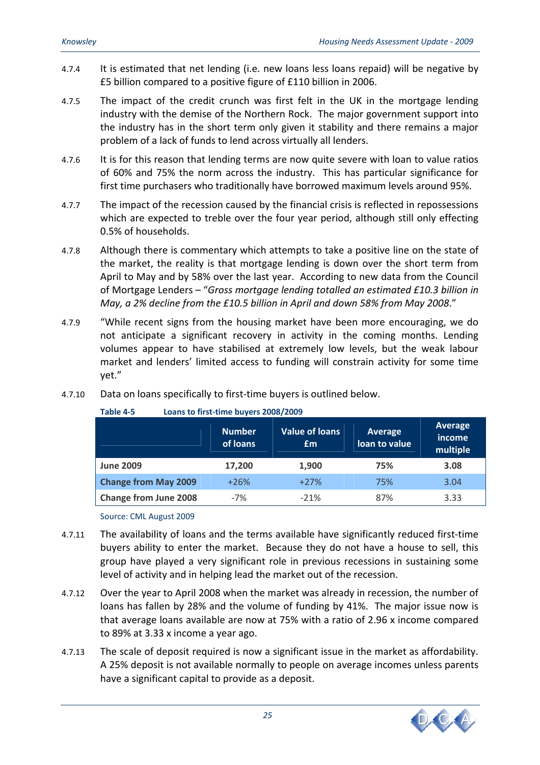4.7.4 It is estimated that net lending (i.e. new loans less loans repaid) will be negative by £5 billion compared to a positive figure of £110 billion in 2006.

4.7.5 The impact of the credit crunch was first felt in the UK in the mortgage lending industry with the demise of the Northern Rock. The major government support into the industry has in the short term only given it stability and there remains a major problem of a lack of funds to lend across virtually all lenders.

4.7.6 It is for this reason that lending terms are now quite severe with loan to value ratios of 60% and 75% the norm across the industry. This has particular significance for first time purchasers who traditionally have borrowed maximum levels around 95%.

4.7.7 The impact of the recession caused by the financial crisis is reflected in repossessions which are expected to treble over the four year period, although still only effecting 0.5% of households.

4.7.8 Although there is commentary which attempts to take a positive line on the state of the market, the reality is that mortgage lending is down over the short term from April to May and by 58% over the last year. According to new data from the Council of Mortgage Lenders – "*Gross mortgage lending totalled an estimated £10.3 billion in May, a 2% decline from the £10.5 billion in April and down 58% from May 2008*."

4.7.9 "While recent signs from the housing market have been more encouraging, we do not anticipate a significant recovery in activity in the coming months. Lending volumes appear to have stabilised at extremely low levels, but the weak labour market and lenders' limited access to funding will constrain activity for some time yet."

4.7.10 Data on loans specifically to first-time buyers is outlined below.

**Table 4-5 Loans to first-time buyers 2008/2009**

| | Number of loans | Value of loans £m | Average loan to value | Average income multiple |
|---|---|---|---|---|
| **June 2009** | **17,200** | **1,900** | **75%** | **3.08** |
| **Change from May 2009** | +26% | +27% | 75% | 3.04 |
| **Change from June 2008** | -7% | -21% | 87% | 3.33 |

Source: CML August 2009

4.7.11 The availability of loans and the terms available have significantly reduced first-time buyers ability to enter the market. Because they do not have a house to sell, this group have played a very significant role in previous recessions in sustaining some level of activity and in helping lead the market out of the recession.

4.7.12 Over the year to April 2008 when the market was already in recession, the number of loans has fallen by 28% and the volume of funding by 41%. The major issue now is that average loans available are now at 75% with a ratio of 2.96 x income compared to 89% at 3.33 x income a year ago.

4.7.13 The scale of deposit required is now a significant issue in the market as affordability. A 25% deposit is not available normally to people on average incomes unless parents have a significant capital to provide as a deposit.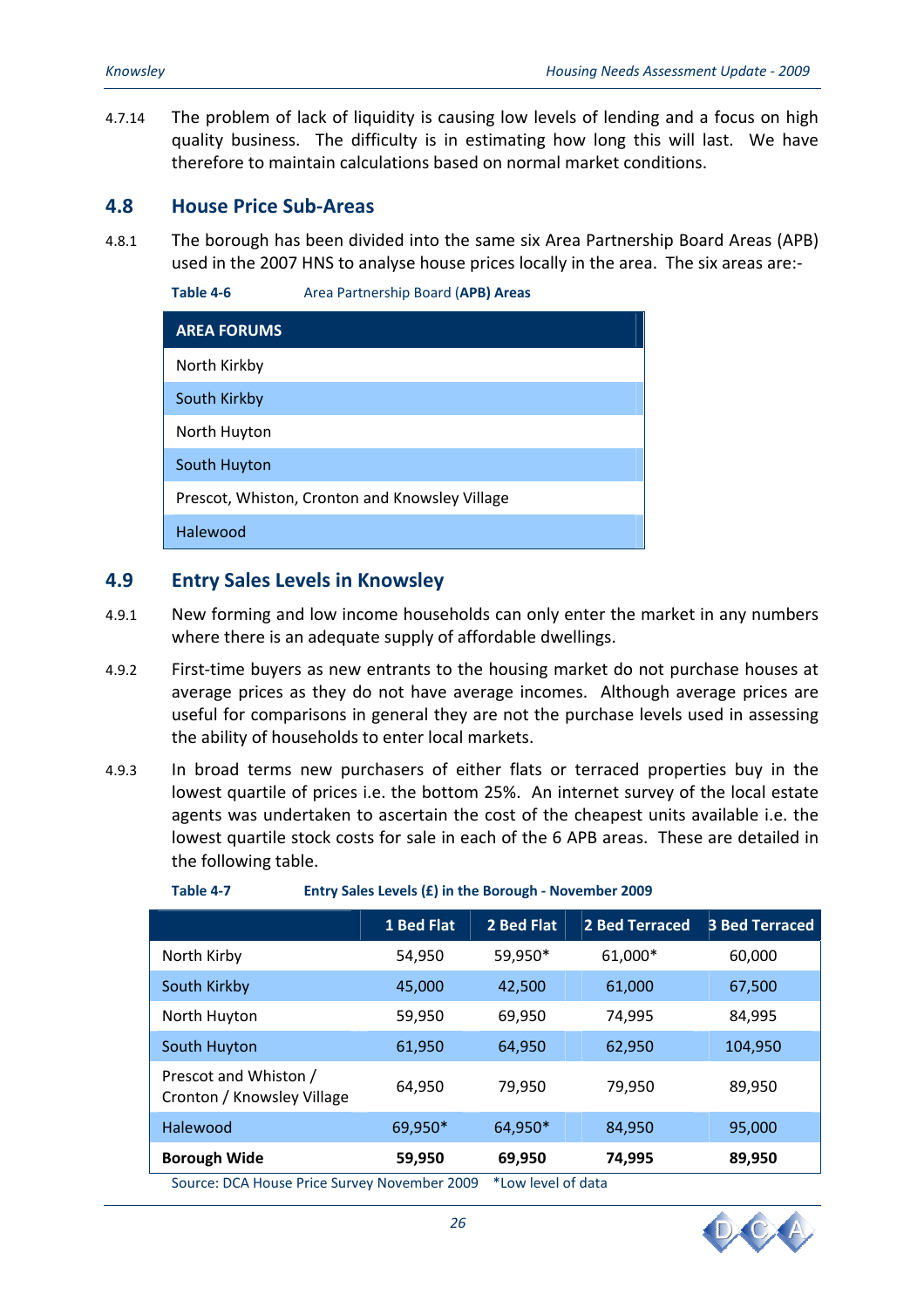4.7.14 The problem of lack of liquidity is causing low levels of lending and a focus on high quality business. The difficulty is in estimating how long this will last. We have therefore to maintain calculations based on normal market conditions.

## 4.8 House Price Sub-Areas

4.8.1 The borough has been divided into the same six Area Partnership Board Areas (APB) used in the 2007 HNS to analyse house prices locally in the area. The six areas are:-

**Table 4-6** Area Partnership Board (**APB) Areas**

| AREA FORUMS |
|---|
| North Kirkby |
| South Kirkby |
| North Huyton |
| South Huyton |
| Prescot, Whiston, Cronton and Knowsley Village |
| Halewood |

## 4.9 Entry Sales Levels in Knowsley

4.9.1 New forming and low income households can only enter the market in any numbers where there is an adequate supply of affordable dwellings.

4.9.2 First-time buyers as new entrants to the housing market do not purchase houses at average prices as they do not have average incomes. Although average prices are useful for comparisons in general they are not the purchase levels used in assessing the ability of households to enter local markets.

4.9.3 In broad terms new purchasers of either flats or terraced properties buy in the lowest quartile of prices i.e. the bottom 25%. An internet survey of the local estate agents was undertaken to ascertain the cost of the cheapest units available i.e. the lowest quartile stock costs for sale in each of the 6 APB areas. These are detailed in the following table.

**Table 4-7** **Entry Sales Levels (£) in the Borough - November 2009**

| | 1 Bed Flat | 2 Bed Flat | 2 Bed Terraced | 3 Bed Terraced |
|---|---|---|---|---|
| North Kirby | 54,950 | 59,950* | 61,000* | 60,000 |
| South Kirkby | 45,000 | 42,500 | 61,000 | 67,500 |
| North Huyton | 59,950 | 69,950 | 74,995 | 84,995 |
| South Huyton | 61,950 | 64,950 | 62,950 | 104,950 |
| Prescot and Whiston / Cronton / Knowsley Village | 64,950 | 79,950 | 79,950 | 89,950 |
| Halewood | 69,950* | 64,950* | 84,950 | 95,000 |
| **Borough Wide** | **59,950** | **69,950** | **74,995** | **89,950** |

Source: DCA House Price Survey November 2009 *Low level of data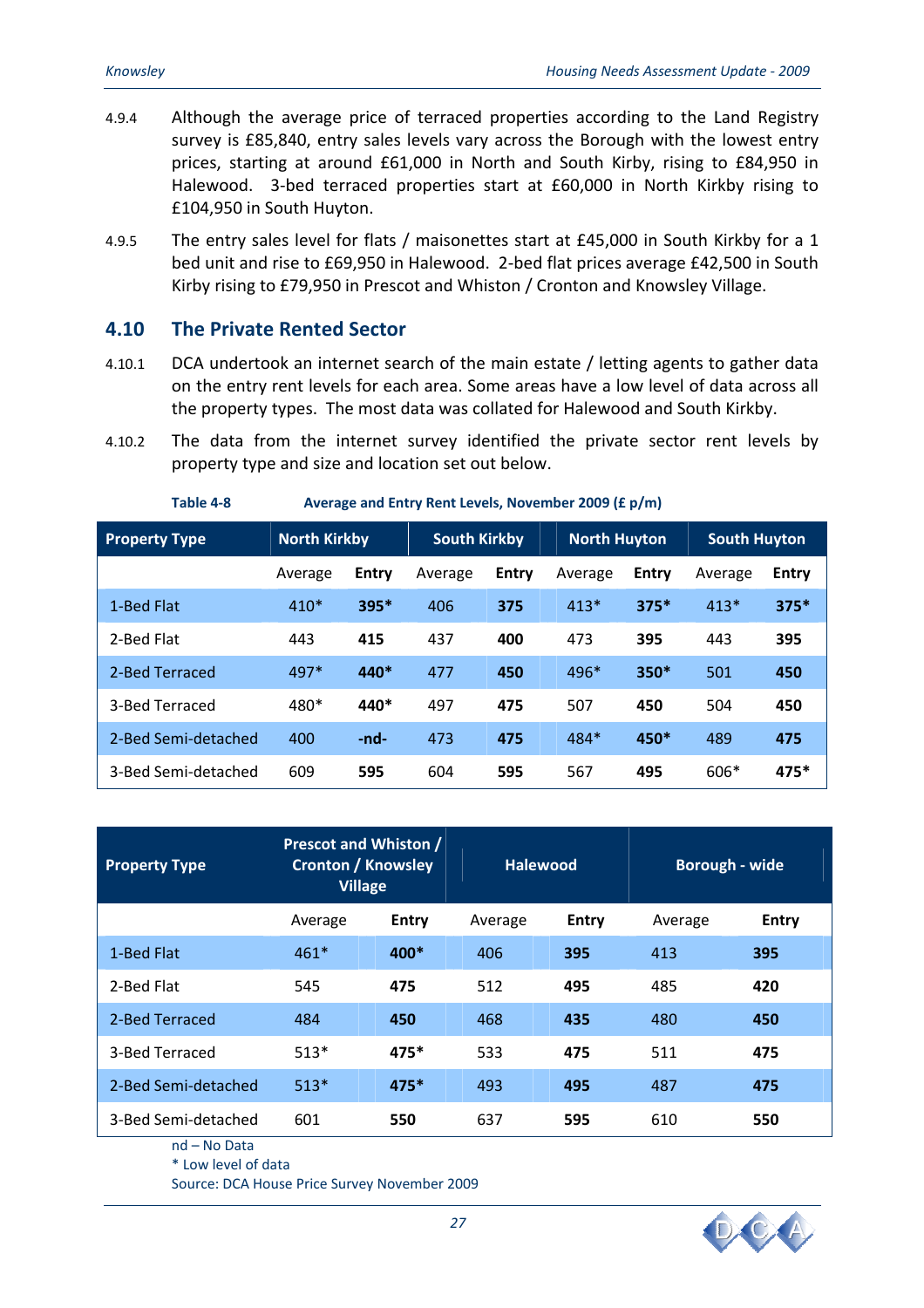4.9.4 Although the average price of terraced properties according to the Land Registry survey is £85,840, entry sales levels vary across the Borough with the lowest entry prices, starting at around £61,000 in North and South Kirby, rising to £84,950 in Halewood. 3-bed terraced properties start at £60,000 in North Kirkby rising to £104,950 in South Huyton.

4.9.5 The entry sales level for flats / maisonettes start at £45,000 in South Kirkby for a 1 bed unit and rise to £69,950 in Halewood. 2-bed flat prices average £42,500 in South Kirby rising to £79,950 in Prescot and Whiston / Cronton and Knowsley Village.

## 4.10 The Private Rented Sector

4.10.1 DCA undertook an internet search of the main estate / letting agents to gather data on the entry rent levels for each area. Some areas have a low level of data across all the property types. The most data was collated for Halewood and South Kirkby.

4.10.2 The data from the internet survey identified the private sector rent levels by property type and size and location set out below.

**Table 4-8 Average and Entry Rent Levels, November 2009 (£ p/m)**

| Property Type | North Kirkby | | South Kirkby | | North Huyton | | South Huyton | |
|---|---|---|---|---|---|---|---|---|
| | Average | **Entry** | Average | **Entry** | Average | **Entry** | Average | **Entry** |
| 1-Bed Flat | 410* | **395*** | 406 | **375** | 413* | **375*** | 413* | **375*** |
| 2-Bed Flat | 443 | **415** | 437 | **400** | 473 | **395** | 443 | **395** |
| 2-Bed Terraced | 497* | **440*** | 477 | **450** | 496* | **350*** | 501 | **450** |
| 3-Bed Terraced | 480* | **440*** | 497 | **475** | 507 | **450** | 504 | **450** |
| 2-Bed Semi-detached | 400 | **-nd-** | 473 | **475** | 484* | **450*** | 489 | **475** |
| 3-Bed Semi-detached | 609 | **595** | 604 | **595** | 567 | **495** | 606* | **475*** |

| Property Type | Prescot and Whiston / Cronton / Knowsley Village | | Halewood | | Borough - wide | |
|---|---|---|---|---|---|---|
| | Average | **Entry** | Average | **Entry** | Average | **Entry** |
| 1-Bed Flat | 461* | **400*** | 406 | **395** | 413 | **395** |
| 2-Bed Flat | 545 | **475** | 512 | **495** | 485 | **420** |
| 2-Bed Terraced | 484 | **450** | 468 | **435** | 480 | **450** |
| 3-Bed Terraced | 513* | **475*** | 533 | **475** | 511 | **475** |
| 2-Bed Semi-detached | 513* | **475*** | 493 | **495** | 487 | **475** |
| 3-Bed Semi-detached | 601 | **550** | 637 | **595** | 610 | **550** |

nd – No Data
* Low level of data
Source: DCA House Price Survey November 2009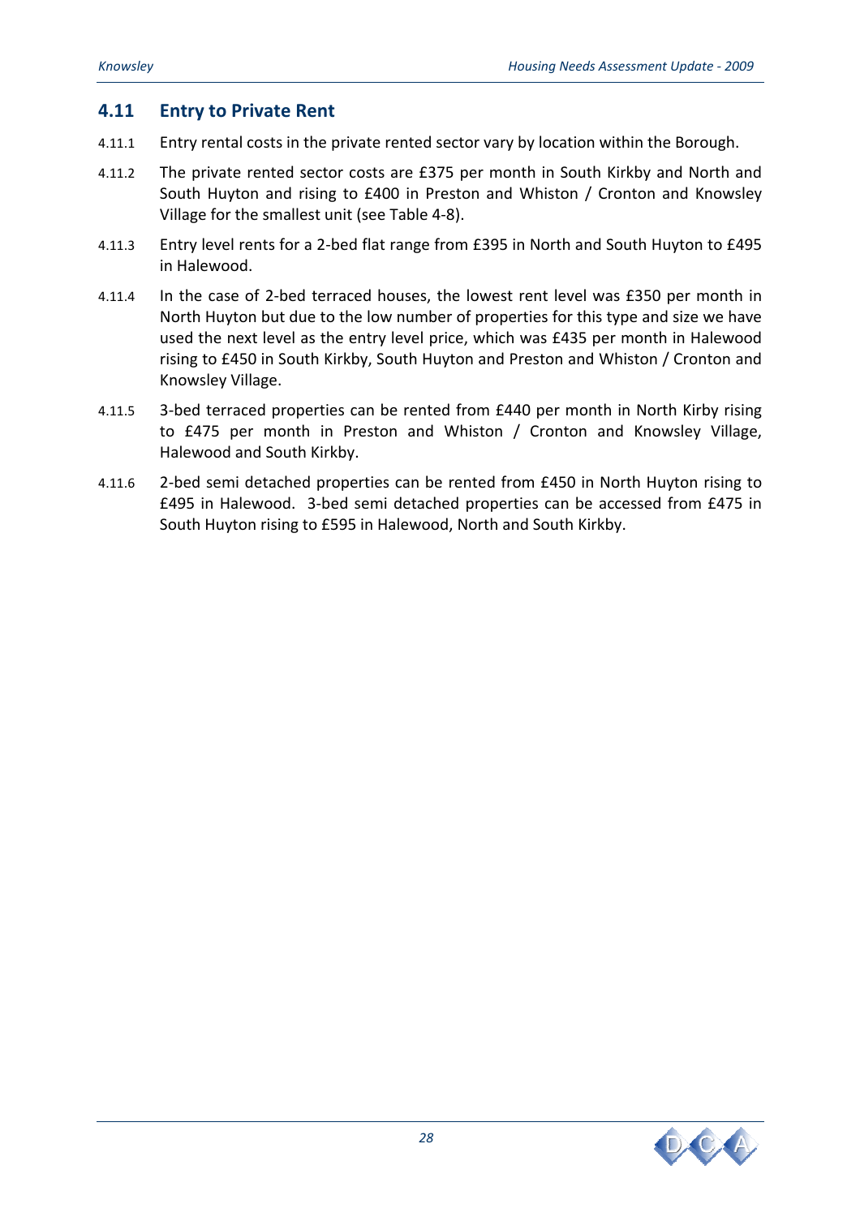## 4.11 Entry to Private Rent

4.11.1 Entry rental costs in the private rented sector vary by location within the Borough.

4.11.2 The private rented sector costs are £375 per month in South Kirkby and North and South Huyton and rising to £400 in Preston and Whiston / Cronton and Knowsley Village for the smallest unit (see Table 4-8).

4.11.3 Entry level rents for a 2-bed flat range from £395 in North and South Huyton to £495 in Halewood.

4.11.4 In the case of 2-bed terraced houses, the lowest rent level was £350 per month in North Huyton but due to the low number of properties for this type and size we have used the next level as the entry level price, which was £435 per month in Halewood rising to £450 in South Kirkby, South Huyton and Preston and Whiston / Cronton and Knowsley Village.

4.11.5 3-bed terraced properties can be rented from £440 per month in North Kirby rising to £475 per month in Preston and Whiston / Cronton and Knowsley Village, Halewood and South Kirkby.

4.11.6 2-bed semi detached properties can be rented from £450 in North Huyton rising to £495 in Halewood. 3-bed semi detached properties can be accessed from £475 in South Huyton rising to £595 in Halewood, North and South Kirkby.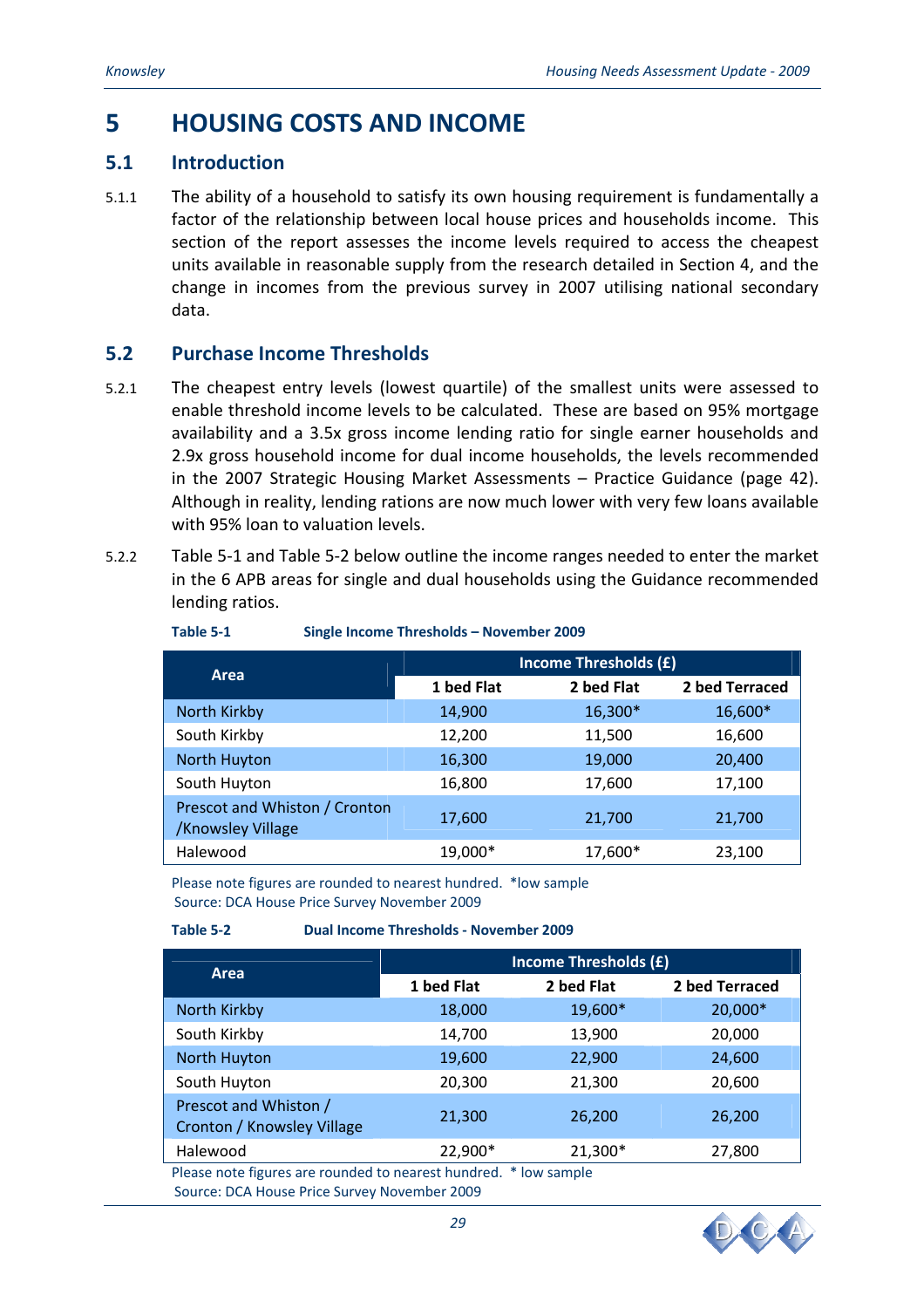# 5 HOUSING COSTS AND INCOME

## 5.1 Introduction

5.1.1 The ability of a household to satisfy its own housing requirement is fundamentally a factor of the relationship between local house prices and households income. This section of the report assesses the income levels required to access the cheapest units available in reasonable supply from the research detailed in Section 4, and the change in incomes from the previous survey in 2007 utilising national secondary data.

## 5.2 Purchase Income Thresholds

5.2.1 The cheapest entry levels (lowest quartile) of the smallest units were assessed to enable threshold income levels to be calculated. These are based on 95% mortgage availability and a 3.5x gross income lending ratio for single earner households and 2.9x gross household income for dual income households, the levels recommended in the 2007 Strategic Housing Market Assessments – Practice Guidance (page 42). Although in reality, lending rations are now much lower with very few loans available with 95% loan to valuation levels.

5.2.2 Table 5-1 and Table 5-2 below outline the income ranges needed to enter the market in the 6 APB areas for single and dual households using the Guidance recommended lending ratios.

**Table 5-1 Single Income Thresholds – November 2009**

| Area | Income Thresholds (£) | | |
|---|---|---|---|
| | 1 bed Flat | 2 bed Flat | 2 bed Terraced |
| North Kirkby | 14,900 | 16,300* | 16,600* |
| South Kirkby | 12,200 | 11,500 | 16,600 |
| North Huyton | 16,300 | 19,000 | 20,400 |
| South Huyton | 16,800 | 17,600 | 17,100 |
| Prescot and Whiston / Cronton /Knowsley Village | 17,600 | 21,700 | 21,700 |
| Halewood | 19,000* | 17,600* | 23,100 |

Please note figures are rounded to nearest hundred. *low sample
Source: DCA House Price Survey November 2009

**Table 5-2 Dual Income Thresholds - November 2009**

| Area | Income Thresholds (£) | | |
|---|---|---|---|
| | 1 bed Flat | 2 bed Flat | 2 bed Terraced |
| North Kirkby | 18,000 | 19,600* | 20,000* |
| South Kirkby | 14,700 | 13,900 | 20,000 |
| North Huyton | 19,600 | 22,900 | 24,600 |
| South Huyton | 20,300 | 21,300 | 20,600 |
| Prescot and Whiston / Cronton / Knowsley Village | 21,300 | 26,200 | 26,200 |
| Halewood | 22,900* | 21,300* | 27,800 |

Please note figures are rounded to nearest hundred. * low sample
Source: DCA House Price Survey November 2009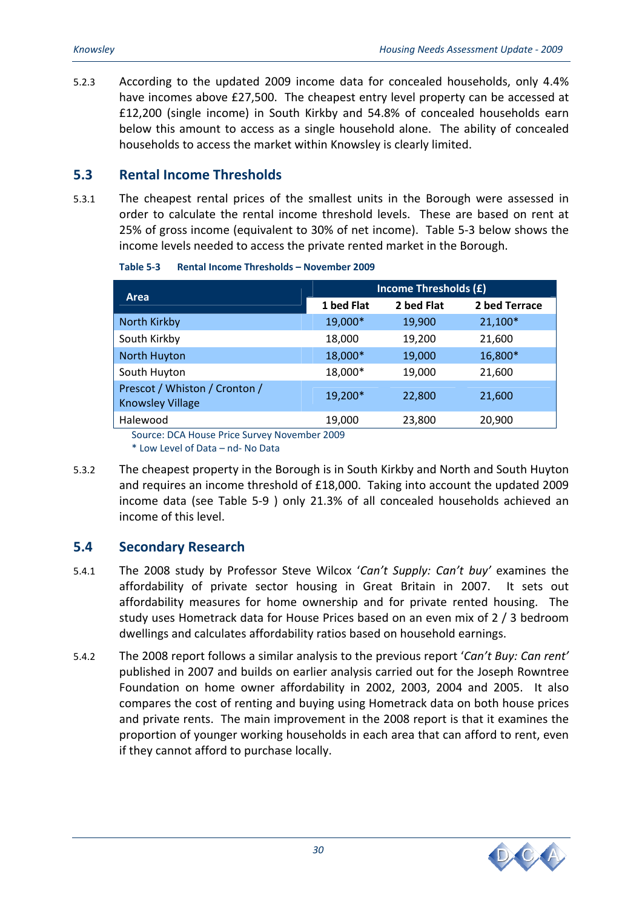5.2.3 According to the updated 2009 income data for concealed households, only 4.4% have incomes above £27,500. The cheapest entry level property can be accessed at £12,200 (single income) in South Kirkby and 54.8% of concealed households earn below this amount to access as a single household alone. The ability of concealed households to access the market within Knowsley is clearly limited.

## 5.3 Rental Income Thresholds

5.3.1 The cheapest rental prices of the smallest units in the Borough were assessed in order to calculate the rental income threshold levels. These are based on rent at 25% of gross income (equivalent to 30% of net income). Table 5-3 below shows the income levels needed to access the private rented market in the Borough.

**Table 5-3 Rental Income Thresholds – November 2009**

| Area | Income Thresholds (£) | | |
|---|---|---|---|
| | 1 bed Flat | 2 bed Flat | 2 bed Terrace |
| North Kirkby | 19,000* | 19,900 | 21,100* |
| South Kirkby | 18,000 | 19,200 | 21,600 |
| North Huyton | 18,000* | 19,000 | 16,800* |
| South Huyton | 18,000* | 19,000 | 21,600 |
| Prescot / Whiston / Cronton / Knowsley Village | 19,200* | 22,800 | 21,600 |
| Halewood | 19,000 | 23,800 | 20,900 |

Source: DCA House Price Survey November 2009
\* Low Level of Data – nd- No Data

5.3.2 The cheapest property in the Borough is in South Kirkby and North and South Huyton and requires an income threshold of £18,000. Taking into account the updated 2009 income data (see Table 5-9 ) only 21.3% of all concealed households achieved an income of this level.

## 5.4 Secondary Research

5.4.1 The 2008 study by Professor Steve Wilcox '*Can't Supply: Can't buy*' examines the affordability of private sector housing in Great Britain in 2007. It sets out affordability measures for home ownership and for private rented housing. The study uses Hometrack data for House Prices based on an even mix of 2 / 3 bedroom dwellings and calculates affordability ratios based on household earnings.

5.4.2 The 2008 report follows a similar analysis to the previous report '*Can't Buy: Can rent*' published in 2007 and builds on earlier analysis carried out for the Joseph Rowntree Foundation on home owner affordability in 2002, 2003, 2004 and 2005. It also compares the cost of renting and buying using Hometrack data on both house prices and private rents. The main improvement in the 2008 report is that it examines the proportion of younger working households in each area that can afford to rent, even if they cannot afford to purchase locally.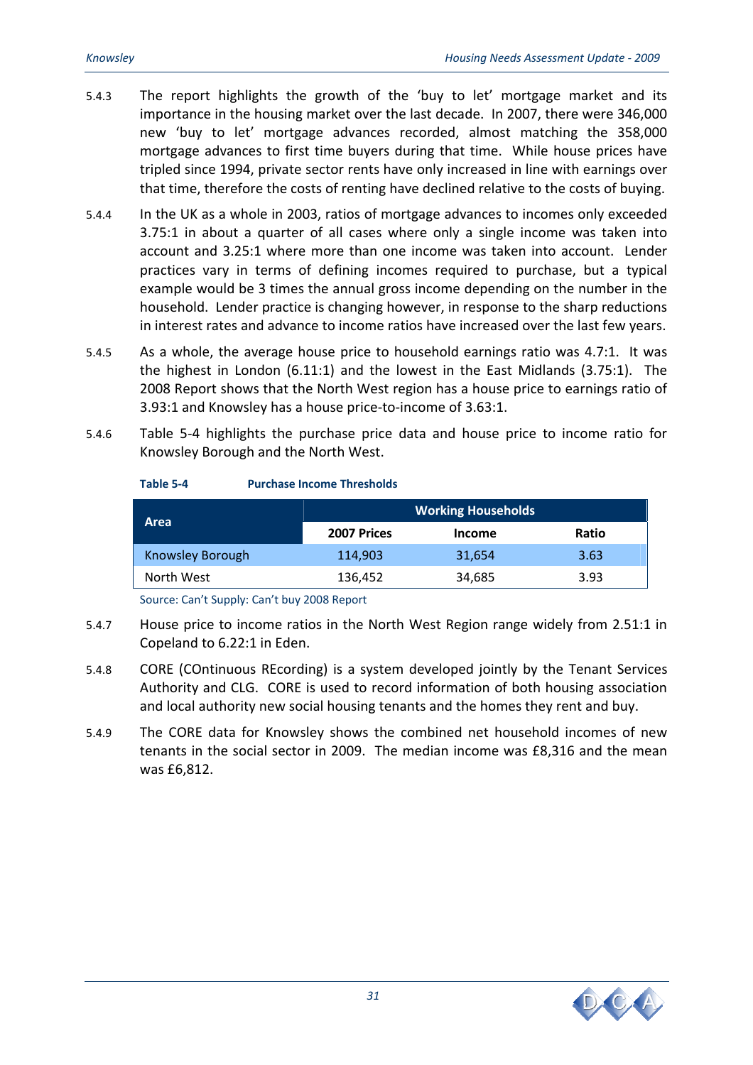5.4.3 The report highlights the growth of the 'buy to let' mortgage market and its importance in the housing market over the last decade. In 2007, there were 346,000 new 'buy to let' mortgage advances recorded, almost matching the 358,000 mortgage advances to first time buyers during that time. While house prices have tripled since 1994, private sector rents have only increased in line with earnings over that time, therefore the costs of renting have declined relative to the costs of buying.

5.4.4 In the UK as a whole in 2003, ratios of mortgage advances to incomes only exceeded 3.75:1 in about a quarter of all cases where only a single income was taken into account and 3.25:1 where more than one income was taken into account. Lender practices vary in terms of defining incomes required to purchase, but a typical example would be 3 times the annual gross income depending on the number in the household. Lender practice is changing however, in response to the sharp reductions in interest rates and advance to income ratios have increased over the last few years.

5.4.5 As a whole, the average house price to household earnings ratio was 4.7:1. It was the highest in London (6.11:1) and the lowest in the East Midlands (3.75:1). The 2008 Report shows that the North West region has a house price to earnings ratio of 3.93:1 and Knowsley has a house price-to-income of 3.63:1.

5.4.6 Table 5-4 highlights the purchase price data and house price to income ratio for Knowsley Borough and the North West.

**Table 5-4 Purchase Income Thresholds**

| Area | Working Households | | |
|---|---|---|---|
| | 2007 Prices | Income | Ratio |
| Knowsley Borough | 114,903 | 31,654 | 3.63 |
| North West | 136,452 | 34,685 | 3.93 |

Source: Can't Supply: Can't buy 2008 Report

5.4.7 House price to income ratios in the North West Region range widely from 2.51:1 in Copeland to 6.22:1 in Eden.

5.4.8 CORE (COntinuous REcording) is a system developed jointly by the Tenant Services Authority and CLG. CORE is used to record information of both housing association and local authority new social housing tenants and the homes they rent and buy.

5.4.9 The CORE data for Knowsley shows the combined net household incomes of new tenants in the social sector in 2009. The median income was £8,316 and the mean was £6,812.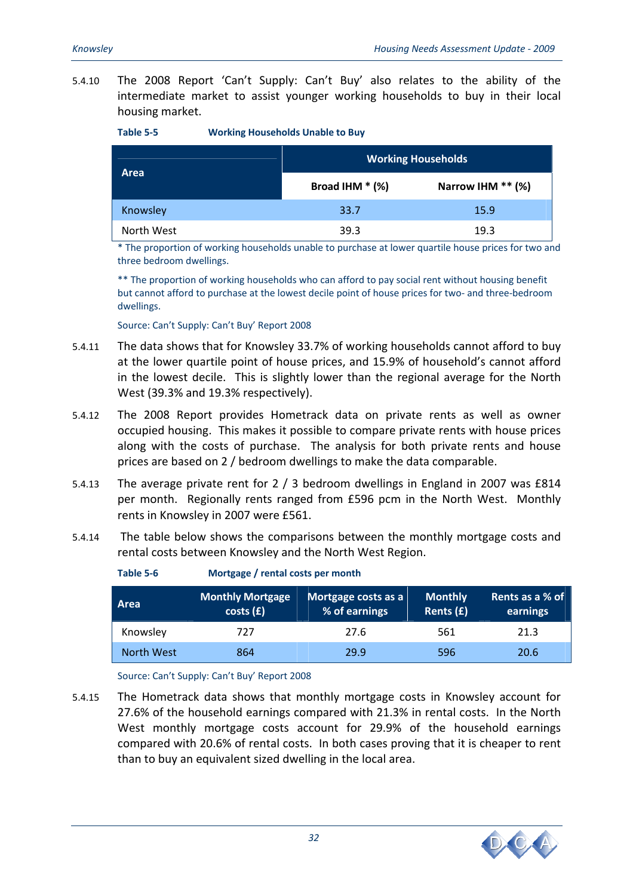5.4.10 The 2008 Report 'Can't Supply: Can't Buy' also relates to the ability of the intermediate market to assist younger working households to buy in their local housing market.

**Table 5-5 Working Households Unable to Buy**

| Area | Working Households | |
|---|---|---|
| | Broad IHM * (%) | Narrow IHM ** (%) |
| Knowsley | 33.7 | 15.9 |
| North West | 39.3 | 19.3 |

\* The proportion of working households unable to purchase at lower quartile house prices for two and three bedroom dwellings.

** The proportion of working households who can afford to pay social rent without housing benefit but cannot afford to purchase at the lowest decile point of house prices for two- and three-bedroom dwellings.

Source: Can't Supply: Can't Buy' Report 2008

5.4.11 The data shows that for Knowsley 33.7% of working households cannot afford to buy at the lower quartile point of house prices, and 15.9% of household's cannot afford in the lowest decile. This is slightly lower than the regional average for the North West (39.3% and 19.3% respectively).

5.4.12 The 2008 Report provides Hometrack data on private rents as well as owner occupied housing. This makes it possible to compare private rents with house prices along with the costs of purchase. The analysis for both private rents and house prices are based on 2 / bedroom dwellings to make the data comparable.

5.4.13 The average private rent for 2 / 3 bedroom dwellings in England in 2007 was £814 per month. Regionally rents ranged from £596 pcm in the North West. Monthly rents in Knowsley in 2007 were £561.

5.4.14 The table below shows the comparisons between the monthly mortgage costs and rental costs between Knowsley and the North West Region.

**Table 5-6 Mortgage / rental costs per month**

| Area | Monthly Mortgage costs (£) | Mortgage costs as a % of earnings | Monthly Rents (£) | Rents as a % of earnings |
|---|---|---|---|---|
| Knowsley | 727 | 27.6 | 561 | 21.3 |
| North West | 864 | 29.9 | 596 | 20.6 |

Source: Can't Supply: Can't Buy' Report 2008

5.4.15 The Hometrack data shows that monthly mortgage costs in Knowsley account for 27.6% of the household earnings compared with 21.3% in rental costs. In the North West monthly mortgage costs account for 29.9% of the household earnings compared with 20.6% of rental costs. In both cases proving that it is cheaper to rent than to buy an equivalent sized dwelling in the local area.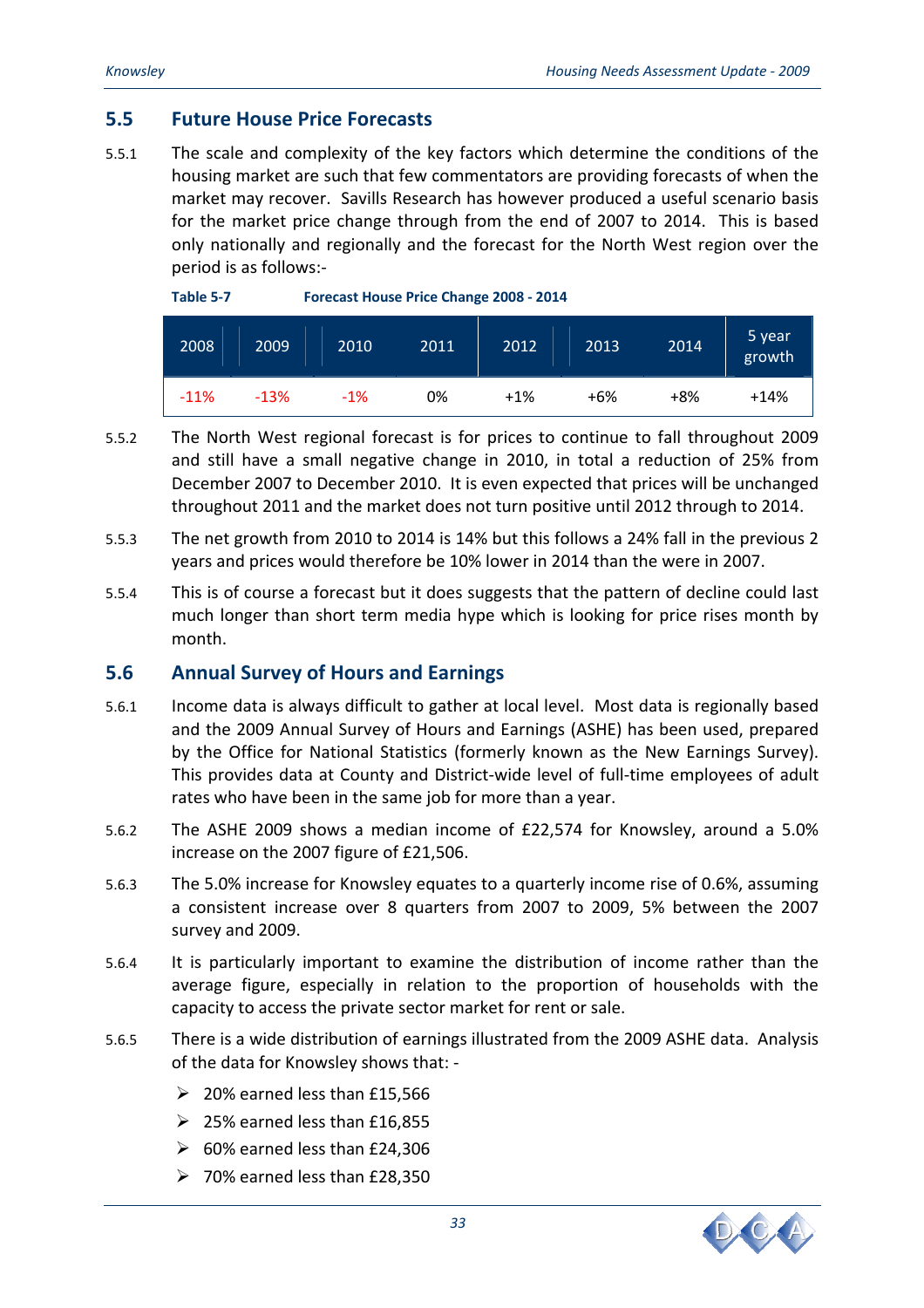## 5.5 Future House Price Forecasts

5.5.1 The scale and complexity of the key factors which determine the conditions of the housing market are such that few commentators are providing forecasts of when the market may recover. Savills Research has however produced a useful scenario basis for the market price change through from the end of 2007 to 2014. This is based only nationally and regionally and the forecast for the North West region over the period is as follows:-

**Table 5-7 Forecast House Price Change 2008 - 2014**

| 2008 | 2009 | 2010 | 2011 | 2012 | 2013 | 2014 | 5 year growth |
|---|---|---|---|---|---|---|---|
| -11% | -13% | -1% | 0% | +1% | +6% | +8% | +14% |

5.5.2 The North West regional forecast is for prices to continue to fall throughout 2009 and still have a small negative change in 2010, in total a reduction of 25% from December 2007 to December 2010. It is even expected that prices will be unchanged throughout 2011 and the market does not turn positive until 2012 through to 2014.

5.5.3 The net growth from 2010 to 2014 is 14% but this follows a 24% fall in the previous 2 years and prices would therefore be 10% lower in 2014 than the were in 2007.

5.5.4 This is of course a forecast but it does suggests that the pattern of decline could last much longer than short term media hype which is looking for price rises month by month.

## 5.6 Annual Survey of Hours and Earnings

5.6.1 Income data is always difficult to gather at local level. Most data is regionally based and the 2009 Annual Survey of Hours and Earnings (ASHE) has been used, prepared by the Office for National Statistics (formerly known as the New Earnings Survey). This provides data at County and District-wide level of full-time employees of adult rates who have been in the same job for more than a year.

5.6.2 The ASHE 2009 shows a median income of £22,574 for Knowsley, around a 5.0% increase on the 2007 figure of £21,506.

5.6.3 The 5.0% increase for Knowsley equates to a quarterly income rise of 0.6%, assuming a consistent increase over 8 quarters from 2007 to 2009, 5% between the 2007 survey and 2009.

5.6.4 It is particularly important to examine the distribution of income rather than the average figure, especially in relation to the proportion of households with the capacity to access the private sector market for rent or sale.

5.6.5 There is a wide distribution of earnings illustrated from the 2009 ASHE data. Analysis of the data for Knowsley shows that: -

- 20% earned less than £15,566
- 25% earned less than £16,855
- 60% earned less than £24,306
- 70% earned less than £28,350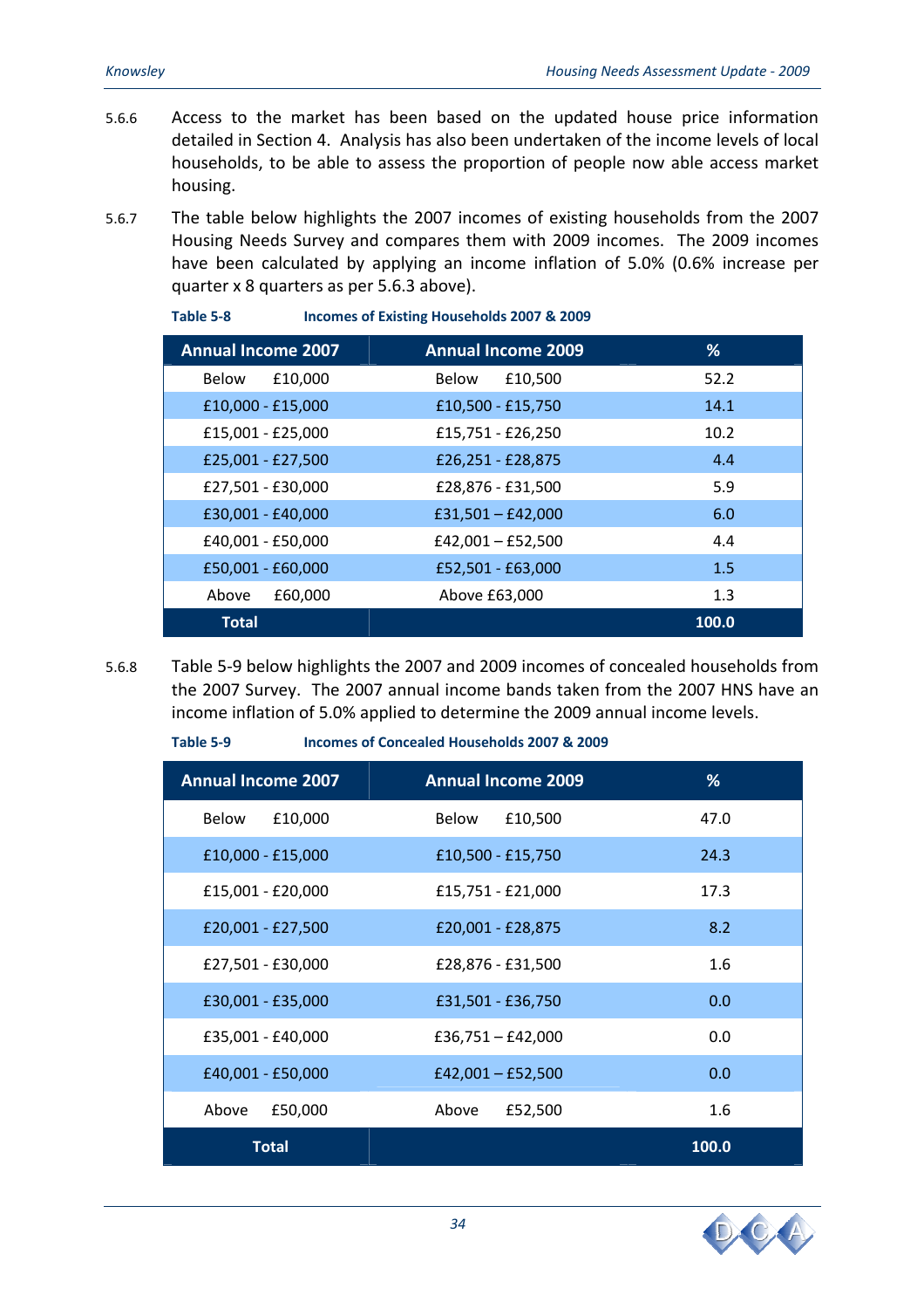5.6.6 Access to the market has been based on the updated house price information detailed in Section 4. Analysis has also been undertaken of the income levels of local households, to be able to assess the proportion of people now able access market housing.

5.6.7 The table below highlights the 2007 incomes of existing households from the 2007 Housing Needs Survey and compares them with 2009 incomes. The 2009 incomes have been calculated by applying an income inflation of 5.0% (0.6% increase per quarter x 8 quarters as per 5.6.3 above).

**Table 5-8 Incomes of Existing Households 2007 & 2009**

| Annual Income 2007 | Annual Income 2009 | % |
|---|---|---|
| Below £10,000 | Below £10,500 | 52.2 |
| £10,000 - £15,000 | £10,500 - £15,750 | 14.1 |
| £15,001 - £25,000 | £15,751 - £26,250 | 10.2 |
| £25,001 - £27,500 | £26,251 - £28,875 | 4.4 |
| £27,501 - £30,000 | £28,876 - £31,500 | 5.9 |
| £30,001 - £40,000 | £31,501 – £42,000 | 6.0 |
| £40,001 - £50,000 | £42,001 – £52,500 | 4.4 |
| £50,001 - £60,000 | £52,501 - £63,000 | 1.5 |
| Above £60,000 | Above £63,000 | 1.3 |
| **Total** | | **100.0** |

5.6.8 Table 5-9 below highlights the 2007 and 2009 incomes of concealed households from the 2007 Survey. The 2007 annual income bands taken from the 2007 HNS have an income inflation of 5.0% applied to determine the 2009 annual income levels.

**Table 5-9 Incomes of Concealed Households 2007 & 2009**

| Annual Income 2007 | Annual Income 2009 | % |
|---|---|---|
| Below £10,000 | Below £10,500 | 47.0 |
| £10,000 - £15,000 | £10,500 - £15,750 | 24.3 |
| £15,001 - £20,000 | £15,751 - £21,000 | 17.3 |
| £20,001 - £27,500 | £20,001 - £28,875 | 8.2 |
| £27,501 - £30,000 | £28,876 - £31,500 | 1.6 |
| £30,001 - £35,000 | £31,501 - £36,750 | 0.0 |
| £35,001 - £40,000 | £36,751 – £42,000 | 0.0 |
| £40,001 - £50,000 | £42,001 – £52,500 | 0.0 |
| Above £50,000 | Above £52,500 | 1.6 |
| **Total** | | **100.0** |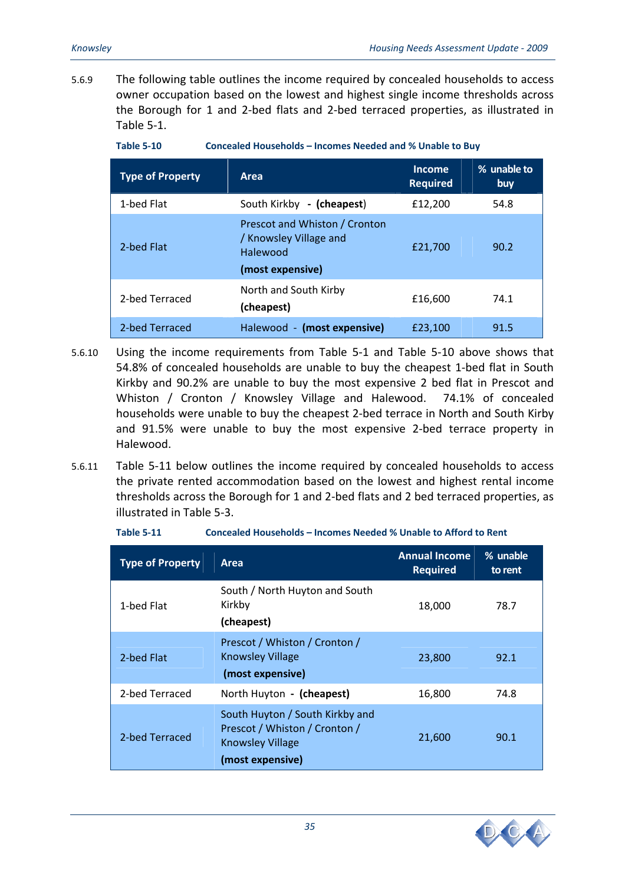5.6.9 The following table outlines the income required by concealed households to access owner occupation based on the lowest and highest single income thresholds across the Borough for 1 and 2-bed flats and 2-bed terraced properties, as illustrated in Table 5-1.

**Table 5-10 Concealed Households – Incomes Needed and % Unable to Buy**

| Type of Property | Area | Income Required | % unable to buy |
|---|---|---|---|
| 1-bed Flat | South Kirkby - **(cheapest)** | £12,200 | 54.8 |
| 2-bed Flat | Prescot and Whiston / Cronton / Knowsley Village and Halewood **(most expensive)** | £21,700 | 90.2 |
| 2-bed Terraced | North and South Kirby **(cheapest)** | £16,600 | 74.1 |
| 2-bed Terraced | Halewood - **(most expensive)** | £23,100 | 91.5 |

5.6.10 Using the income requirements from Table 5-1 and Table 5-10 above shows that 54.8% of concealed households are unable to buy the cheapest 1-bed flat in South Kirkby and 90.2% are unable to buy the most expensive 2 bed flat in Prescot and Whiston / Cronton / Knowsley Village and Halewood. 74.1% of concealed households were unable to buy the cheapest 2-bed terrace in North and South Kirby and 91.5% were unable to buy the most expensive 2-bed terrace property in Halewood.

5.6.11 Table 5-11 below outlines the income required by concealed households to access the private rented accommodation based on the lowest and highest rental income thresholds across the Borough for 1 and 2-bed flats and 2 bed terraced properties, as illustrated in Table 5-3.

**Table 5-11 Concealed Households – Incomes Needed % Unable to Afford to Rent**

| Type of Property | Area | Annual Income Required | % unable to rent |
|---|---|---|---|
| 1-bed Flat | South / North Huyton and South Kirkby **(cheapest)** | 18,000 | 78.7 |
| 2-bed Flat | Prescot / Whiston / Cronton / Knowsley Village **(most expensive)** | 23,800 | 92.1 |
| 2-bed Terraced | North Huyton - **(cheapest)** | 16,800 | 74.8 |
| 2-bed Terraced | South Huyton / South Kirkby and Prescot / Whiston / Cronton / Knowsley Village **(most expensive)** | 21,600 | 90.1 |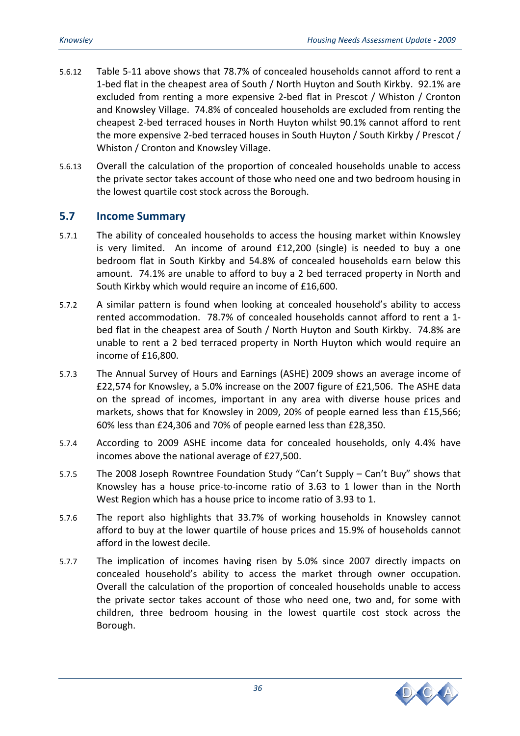5.6.12 Table 5-11 above shows that 78.7% of concealed households cannot afford to rent a 1-bed flat in the cheapest area of South / North Huyton and South Kirkby. 92.1% are excluded from renting a more expensive 2-bed flat in Prescot / Whiston / Cronton and Knowsley Village. 74.8% of concealed households are excluded from renting the cheapest 2-bed terraced houses in North Huyton whilst 90.1% cannot afford to rent the more expensive 2-bed terraced houses in South Huyton / South Kirkby / Prescot / Whiston / Cronton and Knowsley Village.

5.6.13 Overall the calculation of the proportion of concealed households unable to access the private sector takes account of those who need one and two bedroom housing in the lowest quartile cost stock across the Borough.

## 5.7 Income Summary

5.7.1 The ability of concealed households to access the housing market within Knowsley is very limited. An income of around £12,200 (single) is needed to buy a one bedroom flat in South Kirkby and 54.8% of concealed households earn below this amount. 74.1% are unable to afford to buy a 2 bed terraced property in North and South Kirkby which would require an income of £16,600.

5.7.2 A similar pattern is found when looking at concealed household's ability to access rented accommodation. 78.7% of concealed households cannot afford to rent a 1-bed flat in the cheapest area of South / North Huyton and South Kirkby. 74.8% are unable to rent a 2 bed terraced property in North Huyton which would require an income of £16,800.

5.7.3 The Annual Survey of Hours and Earnings (ASHE) 2009 shows an average income of £22,574 for Knowsley, a 5.0% increase on the 2007 figure of £21,506. The ASHE data on the spread of incomes, important in any area with diverse house prices and markets, shows that for Knowsley in 2009, 20% of people earned less than £15,566; 60% less than £24,306 and 70% of people earned less than £28,350.

5.7.4 According to 2009 ASHE income data for concealed households, only 4.4% have incomes above the national average of £27,500.

5.7.5 The 2008 Joseph Rowntree Foundation Study "Can't Supply – Can't Buy" shows that Knowsley has a house price-to-income ratio of 3.63 to 1 lower than in the North West Region which has a house price to income ratio of 3.93 to 1.

5.7.6 The report also highlights that 33.7% of working households in Knowsley cannot afford to buy at the lower quartile of house prices and 15.9% of households cannot afford in the lowest decile.

5.7.7 The implication of incomes having risen by 5.0% since 2007 directly impacts on concealed household's ability to access the market through owner occupation. Overall the calculation of the proportion of concealed households unable to access the private sector takes account of those who need one, two and, for some with children, three bedroom housing in the lowest quartile cost stock across the Borough.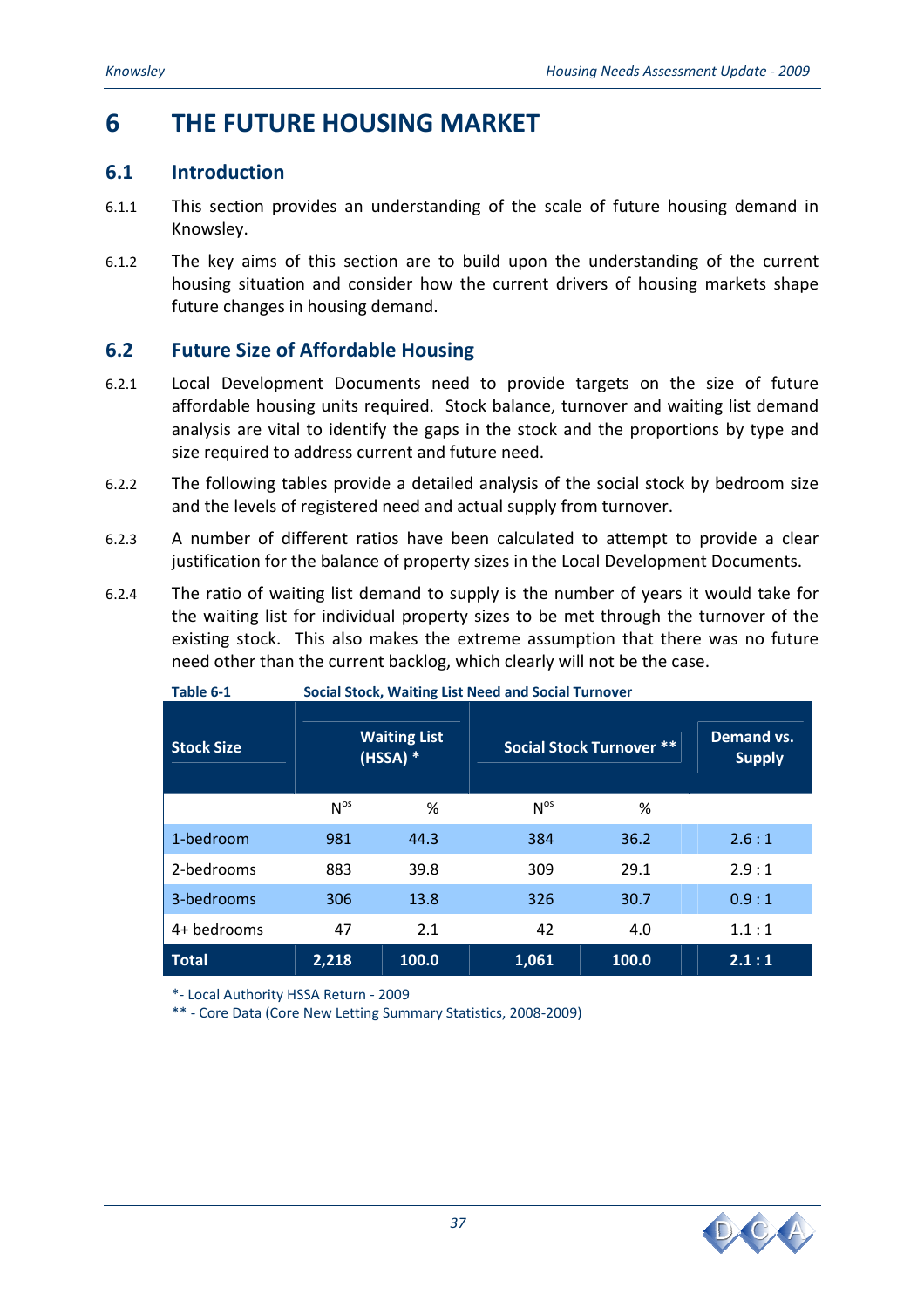# 6 THE FUTURE HOUSING MARKET

## 6.1 Introduction

6.1.1 This section provides an understanding of the scale of future housing demand in Knowsley.

6.1.2 The key aims of this section are to build upon the understanding of the current housing situation and consider how the current drivers of housing markets shape future changes in housing demand.

## 6.2 Future Size of Affordable Housing

6.2.1 Local Development Documents need to provide targets on the size of future affordable housing units required. Stock balance, turnover and waiting list demand analysis are vital to identify the gaps in the stock and the proportions by type and size required to address current and future need.

6.2.2 The following tables provide a detailed analysis of the social stock by bedroom size and the levels of registered need and actual supply from turnover.

6.2.3 A number of different ratios have been calculated to attempt to provide a clear justification for the balance of property sizes in the Local Development Documents.

6.2.4 The ratio of waiting list demand to supply is the number of years it would take for the waiting list for individual property sizes to be met through the turnover of the existing stock. This also makes the extreme assumption that there was no future need other than the current backlog, which clearly will not be the case.

**Table 6-1 Social Stock, Waiting List Need and Social Turnover**

| Stock Size | Waiting List (HSSA) * | | Social Stock Turnover ** | | Demand vs. Supply |
|---|---|---|---|---|---|
| | Nos | % | Nos | % | |
| 1-bedroom | 981 | 44.3 | 384 | 36.2 | 2.6 : 1 |
| 2-bedrooms | 883 | 39.8 | 309 | 29.1 | 2.9 : 1 |
| 3-bedrooms | 306 | 13.8 | 326 | 30.7 | 0.9 : 1 |
| 4+ bedrooms | 47 | 2.1 | 42 | 4.0 | 1.1 : 1 |
| **Total** | **2,218** | **100.0** | **1,061** | **100.0** | **2.1 : 1** |

*- Local Authority HSSA Return - 2009
** - Core Data (Core New Letting Summary Statistics, 2008-2009)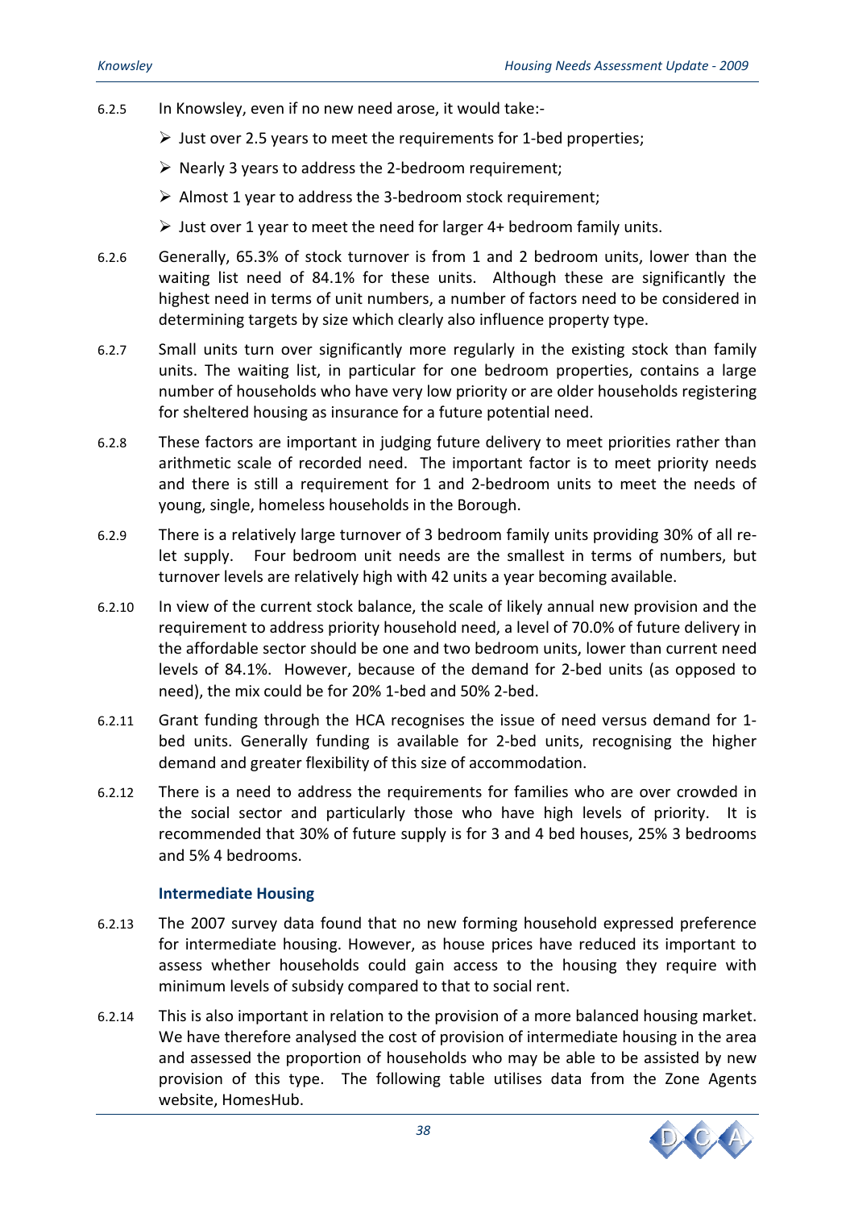6.2.5 In Knowsley, even if no new need arose, it would take:-

- Just over 2.5 years to meet the requirements for 1-bed properties;
- Nearly 3 years to address the 2-bedroom requirement;
- Almost 1 year to address the 3-bedroom stock requirement;
- Just over 1 year to meet the need for larger 4+ bedroom family units.

6.2.6 Generally, 65.3% of stock turnover is from 1 and 2 bedroom units, lower than the waiting list need of 84.1% for these units. Although these are significantly the highest need in terms of unit numbers, a number of factors need to be considered in determining targets by size which clearly also influence property type.

6.2.7 Small units turn over significantly more regularly in the existing stock than family units. The waiting list, in particular for one bedroom properties, contains a large number of households who have very low priority or are older households registering for sheltered housing as insurance for a future potential need.

6.2.8 These factors are important in judging future delivery to meet priorities rather than arithmetic scale of recorded need. The important factor is to meet priority needs and there is still a requirement for 1 and 2-bedroom units to meet the needs of young, single, homeless households in the Borough.

6.2.9 There is a relatively large turnover of 3 bedroom family units providing 30% of all re-let supply. Four bedroom unit needs are the smallest in terms of numbers, but turnover levels are relatively high with 42 units a year becoming available.

6.2.10 In view of the current stock balance, the scale of likely annual new provision and the requirement to address priority household need, a level of 70.0% of future delivery in the affordable sector should be one and two bedroom units, lower than current need levels of 84.1%. However, because of the demand for 2-bed units (as opposed to need), the mix could be for 20% 1-bed and 50% 2-bed.

6.2.11 Grant funding through the HCA recognises the issue of need versus demand for 1-bed units. Generally funding is available for 2-bed units, recognising the higher demand and greater flexibility of this size of accommodation.

6.2.12 There is a need to address the requirements for families who are over crowded in the social sector and particularly those who have high levels of priority. It is recommended that 30% of future supply is for 3 and 4 bed houses, 25% 3 bedrooms and 5% 4 bedrooms.

### Intermediate Housing

6.2.13 The 2007 survey data found that no new forming household expressed preference for intermediate housing. However, as house prices have reduced its important to assess whether households could gain access to the housing they require with minimum levels of subsidy compared to that to social rent.

6.2.14 This is also important in relation to the provision of a more balanced housing market. We have therefore analysed the cost of provision of intermediate housing in the area and assessed the proportion of households who may be able to be assisted by new provision of this type. The following table utilises data from the Zone Agents website, HomesHub.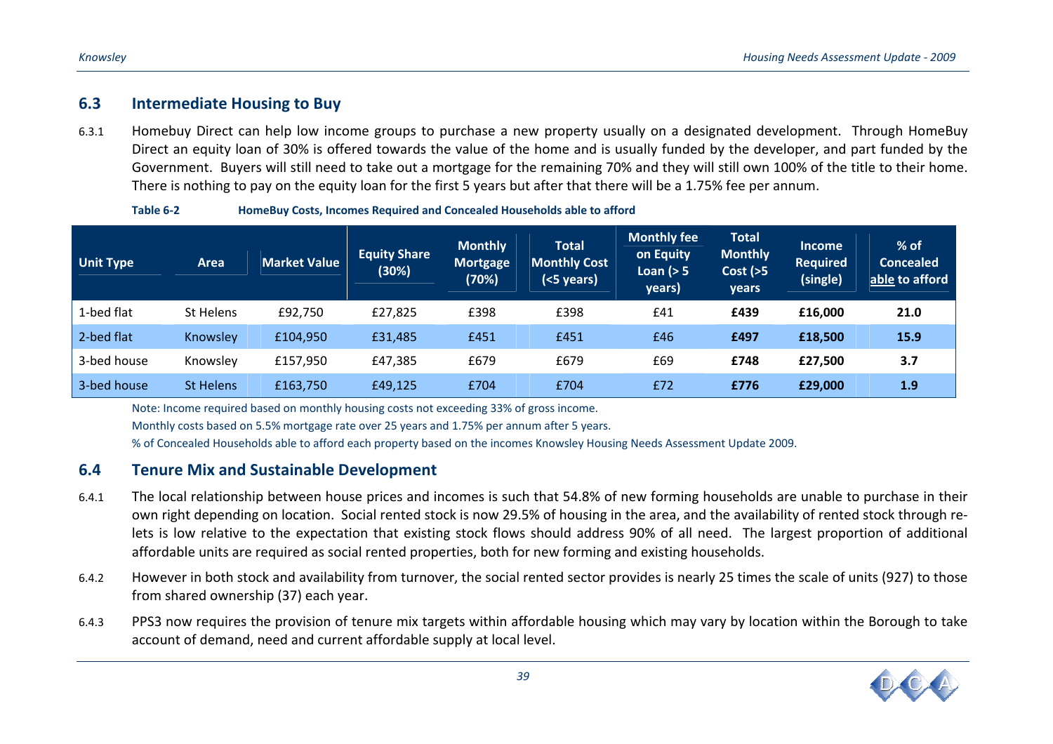## 6.3 Intermediate Housing to Buy

6.3.1 Homebuy Direct can help low income groups to purchase a new property usually on a designated development. Through HomeBuy Direct an equity loan of 30% is offered towards the value of the home and is usually funded by the developer, and part funded by the Government. Buyers will still need to take out a mortgage for the remaining 70% and they will still own 100% of the title to their home. There is nothing to pay on the equity loan for the first 5 years but after that there will be a 1.75% fee per annum.

**Table 6-2 HomeBuy Costs, Incomes Required and Concealed Households able to afford**

| Unit Type | Area | Market Value | Equity Share (30%) | Monthly Mortgage (70%) | Total Monthly Cost (<5 years) | Monthly fee on Equity Loan (> 5 years) | Total Monthly Cost (>5 years | Income Required (single) | % of Concealed able to afford |
|---|---|---|---|---|---|---|---|---|---|
| 1-bed flat | St Helens | £92,750 | £27,825 | £398 | £398 | £41 | **£439** | **£16,000** | **21.0** |
| 2-bed flat | Knowsley | £104,950 | £31,485 | £451 | £451 | £46 | **£497** | **£18,500** | **15.9** |
| 3-bed house | Knowsley | £157,950 | £47,385 | £679 | £679 | £69 | **£748** | **£27,500** | **3.7** |
| 3-bed house | St Helens | £163,750 | £49,125 | £704 | £704 | £72 | **£776** | **£29,000** | **1.9** |

Note: Income required based on monthly housing costs not exceeding 33% of gross income.

Monthly costs based on 5.5% mortgage rate over 25 years and 1.75% per annum after 5 years.

% of Concealed Households able to afford each property based on the incomes Knowsley Housing Needs Assessment Update 2009.

## 6.4 Tenure Mix and Sustainable Development

6.4.1 The local relationship between house prices and incomes is such that 54.8% of new forming households are unable to purchase in their own right depending on location. Social rented stock is now 29.5% of housing in the area, and the availability of rented stock through re-lets is low relative to the expectation that existing stock flows should address 90% of all need. The largest proportion of additional affordable units are required as social rented properties, both for new forming and existing households.

6.4.2 However in both stock and availability from turnover, the social rented sector provides is nearly 25 times the scale of units (927) to those from shared ownership (37) each year.

6.4.3 PPS3 now requires the provision of tenure mix targets within affordable housing which may vary by location within the Borough to take account of demand, need and current affordable supply at local level.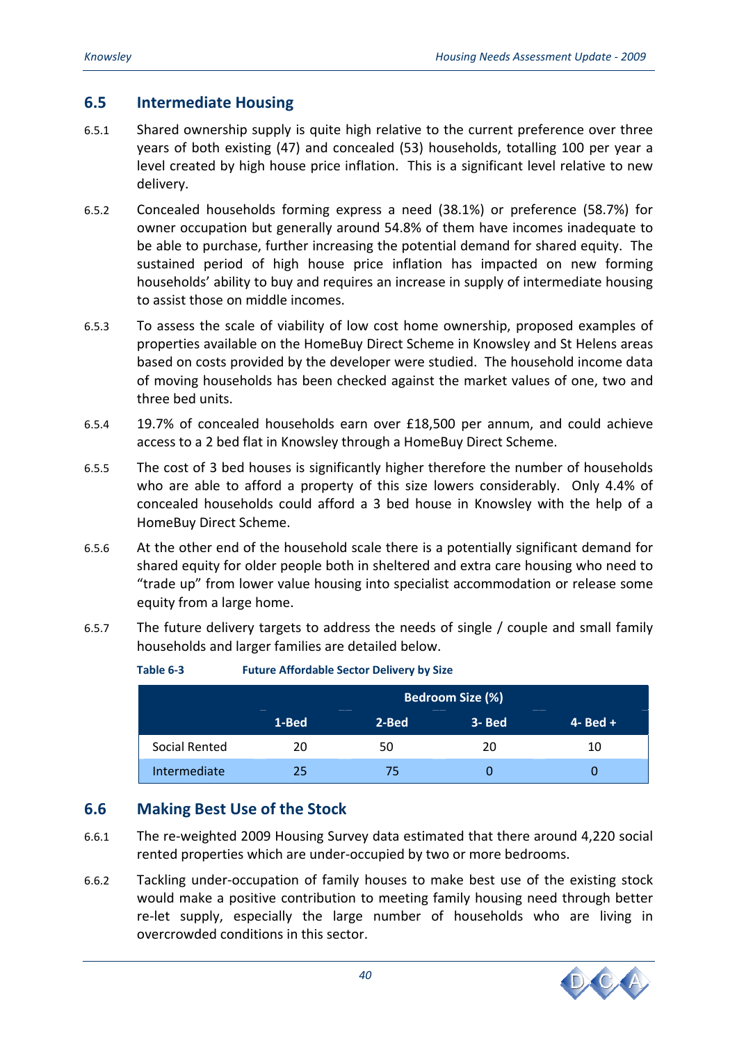## 6.5 Intermediate Housing

6.5.1 Shared ownership supply is quite high relative to the current preference over three years of both existing (47) and concealed (53) households, totalling 100 per year a level created by high house price inflation. This is a significant level relative to new delivery.

6.5.2 Concealed households forming express a need (38.1%) or preference (58.7%) for owner occupation but generally around 54.8% of them have incomes inadequate to be able to purchase, further increasing the potential demand for shared equity. The sustained period of high house price inflation has impacted on new forming households' ability to buy and requires an increase in supply of intermediate housing to assist those on middle incomes.

6.5.3 To assess the scale of viability of low cost home ownership, proposed examples of properties available on the HomeBuy Direct Scheme in Knowsley and St Helens areas based on costs provided by the developer were studied. The household income data of moving households has been checked against the market values of one, two and three bed units.

6.5.4 19.7% of concealed households earn over £18,500 per annum, and could achieve access to a 2 bed flat in Knowsley through a HomeBuy Direct Scheme.

6.5.5 The cost of 3 bed houses is significantly higher therefore the number of households who are able to afford a property of this size lowers considerably. Only 4.4% of concealed households could afford a 3 bed house in Knowsley with the help of a HomeBuy Direct Scheme.

6.5.6 At the other end of the household scale there is a potentially significant demand for shared equity for older people both in sheltered and extra care housing who need to "trade up" from lower value housing into specialist accommodation or release some equity from a large home.

6.5.7 The future delivery targets to address the needs of single / couple and small family households and larger families are detailed below.

**Table 6-3 Future Affordable Sector Delivery by Size**

| | Bedroom Size (%) | | | |
|---|---|---|---|---|
| | 1-Bed | 2-Bed | 3- Bed | 4- Bed + |
| Social Rented | 20 | 50 | 20 | 10 |
| Intermediate | 25 | 75 | 0 | 0 |

## 6.6 Making Best Use of the Stock

6.6.1 The re-weighted 2009 Housing Survey data estimated that there around 4,220 social rented properties which are under-occupied by two or more bedrooms.

6.6.2 Tackling under-occupation of family houses to make best use of the existing stock would make a positive contribution to meeting family housing need through better re-let supply, especially the large number of households who are living in overcrowded conditions in this sector.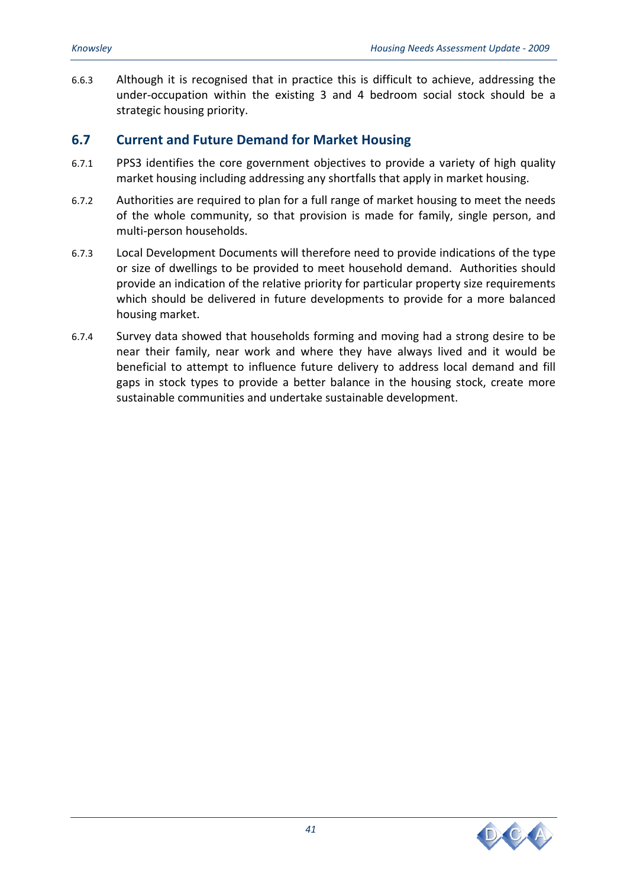6.6.3 Although it is recognised that in practice this is difficult to achieve, addressing the under-occupation within the existing 3 and 4 bedroom social stock should be a strategic housing priority.

## 6.7 Current and Future Demand for Market Housing

6.7.1 PPS3 identifies the core government objectives to provide a variety of high quality market housing including addressing any shortfalls that apply in market housing.

6.7.2 Authorities are required to plan for a full range of market housing to meet the needs of the whole community, so that provision is made for family, single person, and multi-person households.

6.7.3 Local Development Documents will therefore need to provide indications of the type or size of dwellings to be provided to meet household demand. Authorities should provide an indication of the relative priority for particular property size requirements which should be delivered in future developments to provide for a more balanced housing market.

6.7.4 Survey data showed that households forming and moving had a strong desire to be near their family, near work and where they have always lived and it would be beneficial to attempt to influence future delivery to address local demand and fill gaps in stock types to provide a better balance in the housing stock, create more sustainable communities and undertake sustainable development.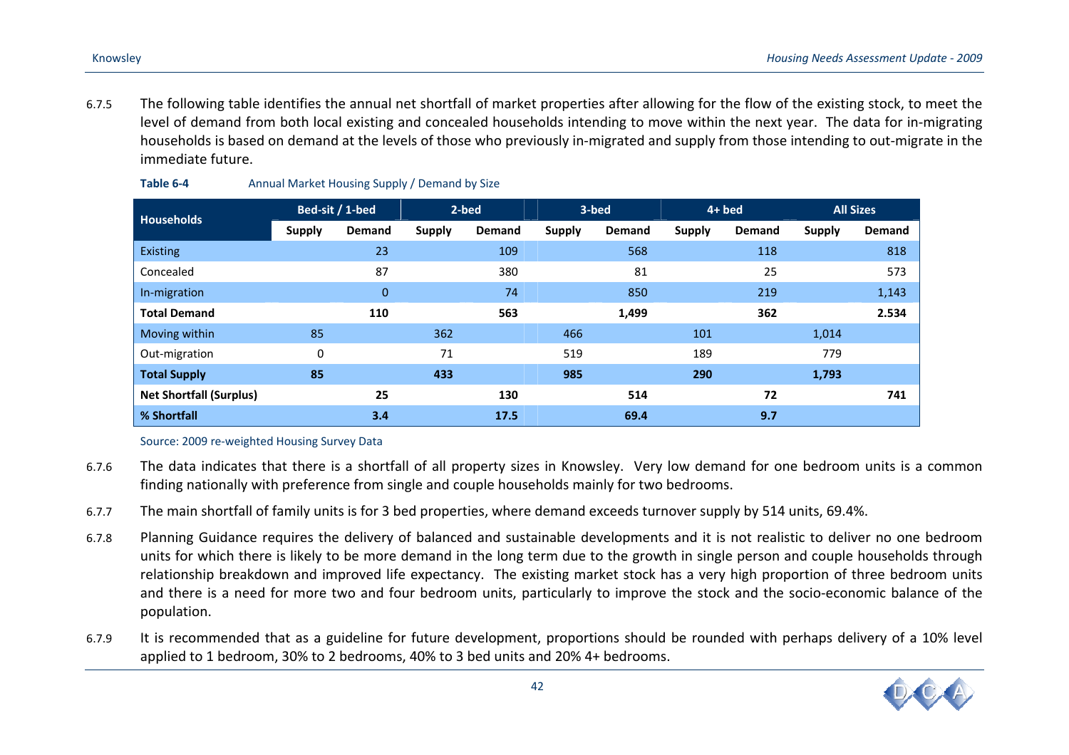6.7.5 The following table identifies the annual net shortfall of market properties after allowing for the flow of the existing stock, to meet the level of demand from both local existing and concealed households intending to move within the next year. The data for in-migrating households is based on demand at the levels of those who previously in-migrated and supply from those intending to out-migrate in the immediate future.

**Table 6-4** Annual Market Housing Supply / Demand by Size

| Households | Bed-sit / 1-bed | | 2-bed | | 3-bed | | 4+ bed | | All Sizes | |
|---|---|---|---|---|---|---|---|---|---|---|
| | Supply | Demand | Supply | Demand | Supply | Demand | Supply | Demand | Supply | Demand |
| Existing | | 23 | | 109 | | 568 | | 118 | | 818 |
| Concealed | | 87 | | 380 | | 81 | | 25 | | 573 |
| In-migration | | 0 | | 74 | | 850 | | 219 | | 1,143 |
| **Total Demand** | | **110** | | **563** | | **1,499** | | **362** | | **2.534** |
| Moving within | 85 | | 362 | | 466 | | 101 | | 1,014 | |
| Out-migration | 0 | | 71 | | 519 | | 189 | | 779 | |
| **Total Supply** | **85** | | **433** | | **985** | | **290** | | **1,793** | |
| **Net Shortfall (Surplus)** | | **25** | | **130** | | **514** | | **72** | | **741** |
| **% Shortfall** | | **3.4** | | **17.5** | | **69.4** | | **9.7** | | |

Source: 2009 re-weighted Housing Survey Data

6.7.6 The data indicates that there is a shortfall of all property sizes in Knowsley. Very low demand for one bedroom units is a common finding nationally with preference from single and couple households mainly for two bedrooms.

6.7.7 The main shortfall of family units is for 3 bed properties, where demand exceeds turnover supply by 514 units, 69.4%.

6.7.8 Planning Guidance requires the delivery of balanced and sustainable developments and it is not realistic to deliver no one bedroom units for which there is likely to be more demand in the long term due to the growth in single person and couple households through relationship breakdown and improved life expectancy. The existing market stock has a very high proportion of three bedroom units and there is a need for more two and four bedroom units, particularly to improve the stock and the socio-economic balance of the population.

6.7.9 It is recommended that as a guideline for future development, proportions should be rounded with perhaps delivery of a 10% level applied to 1 bedroom, 30% to 2 bedrooms, 40% to 3 bed units and 20% 4+ bedrooms.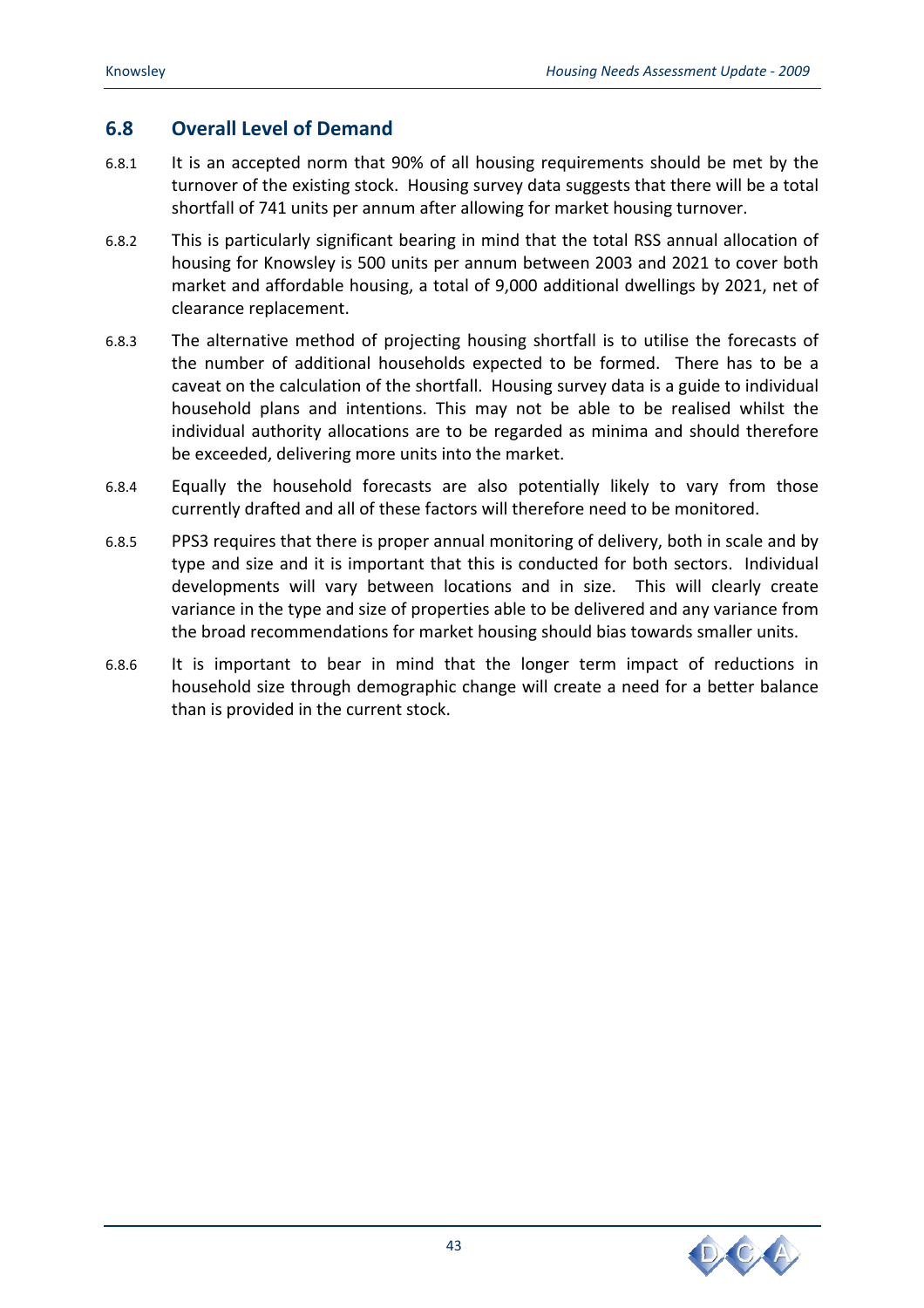## 6.8 Overall Level of Demand

6.8.1 It is an accepted norm that 90% of all housing requirements should be met by the turnover of the existing stock. Housing survey data suggests that there will be a total shortfall of 741 units per annum after allowing for market housing turnover.

6.8.2 This is particularly significant bearing in mind that the total RSS annual allocation of housing for Knowsley is 500 units per annum between 2003 and 2021 to cover both market and affordable housing, a total of 9,000 additional dwellings by 2021, net of clearance replacement.

6.8.3 The alternative method of projecting housing shortfall is to utilise the forecasts of the number of additional households expected to be formed. There has to be a caveat on the calculation of the shortfall. Housing survey data is a guide to individual household plans and intentions. This may not be able to be realised whilst the individual authority allocations are to be regarded as minima and should therefore be exceeded, delivering more units into the market.

6.8.4 Equally the household forecasts are also potentially likely to vary from those currently drafted and all of these factors will therefore need to be monitored.

6.8.5 PPS3 requires that there is proper annual monitoring of delivery, both in scale and by type and size and it is important that this is conducted for both sectors. Individual developments will vary between locations and in size. This will clearly create variance in the type and size of properties able to be delivered and any variance from the broad recommendations for market housing should bias towards smaller units.

6.8.6 It is important to bear in mind that the longer term impact of reductions in household size through demographic change will create a need for a better balance than is provided in the current stock.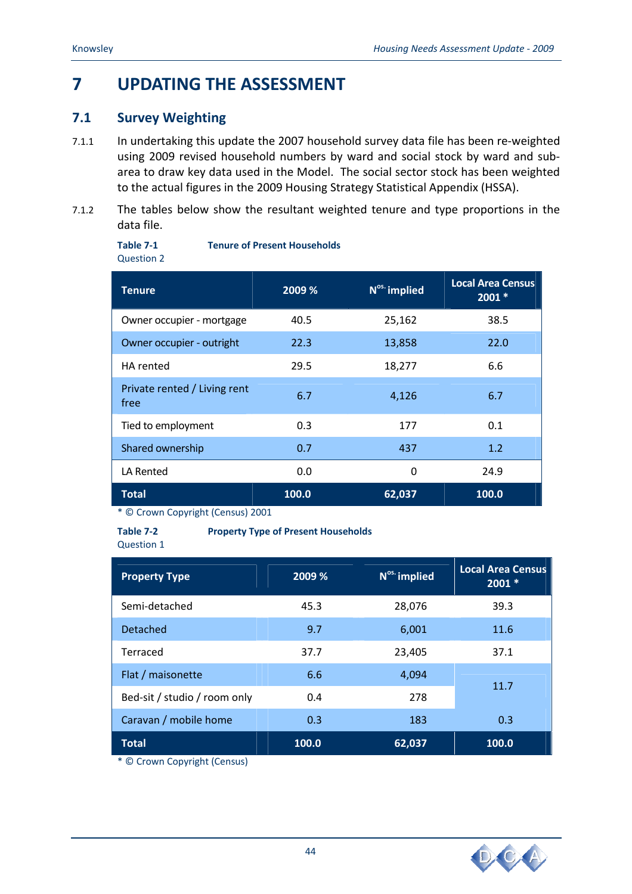# 7 UPDATING THE ASSESSMENT

## 7.1 Survey Weighting

7.1.1 In undertaking this update the 2007 household survey data file has been re-weighted using 2009 revised household numbers by ward and social stock by ward and sub-area to draw key data used in the Model. The social sector stock has been weighted to the actual figures in the 2009 Housing Strategy Statistical Appendix (HSSA).

7.1.2 The tables below show the resultant weighted tenure and type proportions in the data file.

**Table 7-1 Tenure of Present Households**
Question 2

| Tenure | 2009 % | N$^{os.}$ implied | Local Area Census 2001 * |
|---|---|---|---|
| Owner occupier - mortgage | 40.5 | 25,162 | 38.5 |
| Owner occupier - outright | 22.3 | 13,858 | 22.0 |
| HA rented | 29.5 | 18,277 | 6.6 |
| Private rented / Living rent free | 6.7 | 4,126 | 6.7 |
| Tied to employment | 0.3 | 177 | 0.1 |
| Shared ownership | 0.7 | 437 | 1.2 |
| LA Rented | 0.0 | 0 | 24.9 |
| **Total** | **100.0** | **62,037** | **100.0** |

* © Crown Copyright (Census) 2001

**Table 7-2 Property Type of Present Households**
Question 1

| Property Type | 2009 % | N$^{os.}$ implied | Local Area Census 2001 * |
|---|---|---|---|
| Semi-detached | 45.3 | 28,076 | 39.3 |
| Detached | 9.7 | 6,001 | 11.6 |
| Terraced | 37.7 | 23,405 | 37.1 |
| Flat / maisonette | 6.6 | 4,094 | 11.7 |
| Bed-sit / studio / room only | 0.4 | 278 | |
| Caravan / mobile home | 0.3 | 183 | 0.3 |
| **Total** | **100.0** | **62,037** | **100.0** |

* © Crown Copyright (Census)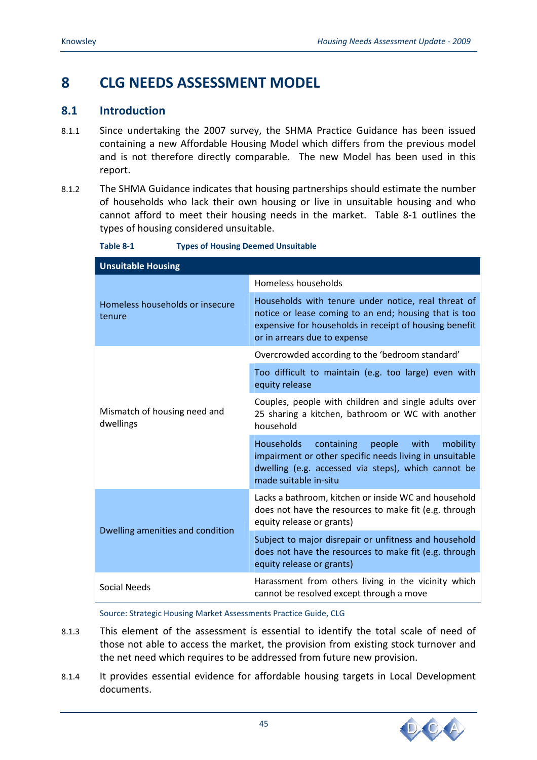# 8 CLG NEEDS ASSESSMENT MODEL

## 8.1 Introduction

8.1.1 Since undertaking the 2007 survey, the SHMA Practice Guidance has been issued containing a new Affordable Housing Model which differs from the previous model and is not therefore directly comparable. The new Model has been used in this report.

8.1.2 The SHMA Guidance indicates that housing partnerships should estimate the number of households who lack their own housing or live in unsuitable housing and who cannot afford to meet their housing needs in the market. Table 8-1 outlines the types of housing considered unsuitable.

**Table 8-1 Types of Housing Deemed Unsuitable**

| Unsuitable Housing | |
|---|---|
| Homeless households or insecure tenure | Homeless households |
| | Households with tenure under notice, real threat of notice or lease coming to an end; housing that is too expensive for households in receipt of housing benefit or in arrears due to expense |
| Mismatch of housing need and dwellings | Overcrowded according to the 'bedroom standard' |
| | Too difficult to maintain (e.g. too large) even with equity release |
| | Couples, people with children and single adults over 25 sharing a kitchen, bathroom or WC with another household |
| | Households containing people with mobility impairment or other specific needs living in unsuitable dwelling (e.g. accessed via steps), which cannot be made suitable in-situ |
| Dwelling amenities and condition | Lacks a bathroom, kitchen or inside WC and household does not have the resources to make fit (e.g. through equity release or grants) |
| | Subject to major disrepair or unfitness and household does not have the resources to make fit (e.g. through equity release or grants) |
| Social Needs | Harassment from others living in the vicinity which cannot be resolved except through a move |

Source: Strategic Housing Market Assessments Practice Guide, CLG

8.1.3 This element of the assessment is essential to identify the total scale of need of those not able to access the market, the provision from existing stock turnover and the net need which requires to be addressed from future new provision.

8.1.4 It provides essential evidence for affordable housing targets in Local Development documents.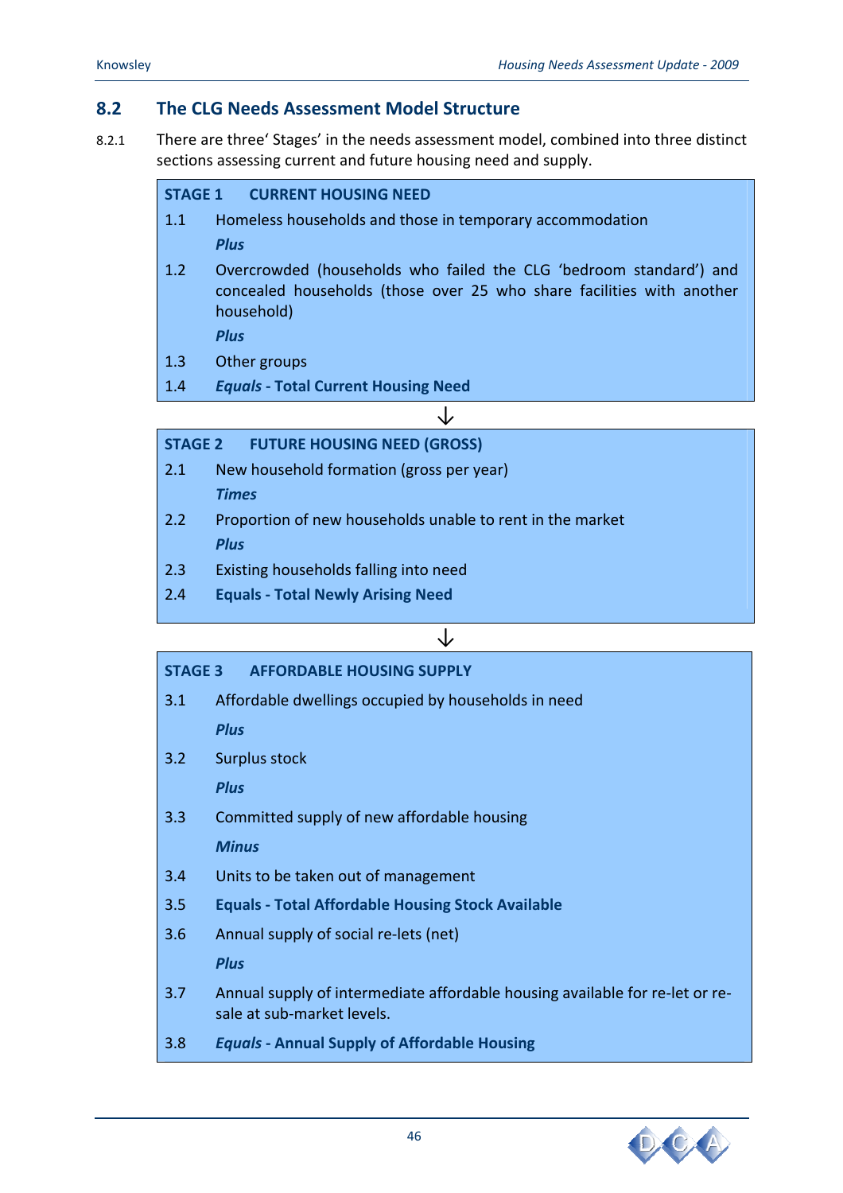## 8.2 The CLG Needs Assessment Model Structure

8.2.1 There are three' Stages' in the needs assessment model, combined into three distinct sections assessing current and future housing need and supply.

**STAGE 1 CURRENT HOUSING NEED**

1.1 Homeless households and those in temporary accommodation

*Plus*

1.2 Overcrowded (households who failed the CLG 'bedroom standard') and concealed households (those over 25 who share facilities with another household)

*Plus*

1.3 Other groups

1.4 ***Equals* - Total Current Housing Need**

↓

**STAGE 2 FUTURE HOUSING NEED (GROSS)**

2.1 New household formation (gross per year)

*Times*

2.2 Proportion of new households unable to rent in the market

*Plus*

2.3 Existing households falling into need

2.4 **Equals - Total Newly Arising Need**

↓

**STAGE 3 AFFORDABLE HOUSING SUPPLY**

3.1 Affordable dwellings occupied by households in need

*Plus*

3.2 Surplus stock

*Plus*

3.3 Committed supply of new affordable housing

*Minus*

3.4 Units to be taken out of management

3.5 **Equals - Total Affordable Housing Stock Available**

3.6 Annual supply of social re-lets (net)

*Plus*

3.7 Annual supply of intermediate affordable housing available for re-let or re-sale at sub-market levels.

3.8 ***Equals* - Annual Supply of Affordable Housing**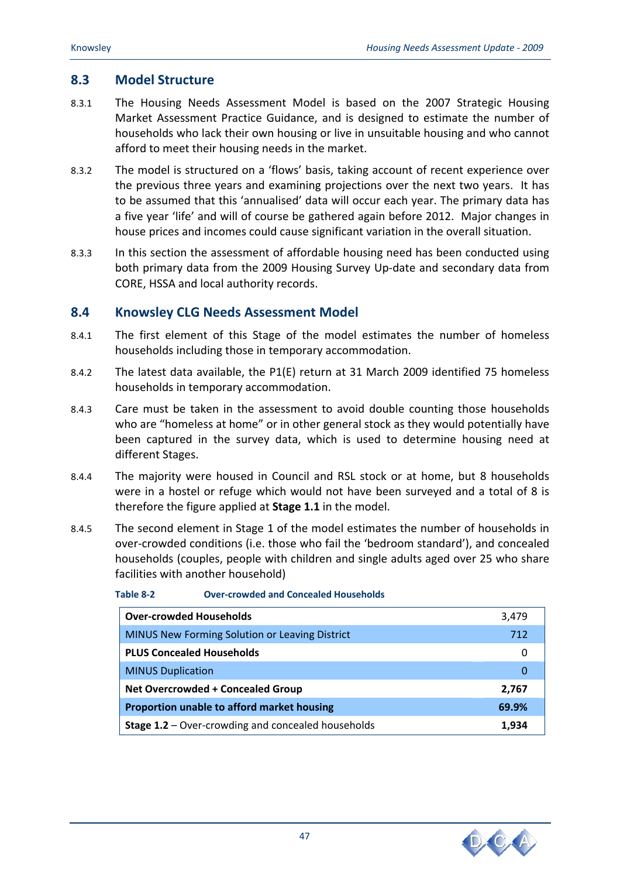## 8.3 Model Structure

8.3.1 The Housing Needs Assessment Model is based on the 2007 Strategic Housing Market Assessment Practice Guidance, and is designed to estimate the number of households who lack their own housing or live in unsuitable housing and who cannot afford to meet their housing needs in the market.

8.3.2 The model is structured on a 'flows' basis, taking account of recent experience over the previous three years and examining projections over the next two years. It has to be assumed that this 'annualised' data will occur each year. The primary data has a five year 'life' and will of course be gathered again before 2012. Major changes in house prices and incomes could cause significant variation in the overall situation.

8.3.3 In this section the assessment of affordable housing need has been conducted using both primary data from the 2009 Housing Survey Up-date and secondary data from CORE, HSSA and local authority records.

## 8.4 Knowsley CLG Needs Assessment Model

8.4.1 The first element of this Stage of the model estimates the number of homeless households including those in temporary accommodation.

8.4.2 The latest data available, the P1(E) return at 31 March 2009 identified 75 homeless households in temporary accommodation.

8.4.3 Care must be taken in the assessment to avoid double counting those households who are "homeless at home" or in other general stock as they would potentially have been captured in the survey data, which is used to determine housing need at different Stages.

8.4.4 The majority were housed in Council and RSL stock or at home, but 8 households were in a hostel or refuge which would not have been surveyed and a total of 8 is therefore the figure applied at **Stage 1.1** in the model.

8.4.5 The second element in Stage 1 of the model estimates the number of households in over-crowded conditions (i.e. those who fail the 'bedroom standard'), and concealed households (couples, people with children and single adults aged over 25 who share facilities with another household)

**Table 8-2 Over-crowded and Concealed Households**

| | |
|---|---|
| **Over-crowded Households** | 3,479 |
| MINUS New Forming Solution or Leaving District | 712 |
| **PLUS Concealed Households** | 0 |
| MINUS Duplication | 0 |
| **Net Overcrowded + Concealed Group** | **2,767** |
| **Proportion unable to afford market housing** | **69.9%** |
| **Stage 1.2** – Over-crowding and concealed households | **1,934** |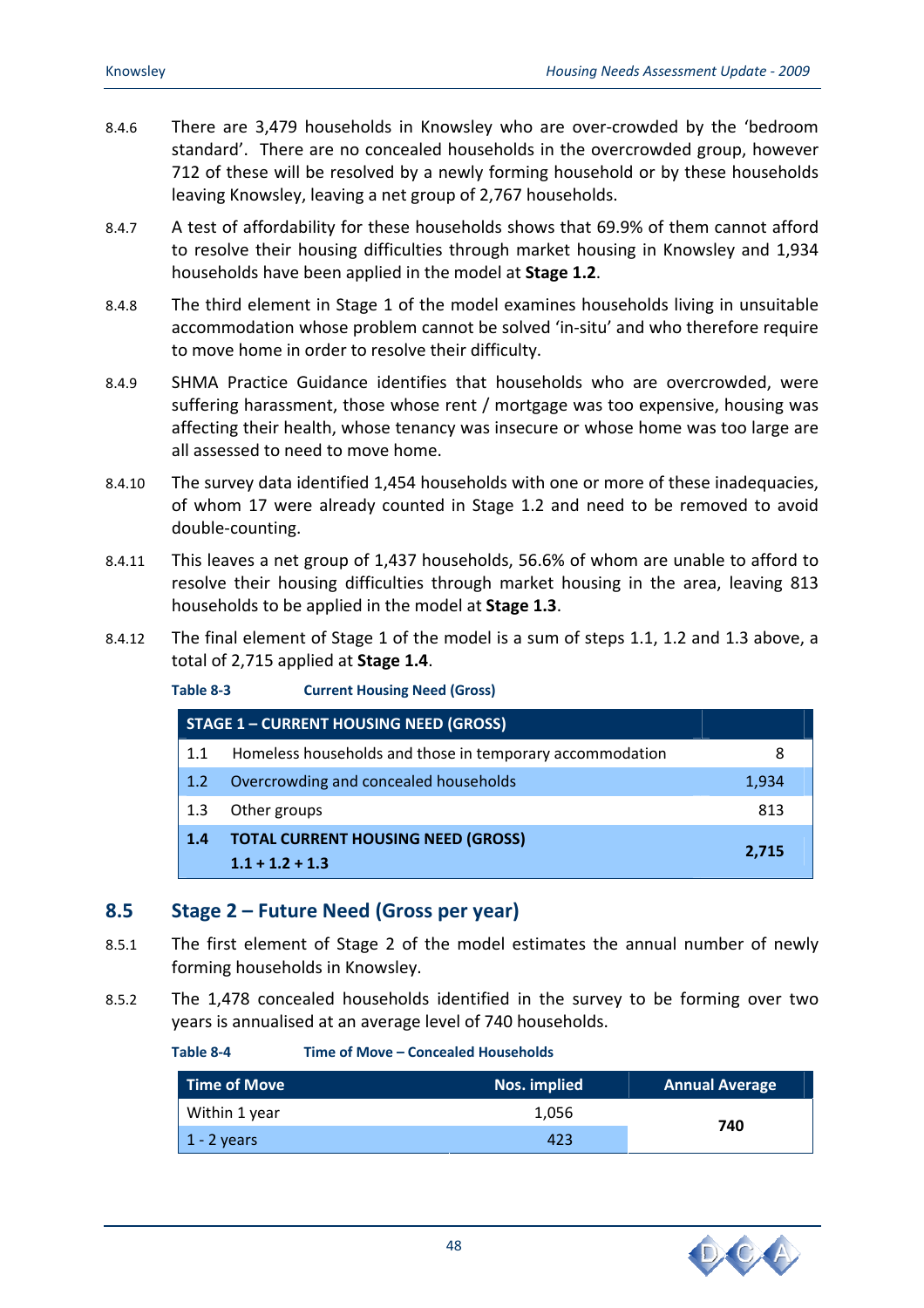8.4.6 There are 3,479 households in Knowsley who are over-crowded by the 'bedroom standard'. There are no concealed households in the overcrowded group, however 712 of these will be resolved by a newly forming household or by these households leaving Knowsley, leaving a net group of 2,767 households.

8.4.7 A test of affordability for these households shows that 69.9% of them cannot afford to resolve their housing difficulties through market housing in Knowsley and 1,934 households have been applied in the model at **Stage 1.2**.

8.4.8 The third element in Stage 1 of the model examines households living in unsuitable accommodation whose problem cannot be solved 'in-situ' and who therefore require to move home in order to resolve their difficulty.

8.4.9 SHMA Practice Guidance identifies that households who are overcrowded, were suffering harassment, those whose rent / mortgage was too expensive, housing was affecting their health, whose tenancy was insecure or whose home was too large are all assessed to need to move home.

8.4.10 The survey data identified 1,454 households with one or more of these inadequacies, of whom 17 were already counted in Stage 1.2 and need to be removed to avoid double-counting.

8.4.11 This leaves a net group of 1,437 households, 56.6% of whom are unable to afford to resolve their housing difficulties through market housing in the area, leaving 813 households to be applied in the model at **Stage 1.3**.

8.4.12 The final element of Stage 1 of the model is a sum of steps 1.1, 1.2 and 1.3 above, a total of 2,715 applied at **Stage 1.4**.

**Table 8-3 Current Housing Need (Gross)**

| STAGE 1 – CURRENT HOUSING NEED (GROSS) | | |
|---|---|---|
| 1.1 | Homeless households and those in temporary accommodation | 8 |
| 1.2 | Overcrowding and concealed households | 1,934 |
| 1.3 | Other groups | 813 |
| **1.4** | **TOTAL CURRENT HOUSING NEED (GROSS) 1.1 + 1.2 + 1.3** | **2,715** |

## 8.5 Stage 2 – Future Need (Gross per year)

8.5.1 The first element of Stage 2 of the model estimates the annual number of newly forming households in Knowsley.

8.5.2 The 1,478 concealed households identified in the survey to be forming over two years is annualised at an average level of 740 households.

**Table 8-4 Time of Move – Concealed Households**

| Time of Move | Nos. implied | Annual Average |
|---|---|---|
| Within 1 year | 1,056 | **740** |
| 1 - 2 years | 423 | |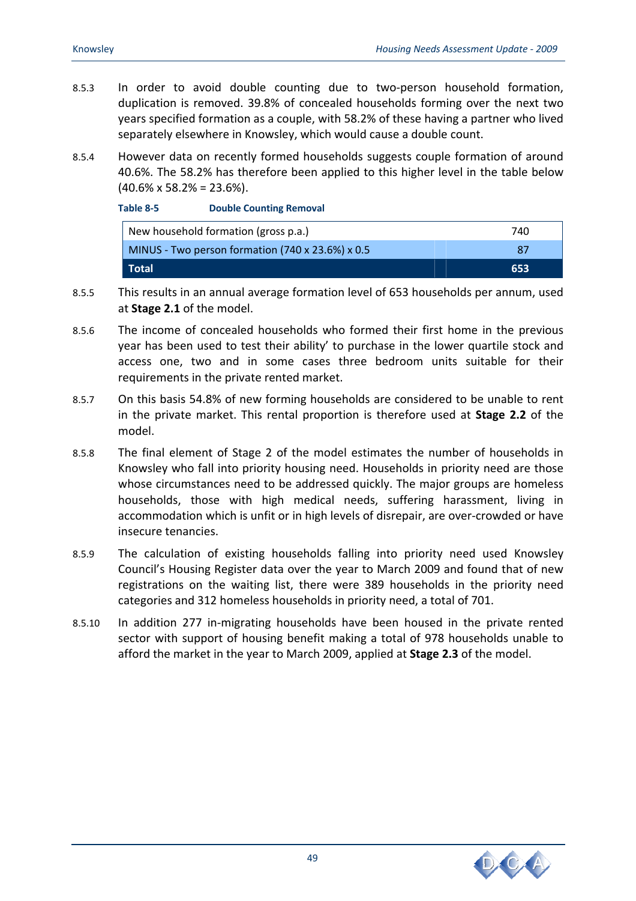8.5.3 In order to avoid double counting due to two-person household formation, duplication is removed. 39.8% of concealed households forming over the next two years specified formation as a couple, with 58.2% of these having a partner who lived separately elsewhere in Knowsley, which would cause a double count.

8.5.4 However data on recently formed households suggests couple formation of around 40.6%. The 58.2% has therefore been applied to this higher level in the table below (40.6% x 58.2% = 23.6%).

**Table 8-5 Double Counting Removal**

| | |
|---|---|
| New household formation (gross p.a.) | 740 |
| MINUS - Two person formation (740 x 23.6%) x 0.5 | 87 |
| **Total** | **653** |

8.5.5 This results in an annual average formation level of 653 households per annum, used at **Stage 2.1** of the model.

8.5.6 The income of concealed households who formed their first home in the previous year has been used to test their ability' to purchase in the lower quartile stock and access one, two and in some cases three bedroom units suitable for their requirements in the private rented market.

8.5.7 On this basis 54.8% of new forming households are considered to be unable to rent in the private market. This rental proportion is therefore used at **Stage 2.2** of the model.

8.5.8 The final element of Stage 2 of the model estimates the number of households in Knowsley who fall into priority housing need. Households in priority need are those whose circumstances need to be addressed quickly. The major groups are homeless households, those with high medical needs, suffering harassment, living in accommodation which is unfit or in high levels of disrepair, are over-crowded or have insecure tenancies.

8.5.9 The calculation of existing households falling into priority need used Knowsley Council's Housing Register data over the year to March 2009 and found that of new registrations on the waiting list, there were 389 households in the priority need categories and 312 homeless households in priority need, a total of 701.

8.5.10 In addition 277 in-migrating households have been housed in the private rented sector with support of housing benefit making a total of 978 households unable to afford the market in the year to March 2009, applied at **Stage 2.3** of the model.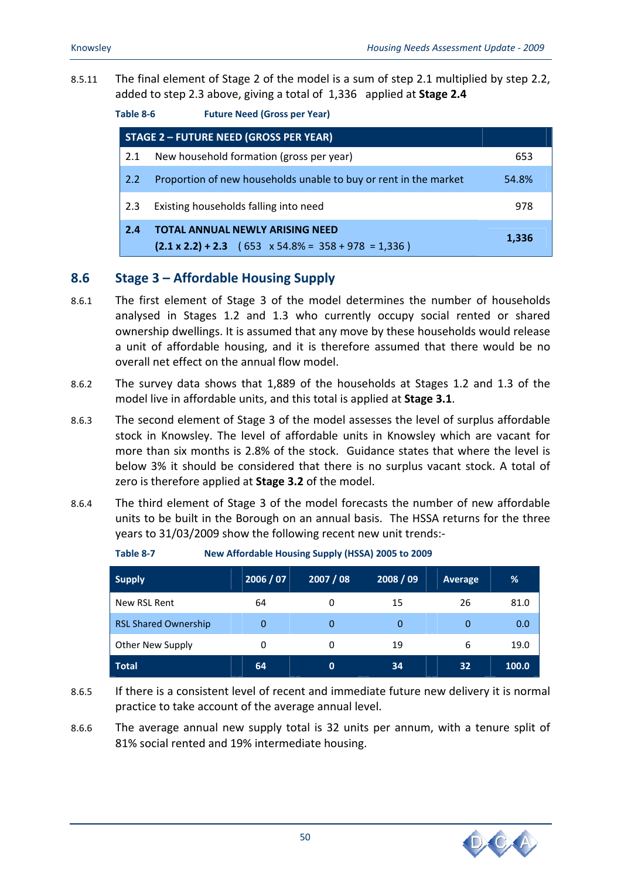8.5.11 The final element of Stage 2 of the model is a sum of step 2.1 multiplied by step 2.2, added to step 2.3 above, giving a total of 1,336 applied at **Stage 2.4**

**Table 8-6 Future Need (Gross per Year)**

| STAGE 2 – FUTURE NEED (GROSS PER YEAR) | | |
|---|---|---|
| 2.1 | New household formation (gross per year) | 653 |
| 2.2 | Proportion of new households unable to buy or rent in the market | 54.8% |
| 2.3 | Existing households falling into need | 978 |
| **2.4** | **TOTAL ANNUAL NEWLY ARISING NEED** **(2.1 x 2.2) + 2.3** ( 653 x 54.8% = 358 + 978 = 1,336 ) | **1,336** |

## 8.6 Stage 3 – Affordable Housing Supply

8.6.1 The first element of Stage 3 of the model determines the number of households analysed in Stages 1.2 and 1.3 who currently occupy social rented or shared ownership dwellings. It is assumed that any move by these households would release a unit of affordable housing, and it is therefore assumed that there would be no overall net effect on the annual flow model.

8.6.2 The survey data shows that 1,889 of the households at Stages 1.2 and 1.3 of the model live in affordable units, and this total is applied at **Stage 3.1**.

8.6.3 The second element of Stage 3 of the model assesses the level of surplus affordable stock in Knowsley. The level of affordable units in Knowsley which are vacant for more than six months is 2.8% of the stock. Guidance states that where the level is below 3% it should be considered that there is no surplus vacant stock. A total of zero is therefore applied at **Stage 3.2** of the model.

8.6.4 The third element of Stage 3 of the model forecasts the number of new affordable units to be built in the Borough on an annual basis. The HSSA returns for the three years to 31/03/2009 show the following recent new unit trends:-

**Table 8-7 New Affordable Housing Supply (HSSA) 2005 to 2009**

| Supply | 2006 / 07 | 2007 / 08 | 2008 / 09 | Average | % |
|---|---|---|---|---|---|
| New RSL Rent | 64 | 0 | 15 | 26 | 81.0 |
| RSL Shared Ownership | 0 | 0 | 0 | 0 | 0.0 |
| Other New Supply | 0 | 0 | 19 | 6 | 19.0 |
| **Total** | **64** | **0** | **34** | **32** | **100.0** |

8.6.5 If there is a consistent level of recent and immediate future new delivery it is normal practice to take account of the average annual level.

8.6.6 The average annual new supply total is 32 units per annum, with a tenure split of 81% social rented and 19% intermediate housing.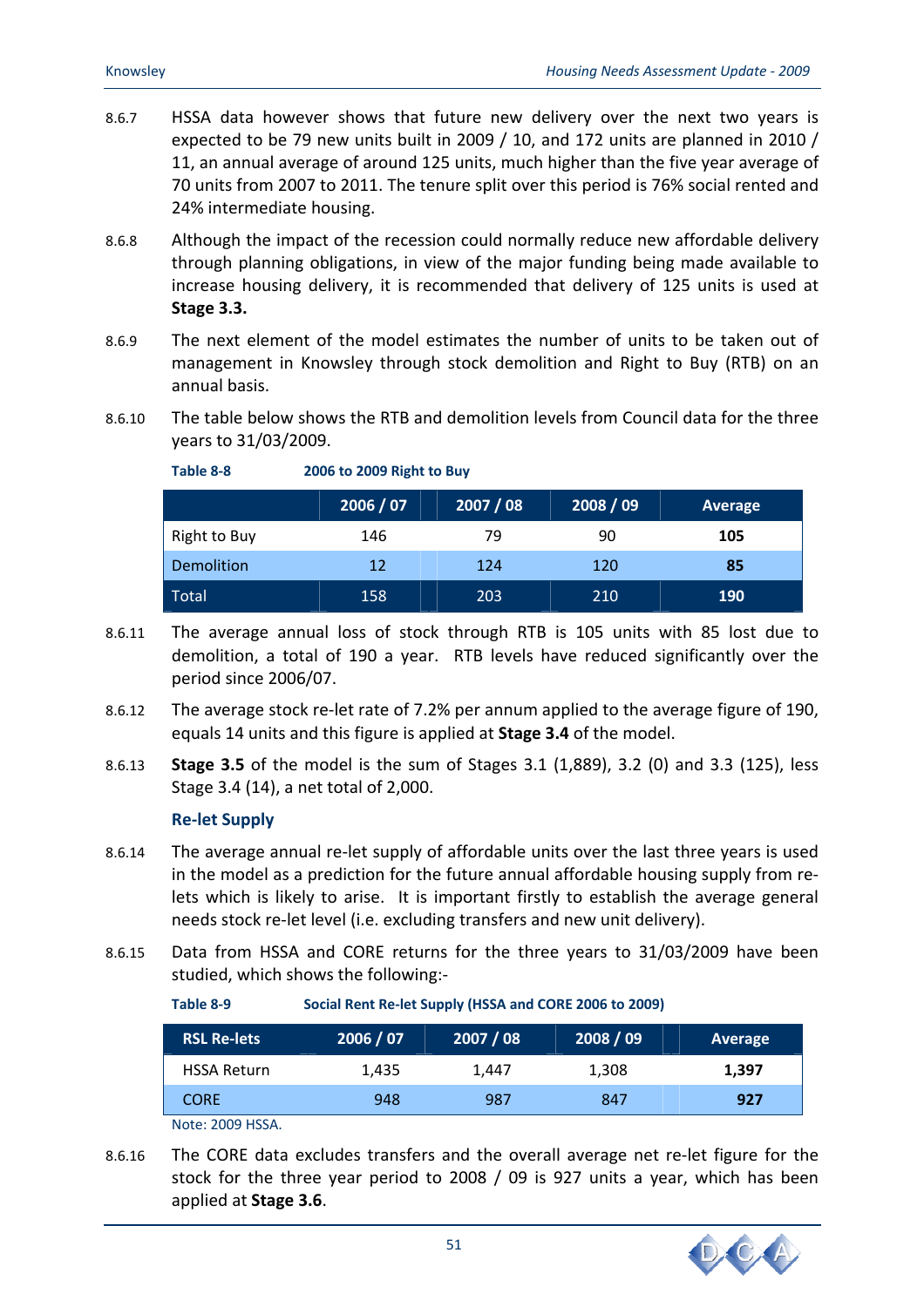8.6.7 HSSA data however shows that future new delivery over the next two years is expected to be 79 new units built in 2009 / 10, and 172 units are planned in 2010 / 11, an annual average of around 125 units, much higher than the five year average of 70 units from 2007 to 2011. The tenure split over this period is 76% social rented and 24% intermediate housing.

8.6.8 Although the impact of the recession could normally reduce new affordable delivery through planning obligations, in view of the major funding being made available to increase housing delivery, it is recommended that delivery of 125 units is used at **Stage 3.3.**

8.6.9 The next element of the model estimates the number of units to be taken out of management in Knowsley through stock demolition and Right to Buy (RTB) on an annual basis.

8.6.10 The table below shows the RTB and demolition levels from Council data for the three years to 31/03/2009.

**Table 8-8 2006 to 2009 Right to Buy**

| | 2006 / 07 | 2007 / 08 | 2008 / 09 | Average |
|---|---|---|---|---|
| Right to Buy | 146 | 79 | 90 | **105** |
| Demolition | 12 | 124 | 120 | **85** |
| Total | 158 | 203 | 210 | **190** |

8.6.11 The average annual loss of stock through RTB is 105 units with 85 lost due to demolition, a total of 190 a year. RTB levels have reduced significantly over the period since 2006/07.

8.6.12 The average stock re-let rate of 7.2% per annum applied to the average figure of 190, equals 14 units and this figure is applied at **Stage 3.4** of the model.

8.6.13 **Stage 3.5** of the model is the sum of Stages 3.1 (1,889), 3.2 (0) and 3.3 (125), less Stage 3.4 (14), a net total of 2,000.

### Re-let Supply

8.6.14 The average annual re-let supply of affordable units over the last three years is used in the model as a prediction for the future annual affordable housing supply from re-lets which is likely to arise. It is important firstly to establish the average general needs stock re-let level (i.e. excluding transfers and new unit delivery).

8.6.15 Data from HSSA and CORE returns for the three years to 31/03/2009 have been studied, which shows the following:-

**Table 8-9 Social Rent Re-let Supply (HSSA and CORE 2006 to 2009)**

| RSL Re-lets | 2006 / 07 | 2007 / 08 | 2008 / 09 | Average |
|---|---|---|---|---|
| HSSA Return | 1,435 | 1,447 | 1,308 | **1,397** |
| CORE | 948 | 987 | 847 | **927** |

Note: 2009 HSSA.

8.6.16 The CORE data excludes transfers and the overall average net re-let figure for the stock for the three year period to 2008 / 09 is 927 units a year, which has been applied at **Stage 3.6**.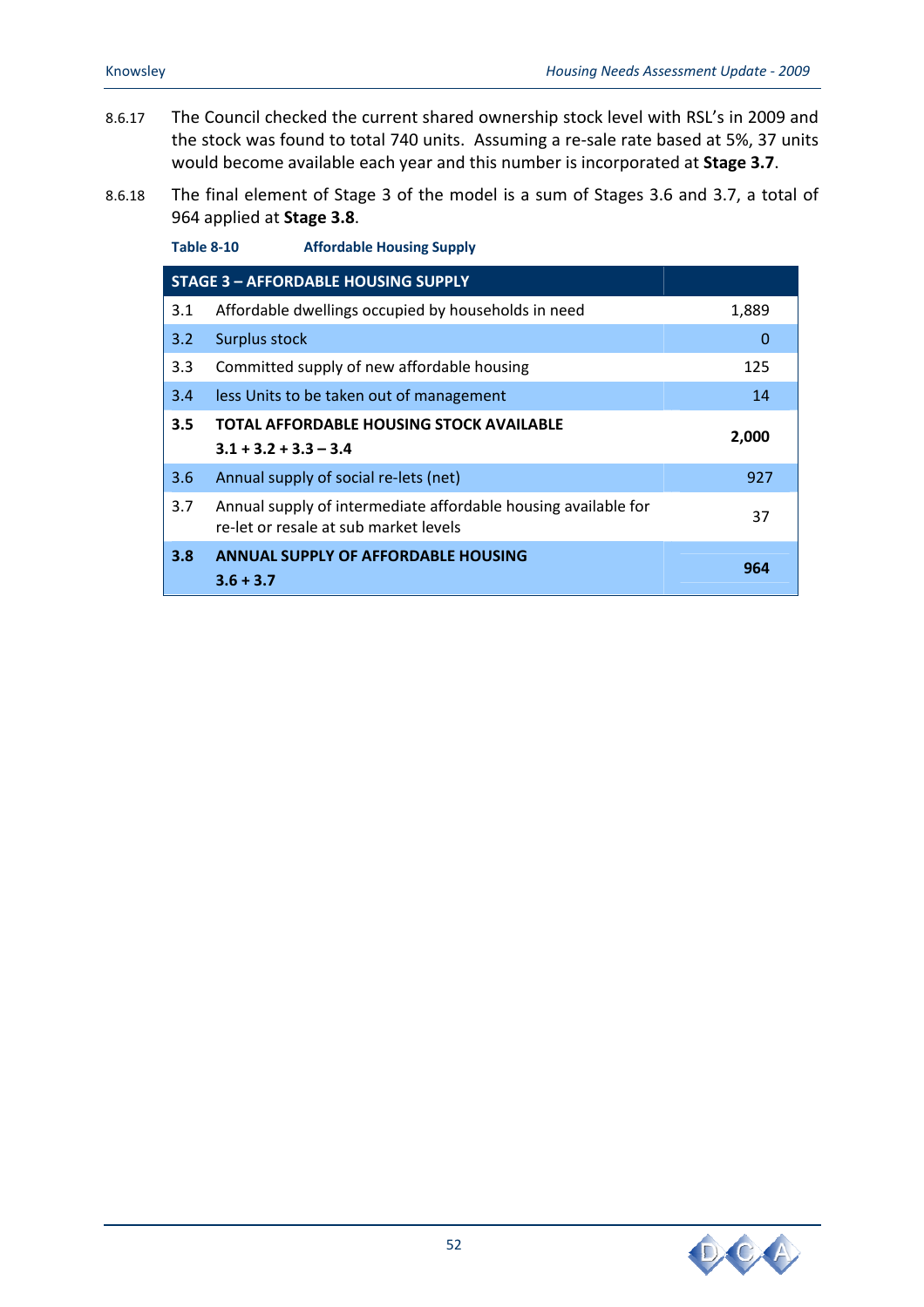8.6.17 The Council checked the current shared ownership stock level with RSL's in 2009 and the stock was found to total 740 units. Assuming a re-sale rate based at 5%, 37 units would become available each year and this number is incorporated at **Stage 3.7**.

8.6.18 The final element of Stage 3 of the model is a sum of Stages 3.6 and 3.7, a total of 964 applied at **Stage 3.8**.

**Table 8-10 Affordable Housing Supply**

| **STAGE 3 – AFFORDABLE HOUSING SUPPLY** | | |
|---|---|---|
| 3.1 | Affordable dwellings occupied by households in need | 1,889 |
| 3.2 | Surplus stock | 0 |
| 3.3 | Committed supply of new affordable housing | 125 |
| 3.4 | less Units to be taken out of management | 14 |
| **3.5** | **TOTAL AFFORDABLE HOUSING STOCK AVAILABLE 3.1 + 3.2 + 3.3 – 3.4** | **2,000** |
| 3.6 | Annual supply of social re-lets (net) | 927 |
| 3.7 | Annual supply of intermediate affordable housing available for re-let or resale at sub market levels | 37 |
| **3.8** | **ANNUAL SUPPLY OF AFFORDABLE HOUSING 3.6 + 3.7** | **964** |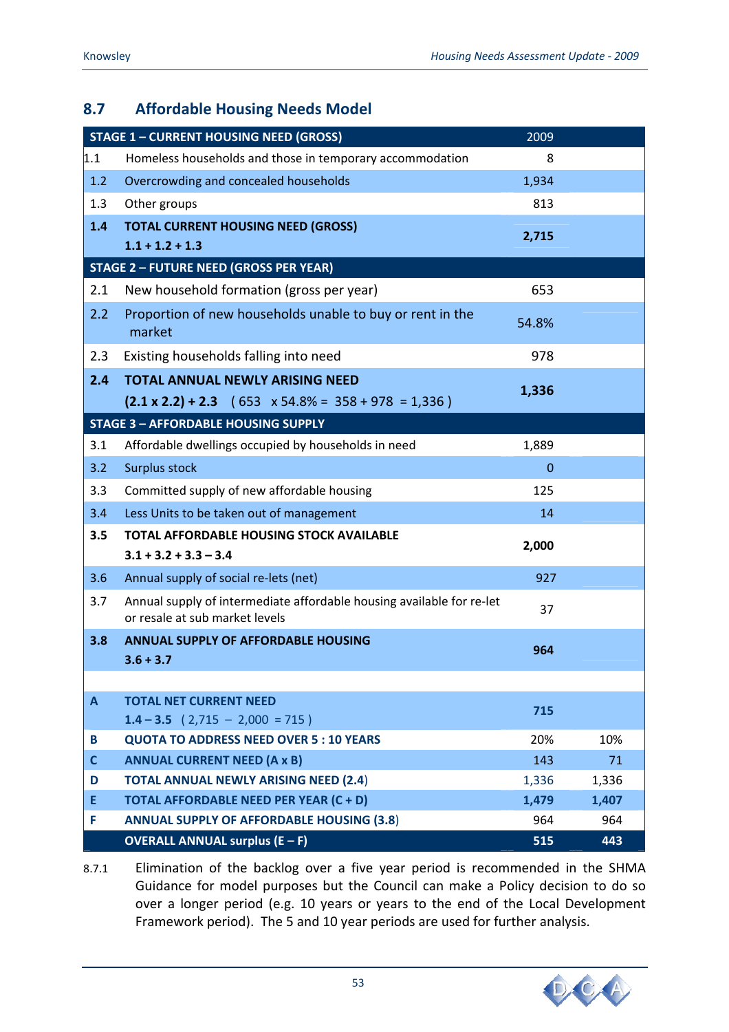## 8.7 Affordable Housing Needs Model

| | STAGE 1 – CURRENT HOUSING NEED (GROSS) | 2009 | |
|---|---|---|---|
| 1.1 | Homeless households and those in temporary accommodation | 8 | |
| 1.2 | Overcrowding and concealed households | 1,934 | |
| 1.3 | Other groups | 813 | |
| **1.4** | **TOTAL CURRENT HOUSING NEED (GROSS) 1.1 + 1.2 + 1.3** | **2,715** | |
| | **STAGE 2 – FUTURE NEED (GROSS PER YEAR)** | | |
| 2.1 | New household formation (gross per year) | 653 | |
| 2.2 | Proportion of new households unable to buy or rent in the market | 54.8% | |
| 2.3 | Existing households falling into need | 978 | |
| **2.4** | **TOTAL ANNUAL NEWLY ARISING NEED (2.1 x 2.2) + 2.3** ( 653 x 54.8% = 358 + 978 = 1,336 ) | **1,336** | |
| | **STAGE 3 – AFFORDABLE HOUSING SUPPLY** | | |
| 3.1 | Affordable dwellings occupied by households in need | 1,889 | |
| 3.2 | Surplus stock | 0 | |
| 3.3 | Committed supply of new affordable housing | 125 | |
| 3.4 | Less Units to be taken out of management | 14 | |
| **3.5** | **TOTAL AFFORDABLE HOUSING STOCK AVAILABLE 3.1 + 3.2 + 3.3 – 3.4** | **2,000** | |
| 3.6 | Annual supply of social re-lets (net) | 927 | |
| 3.7 | Annual supply of intermediate affordable housing available for re-let or resale at sub market levels | 37 | |
| **3.8** | **ANNUAL SUPPLY OF AFFORDABLE HOUSING 3.6 + 3.7** | **964** | |
| | | | |
| **A** | **TOTAL NET CURRENT NEED 1.4 – 3.5** ( 2,715 – 2,000 = 715 ) | **715** | |
| **B** | **QUOTA TO ADDRESS NEED OVER 5 : 10 YEARS** | 20% | 10% |
| **C** | **ANNUAL CURRENT NEED (A x B)** | 143 | 71 |
| **D** | **TOTAL ANNUAL NEWLY ARISING NEED (2.4)** | 1,336 | 1,336 |
| **E** | **TOTAL AFFORDABLE NEED PER YEAR (C + D)** | **1,479** | **1,407** |
| **F** | **ANNUAL SUPPLY OF AFFORDABLE HOUSING (3.8)** | 964 | 964 |
| | **OVERALL ANNUAL surplus (E – F)** | **515** | **443** |

8.7.1 Elimination of the backlog over a five year period is recommended in the SHMA Guidance for model purposes but the Council can make a Policy decision to do so over a longer period (e.g. 10 years or years to the end of the Local Development Framework period). The 5 and 10 year periods are used for further analysis.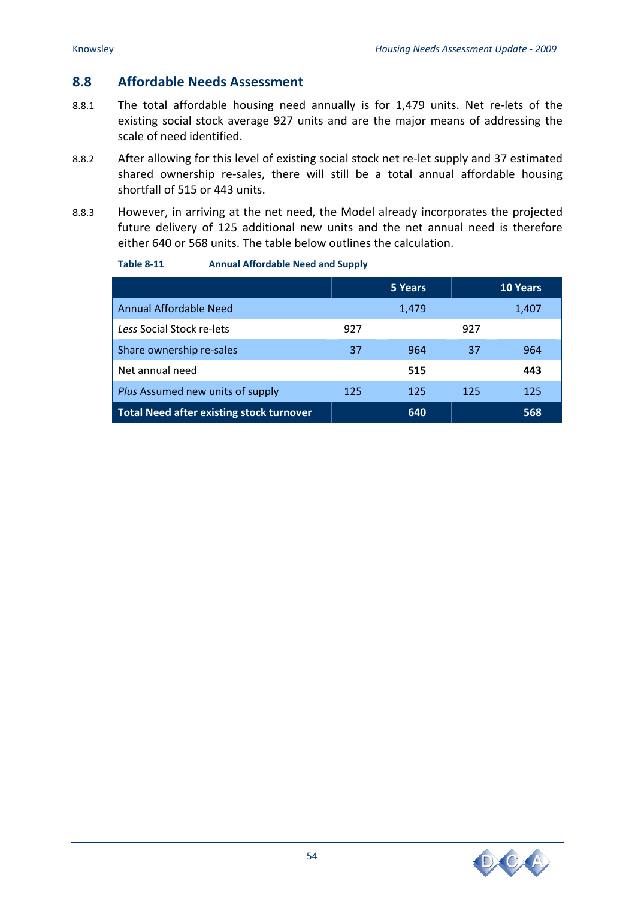## 8.8 Affordable Needs Assessment

8.8.1 The total affordable housing need annually is for 1,479 units. Net re-lets of the existing social stock average 927 units and are the major means of addressing the scale of need identified.

8.8.2 After allowing for this level of existing social stock net re-let supply and 37 estimated shared ownership re-sales, there will still be a total annual affordable housing shortfall of 515 or 443 units.

8.8.3 However, in arriving at the net need, the Model already incorporates the projected future delivery of 125 additional new units and the net annual need is therefore either 640 or 568 units. The table below outlines the calculation.

**Table 8-11 Annual Affordable Need and Supply**

| | | 5 Years | | 10 Years |
|---|---|---|---|---|
| Annual Affordable Need | | 1,479 | | 1,407 |
| *Less* Social Stock re-lets | 927 | | 927 | |
| Share ownership re-sales | 37 | 964 | 37 | 964 |
| Net annual need | | **515** | | **443** |
| *Plus* Assumed new units of supply | 125 | 125 | 125 | 125 |
| **Total Need after existing stock turnover** | | **640** | | **568** |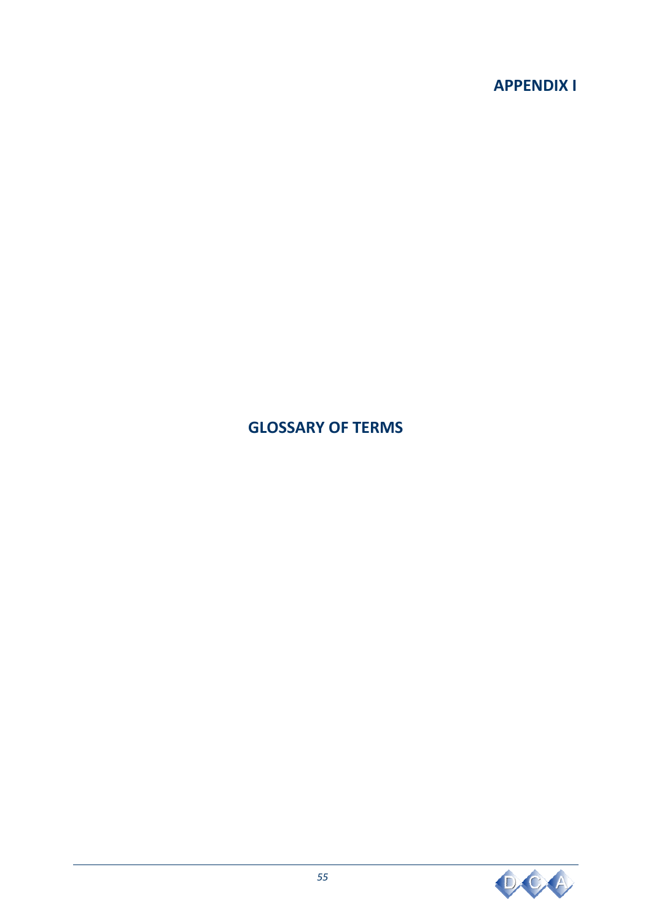# APPENDIX I

## GLOSSARY OF TERMS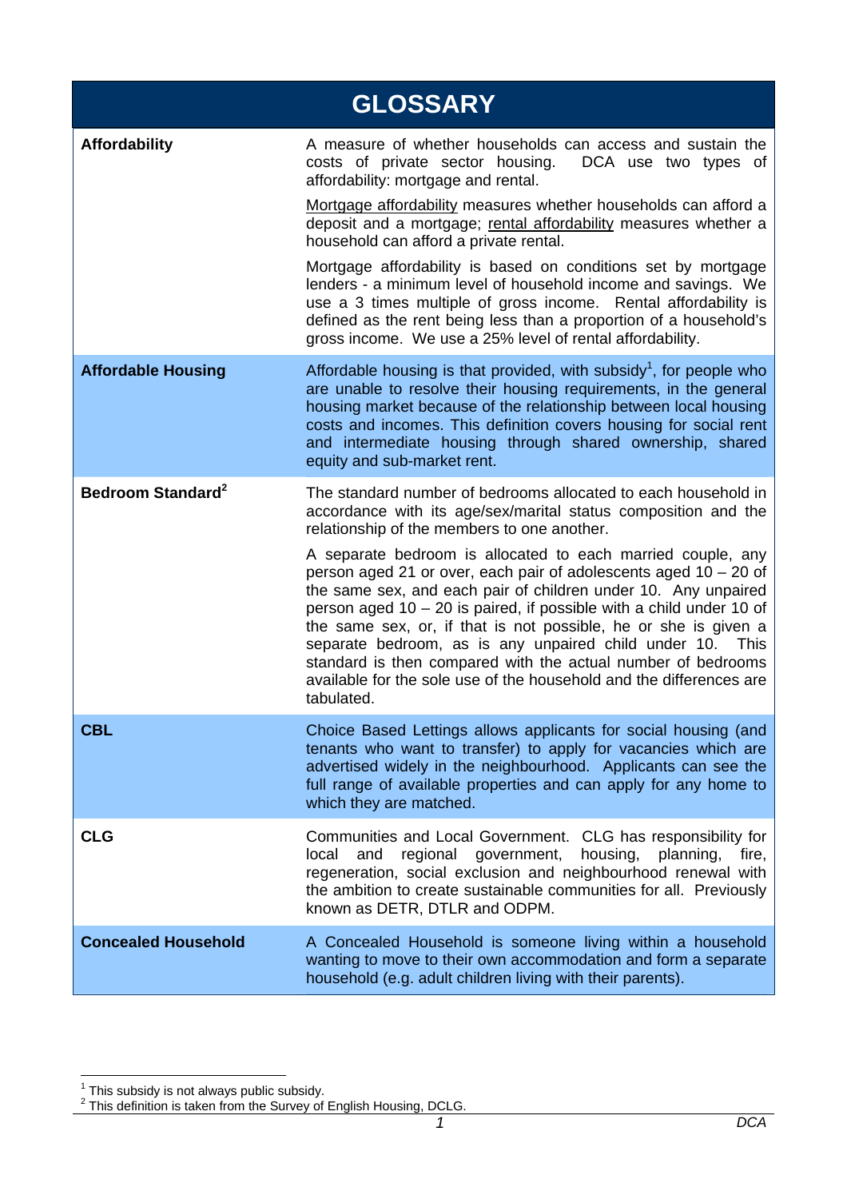# GLOSSARY

| | |
|---|---|
| **Affordability** | A measure of whether households can access and sustain the costs of private sector housing. DCA use two types of affordability: mortgage and rental.<br><br>Mortgage affordability measures whether households can afford a deposit and a mortgage; rental affordability measures whether a household can afford a private rental.<br><br>Mortgage affordability is based on conditions set by mortgage lenders - a minimum level of household income and savings. We use a 3 times multiple of gross income. Rental affordability is defined as the rent being less than a proportion of a household's gross income. We use a 25% level of rental affordability. |
| **Affordable Housing** | Affordable housing is that provided, with subsidy[1], for people who are unable to resolve their housing requirements, in the general housing market because of the relationship between local housing costs and incomes. This definition covers housing for social rent and intermediate housing through shared ownership, shared equity and sub-market rent. |
| **Bedroom Standard**[2] | The standard number of bedrooms allocated to each household in accordance with its age/sex/marital status composition and the relationship of the members to one another.<br><br>A separate bedroom is allocated to each married couple, any person aged 21 or over, each pair of adolescents aged 10 – 20 of the same sex, and each pair of children under 10. Any unpaired person aged 10 – 20 is paired, if possible with a child under 10 of the same sex, or, if that is not possible, he or she is given a separate bedroom, as is any unpaired child under 10. This standard is then compared with the actual number of bedrooms available for the sole use of the household and the differences are tabulated. |
| **CBL** | Choice Based Lettings allows applicants for social housing (and tenants who want to transfer) to apply for vacancies which are advertised widely in the neighbourhood. Applicants can see the full range of available properties and can apply for any home to which they are matched. |
| **CLG** | Communities and Local Government. CLG has responsibility for local and regional government, housing, planning, fire, regeneration, social exclusion and neighbourhood renewal with the ambition to create sustainable communities for all. Previously known as DETR, DTLR and ODPM. |
| **Concealed Household** | A Concealed Household is someone living within a household wanting to move to their own accommodation and form a separate household (e.g. adult children living with their parents). |

[1] This subsidy is not always public subsidy.
[2] This definition is taken from the Survey of English Housing, DCLG.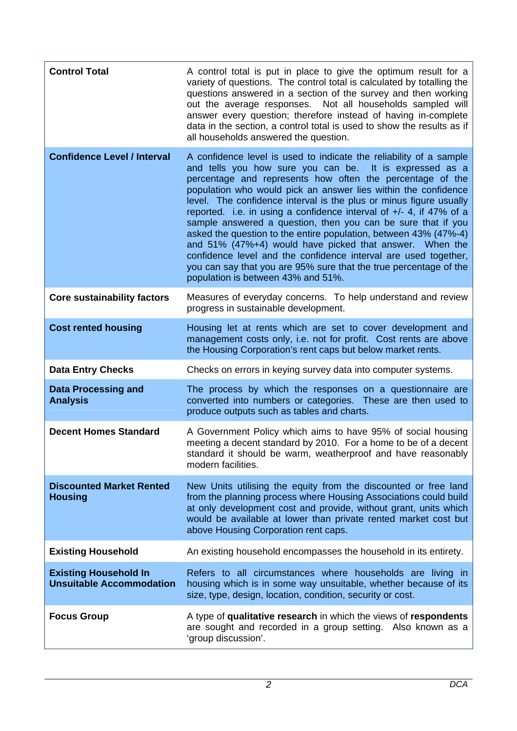| | |
|---|---|
| **Control Total** | A control total is put in place to give the optimum result for a variety of questions. The control total is calculated by totalling the questions answered in a section of the survey and then working out the average responses. Not all households sampled will answer every question; therefore instead of having in-complete data in the section, a control total is used to show the results as if all households answered the question. |
| **Confidence Level / Interval** | A confidence level is used to indicate the reliability of a sample and tells you how sure you can be. It is expressed as a percentage and represents how often the percentage of the population who would pick an answer lies within the confidence level. The confidence interval is the plus or minus figure usually reported. i.e. in using a confidence interval of +/- 4, if 47% of a sample answered a question, then you can be sure that if you asked the question to the entire population, between 43% (47%-4) and 51% (47%+4) would have picked that answer. When the confidence level and the confidence interval are used together, you can say that you are 95% sure that the true percentage of the population is between 43% and 51%. |
| **Core sustainability factors** | Measures of everyday concerns. To help understand and review progress in sustainable development. |
| **Cost rented housing** | Housing let at rents which are set to cover development and management costs only, i.e. not for profit. Cost rents are above the Housing Corporation's rent caps but below market rents. |
| **Data Entry Checks** | Checks on errors in keying survey data into computer systems. |
| **Data Processing and Analysis** | The process by which the responses on a questionnaire are converted into numbers or categories. These are then used to produce outputs such as tables and charts. |
| **Decent Homes Standard** | A Government Policy which aims to have 95% of social housing meeting a decent standard by 2010. For a home to be of a decent standard it should be warm, weatherproof and have reasonably modern facilities. |
| **Discounted Market Rented Housing** | New Units utilising the equity from the discounted or free land from the planning process where Housing Associations could build at only development cost and provide, without grant, units which would be available at lower than private rented market cost but above Housing Corporation rent caps. |
| **Existing Household** | An existing household encompasses the household in its entirety. |
| **Existing Household In Unsuitable Accommodation** | Refers to all circumstances where households are living in housing which is in some way unsuitable, whether because of its size, type, design, location, condition, security or cost. |
| **Focus Group** | A type of **qualitative research** in which the views of **respondents** are sought and recorded in a group setting. Also known as a 'group discussion'. |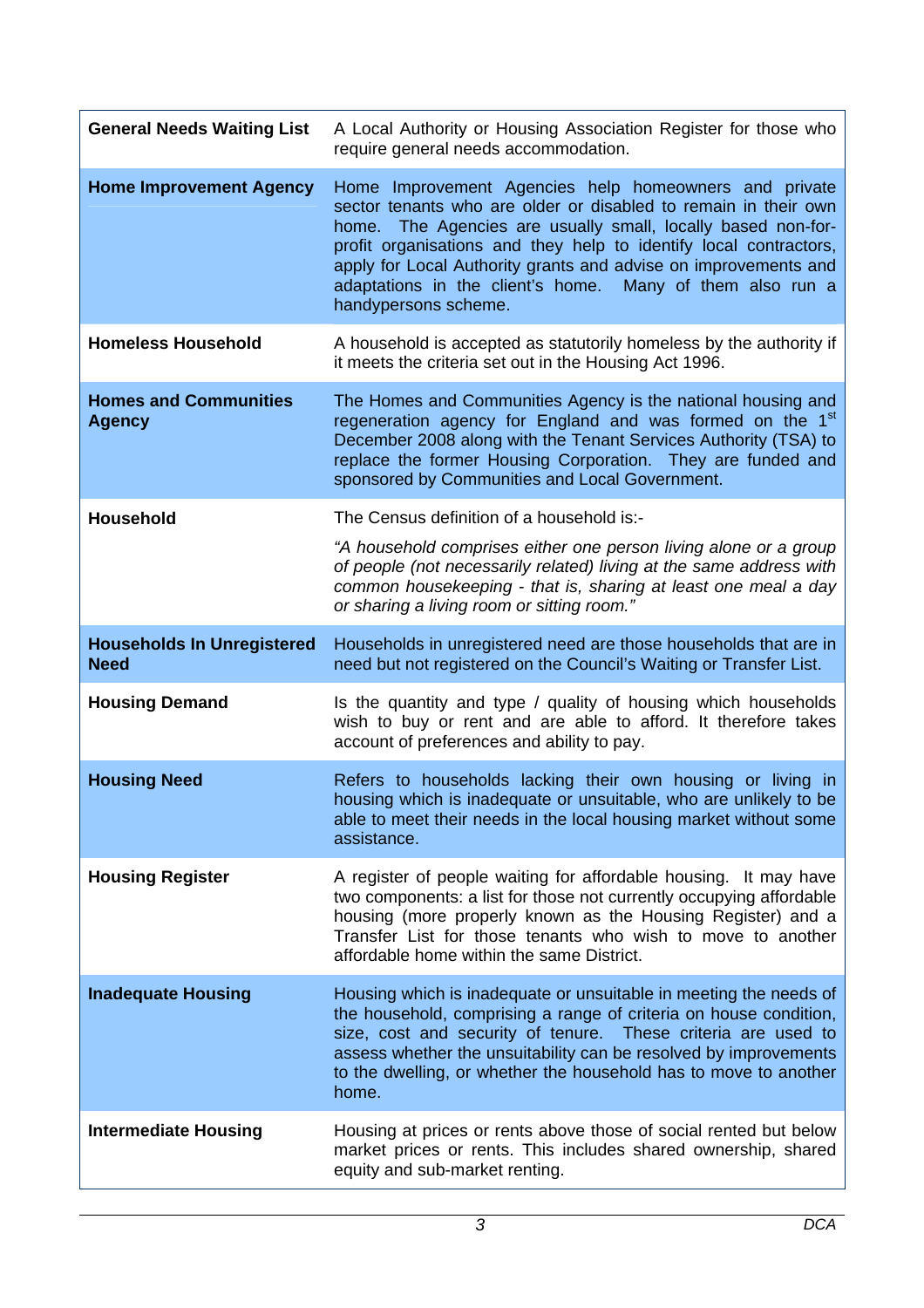| | |
|---|---|
| **General Needs Waiting List** | A Local Authority or Housing Association Register for those who require general needs accommodation. |
| **Home Improvement Agency** | Home Improvement Agencies help homeowners and private sector tenants who are older or disabled to remain in their own home. The Agencies are usually small, locally based non-for-profit organisations and they help to identify local contractors, apply for Local Authority grants and advise on improvements and adaptations in the client's home. Many of them also run a handypersons scheme. |
| **Homeless Household** | A household is accepted as statutorily homeless by the authority if it meets the criteria set out in the Housing Act 1996. |
| **Homes and Communities Agency** | The Homes and Communities Agency is the national housing and regeneration agency for England and was formed on the 1st December 2008 along with the Tenant Services Authority (TSA) to replace the former Housing Corporation. They are funded and sponsored by Communities and Local Government. |
| **Household** | The Census definition of a household is:- *"A household comprises either one person living alone or a group of people (not necessarily related) living at the same address with common housekeeping - that is, sharing at least one meal a day or sharing a living room or sitting room."* |
| **Households In Unregistered Need** | Households in unregistered need are those households that are in need but not registered on the Council's Waiting or Transfer List. |
| **Housing Demand** | Is the quantity and type / quality of housing which households wish to buy or rent and are able to afford. It therefore takes account of preferences and ability to pay. |
| **Housing Need** | Refers to households lacking their own housing or living in housing which is inadequate or unsuitable, who are unlikely to be able to meet their needs in the local housing market without some assistance. |
| **Housing Register** | A register of people waiting for affordable housing. It may have two components: a list for those not currently occupying affordable housing (more properly known as the Housing Register) and a Transfer List for those tenants who wish to move to another affordable home within the same District. |
| **Inadequate Housing** | Housing which is inadequate or unsuitable in meeting the needs of the household, comprising a range of criteria on house condition, size, cost and security of tenure. These criteria are used to assess whether the unsuitability can be resolved by improvements to the dwelling, or whether the household has to move to another home. |
| **Intermediate Housing** | Housing at prices or rents above those of social rented but below market prices or rents. This includes shared ownership, shared equity and sub-market renting. |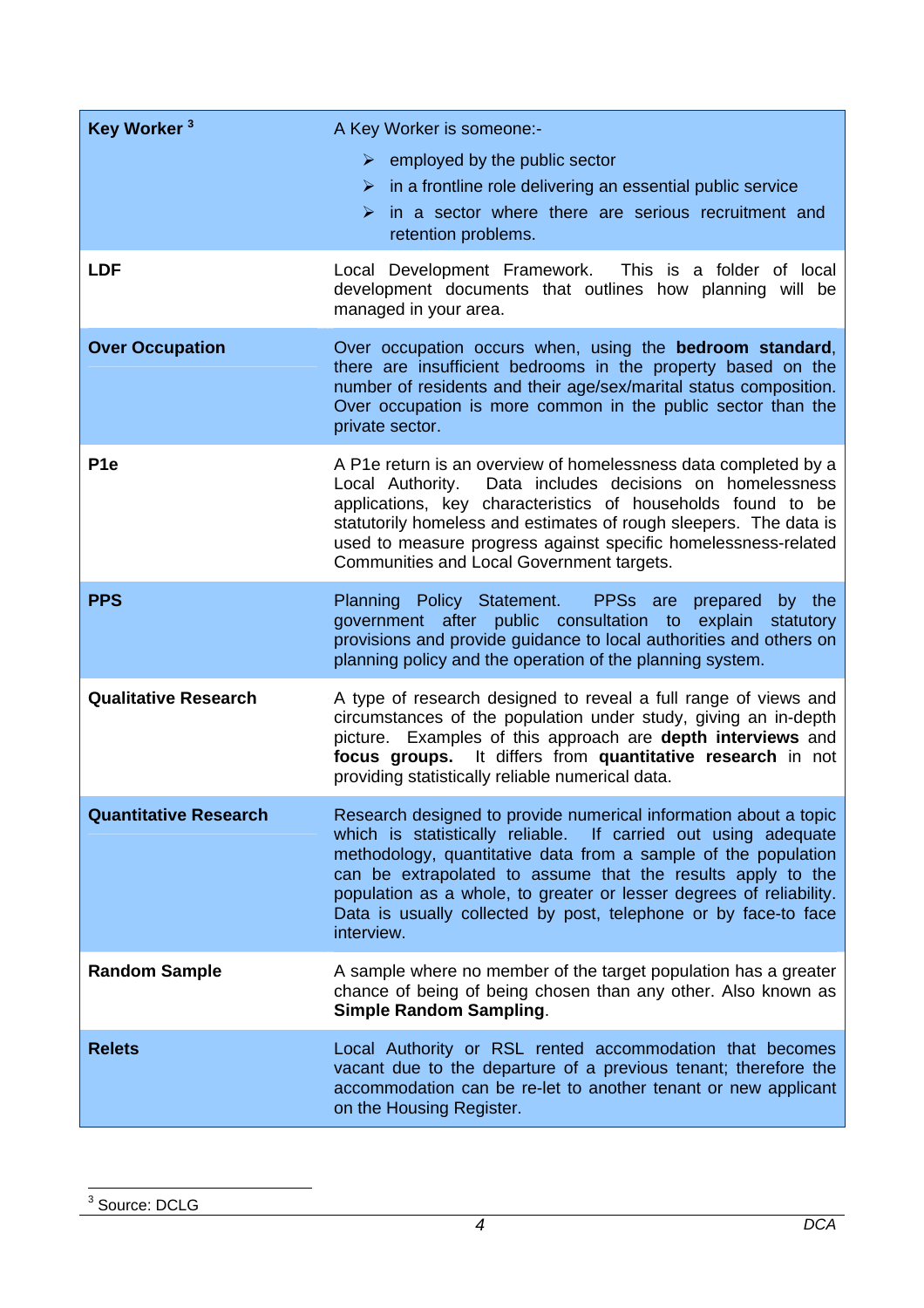| | |
|---|---|
| **Key Worker** [3] | A Key Worker is someone:- <br> ➢ employed by the public sector <br> ➢ in a frontline role delivering an essential public service <br> ➢ in a sector where there are serious recruitment and retention problems. |
| **LDF** | Local Development Framework. This is a folder of local development documents that outlines how planning will be managed in your area. |
| **Over Occupation** | Over occupation occurs when, using the **bedroom standard**, there are insufficient bedrooms in the property based on the number of residents and their age/sex/marital status composition. Over occupation is more common in the public sector than the private sector. |
| **P1e** | A P1e return is an overview of homelessness data completed by a Local Authority. Data includes decisions on homelessness applications, key characteristics of households found to be statutorily homeless and estimates of rough sleepers. The data is used to measure progress against specific homelessness-related Communities and Local Government targets. |
| **PPS** | Planning Policy Statement. PPSs are prepared by the government after public consultation to explain statutory provisions and provide guidance to local authorities and others on planning policy and the operation of the planning system. |
| **Qualitative Research** | A type of research designed to reveal a full range of views and circumstances of the population under study, giving an in-depth picture. Examples of this approach are **depth interviews** and **focus groups.** It differs from **quantitative research** in not providing statistically reliable numerical data. |
| **Quantitative Research** | Research designed to provide numerical information about a topic which is statistically reliable. If carried out using adequate methodology, quantitative data from a sample of the population can be extrapolated to assume that the results apply to the population as a whole, to greater or lesser degrees of reliability. Data is usually collected by post, telephone or by face-to face interview. |
| **Random Sample** | A sample where no member of the target population has a greater chance of being of being chosen than any other. Also known as **Simple Random Sampling**. |
| **Relets** | Local Authority or RSL rented accommodation that becomes vacant due to the departure of a previous tenant; therefore the accommodation can be re-let to another tenant or new applicant on the Housing Register. |

[3] Source: DCLG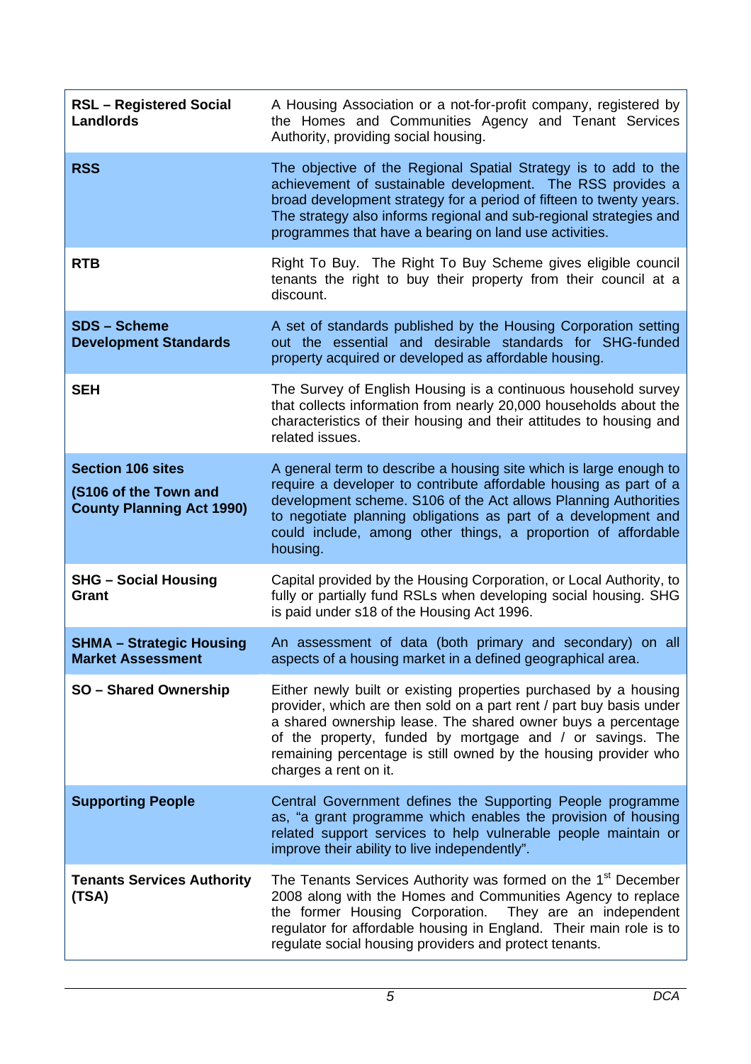| | |
|---|---|
| **RSL – Registered Social Landlords** | A Housing Association or a not-for-profit company, registered by the Homes and Communities Agency and Tenant Services Authority, providing social housing. |
| **RSS** | The objective of the Regional Spatial Strategy is to add to the achievement of sustainable development. The RSS provides a broad development strategy for a period of fifteen to twenty years. The strategy also informs regional and sub-regional strategies and programmes that have a bearing on land use activities. |
| **RTB** | Right To Buy. The Right To Buy Scheme gives eligible council tenants the right to buy their property from their council at a discount. |
| **SDS – Scheme Development Standards** | A set of standards published by the Housing Corporation setting out the essential and desirable standards for SHG-funded property acquired or developed as affordable housing. |
| **SEH** | The Survey of English Housing is a continuous household survey that collects information from nearly 20,000 households about the characteristics of their housing and their attitudes to housing and related issues. |
| **Section 106 sites** **(S106 of the Town and County Planning Act 1990)** | A general term to describe a housing site which is large enough to require a developer to contribute affordable housing as part of a development scheme. S106 of the Act allows Planning Authorities to negotiate planning obligations as part of a development and could include, among other things, a proportion of affordable housing. |
| **SHG – Social Housing Grant** | Capital provided by the Housing Corporation, or Local Authority, to fully or partially fund RSLs when developing social housing. SHG is paid under s18 of the Housing Act 1996. |
| **SHMA – Strategic Housing Market Assessment** | An assessment of data (both primary and secondary) on all aspects of a housing market in a defined geographical area. |
| **SO – Shared Ownership** | Either newly built or existing properties purchased by a housing provider, which are then sold on a part rent / part buy basis under a shared ownership lease. The shared owner buys a percentage of the property, funded by mortgage and / or savings. The remaining percentage is still owned by the housing provider who charges a rent on it. |
| **Supporting People** | Central Government defines the Supporting People programme as, "a grant programme which enables the provision of housing related support services to help vulnerable people maintain or improve their ability to live independently". |
| **Tenants Services Authority (TSA)** | The Tenants Services Authority was formed on the 1st December 2008 along with the Homes and Communities Agency to replace the former Housing Corporation. They are an independent regulator for affordable housing in England. Their main role is to regulate social housing providers and protect tenants. |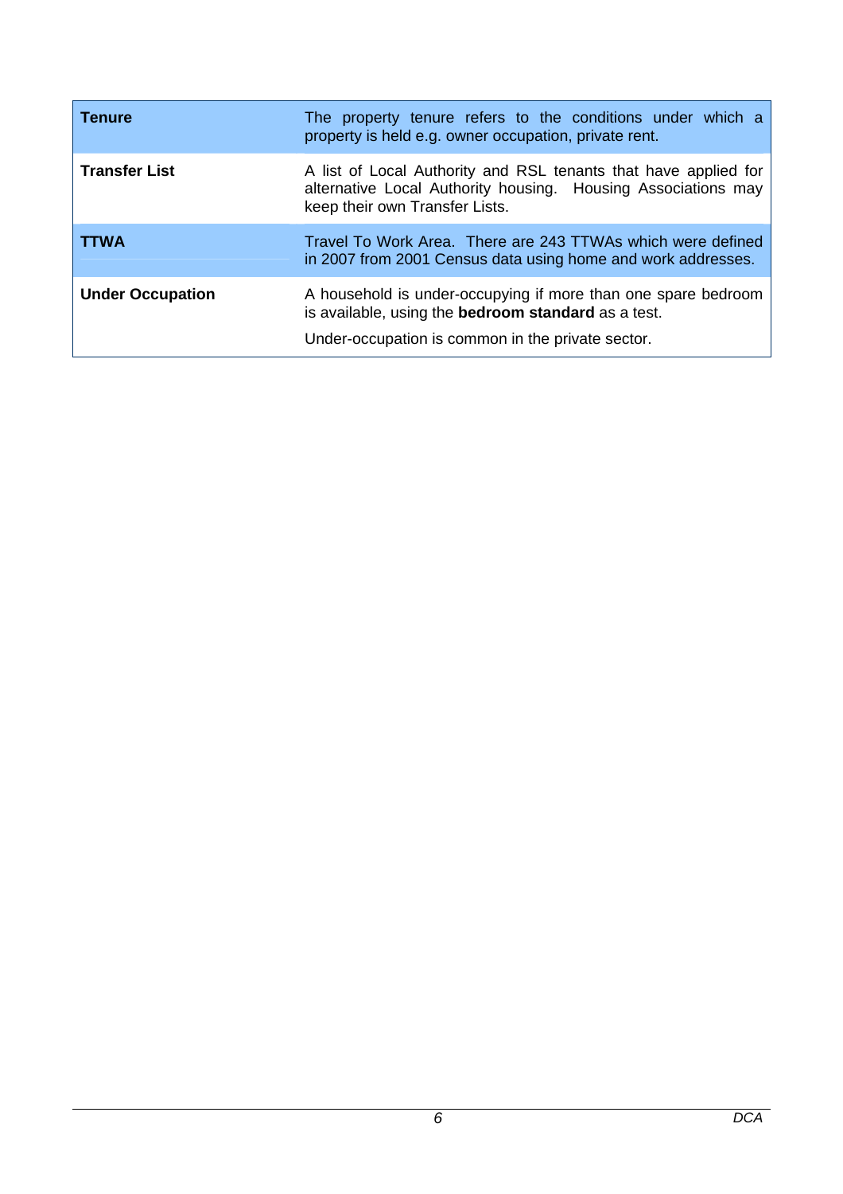| | |
|---|---|
| **Tenure** | The property tenure refers to the conditions under which a property is held e.g. owner occupation, private rent. |
| **Transfer List** | A list of Local Authority and RSL tenants that have applied for alternative Local Authority housing. Housing Associations may keep their own Transfer Lists. |
| **TTWA** | Travel To Work Area. There are 243 TTWAs which were defined in 2007 from 2001 Census data using home and work addresses. |
| **Under Occupation** | A household is under-occupying if more than one spare bedroom is available, using the **bedroom standard** as a test.<br><br>Under-occupation is common in the private sector. |